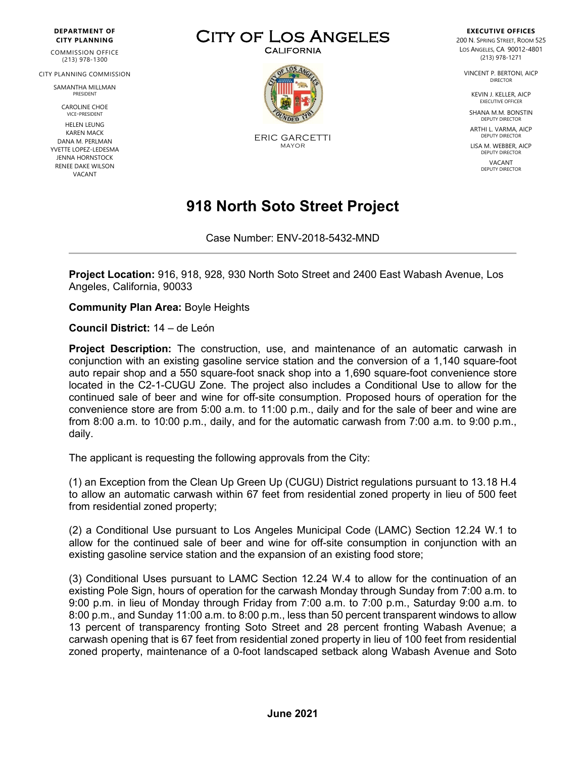**DEPARTMENT OF CITY PLANNING**

COMMISSION OFFICE
(213) 978-1300

CITY PLANNING COMMISSION

SAMANTHA MILLMAN
PRESIDENT

CAROLINE CHOE
VICE-PRESIDENT

HELEN LEUNG
KAREN MACK
DANA M. PERLMAN
YVETTE LOPEZ-LEDESMA
JENNA HORNSTOCK
RENEE DAKE WILSON
VACANT

# CITY OF LOS ANGELES

CALIFORNIA

ERIC GARCETTI
MAYOR

**EXECUTIVE OFFICES**

200 N. SPRING STREET, ROOM 525
LOS ANGELES, CA 90012-4801
(213) 978-1271

VINCENT P. BERTONI, AICP
DIRECTOR

KEVIN J. KELLER, AICP
EXECUTIVE OFFICER

SHANA M.M. BONSTIN
DEPUTY DIRECTOR

ARTHI L. VARMA, AICP
DEPUTY DIRECTOR

LISA M. WEBBER, AICP
DEPUTY DIRECTOR

VACANT
DEPUTY DIRECTOR

# 918 North Soto Street Project

Case Number: ENV-2018-5432-MND

---

**Project Location:** 916, 918, 928, 930 North Soto Street and 2400 East Wabash Avenue, Los Angeles, California, 90033

**Community Plan Area:** Boyle Heights

**Council District:** 14 – de León

**Project Description:** The construction, use, and maintenance of an automatic carwash in conjunction with an existing gasoline service station and the conversion of a 1,140 square-foot auto repair shop and a 550 square-foot snack shop into a 1,690 square-foot convenience store located in the C2-1-CUGU Zone. The project also includes a Conditional Use to allow for the continued sale of beer and wine for off-site consumption. Proposed hours of operation for the convenience store are from 5:00 a.m. to 11:00 p.m., daily and for the sale of beer and wine are from 8:00 a.m. to 10:00 p.m., daily, and for the automatic carwash from 7:00 a.m. to 9:00 p.m., daily.

The applicant is requesting the following approvals from the City:

(1) an Exception from the Clean Up Green Up (CUGU) District regulations pursuant to 13.18 H.4 to allow an automatic carwash within 67 feet from residential zoned property in lieu of 500 feet from residential zoned property;

(2) a Conditional Use pursuant to Los Angeles Municipal Code (LAMC) Section 12.24 W.1 to allow for the continued sale of beer and wine for off-site consumption in conjunction with an existing gasoline service station and the expansion of an existing food store;

(3) Conditional Uses pursuant to LAMC Section 12.24 W.4 to allow for the continuation of an existing Pole Sign, hours of operation for the carwash Monday through Sunday from 7:00 a.m. to 9:00 p.m. in lieu of Monday through Friday from 7:00 a.m. to 7:00 p.m., Saturday 9:00 a.m. to 8:00 p.m., and Sunday 11:00 a.m. to 8:00 p.m., less than 50 percent transparent windows to allow 13 percent of transparency fronting Soto Street and 28 percent fronting Wabash Avenue; a carwash opening that is 67 feet from residential zoned property in lieu of 100 feet from residential zoned property, maintenance of a 0-foot landscaped setback along Wabash Avenue and Soto

**June 2021**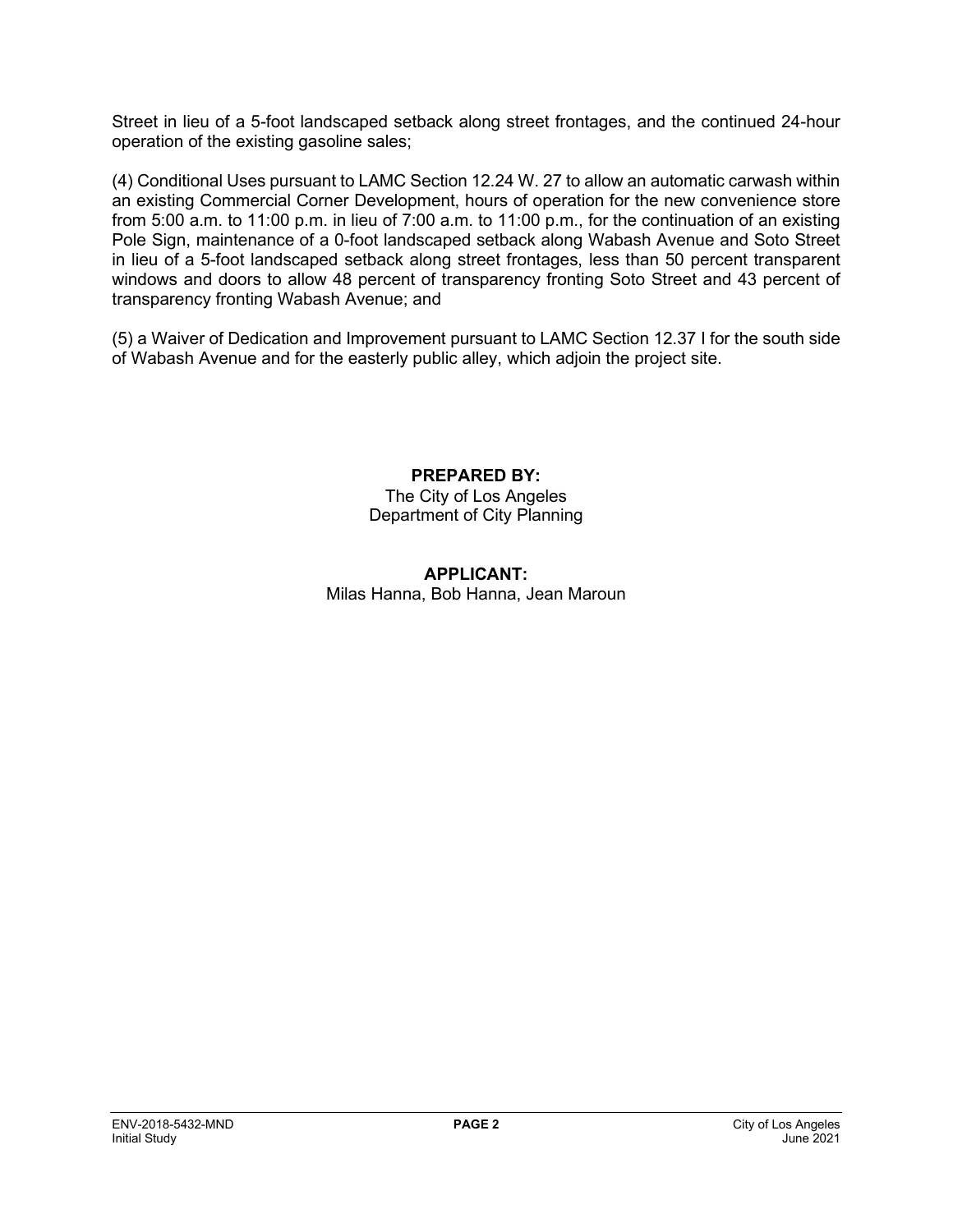Street in lieu of a 5-foot landscaped setback along street frontages, and the continued 24-hour operation of the existing gasoline sales;

(4) Conditional Uses pursuant to LAMC Section 12.24 W. 27 to allow an automatic carwash within an existing Commercial Corner Development, hours of operation for the new convenience store from 5:00 a.m. to 11:00 p.m. in lieu of 7:00 a.m. to 11:00 p.m., for the continuation of an existing Pole Sign, maintenance of a 0-foot landscaped setback along Wabash Avenue and Soto Street in lieu of a 5-foot landscaped setback along street frontages, less than 50 percent transparent windows and doors to allow 48 percent of transparency fronting Soto Street and 43 percent of transparency fronting Wabash Avenue; and

(5) a Waiver of Dedication and Improvement pursuant to LAMC Section 12.37 I for the south side of Wabash Avenue and for the easterly public alley, which adjoin the project site.

**PREPARED BY:**

The City of Los Angeles
Department of City Planning

**APPLICANT:**

Milas Hanna, Bob Hanna, Jean Maroun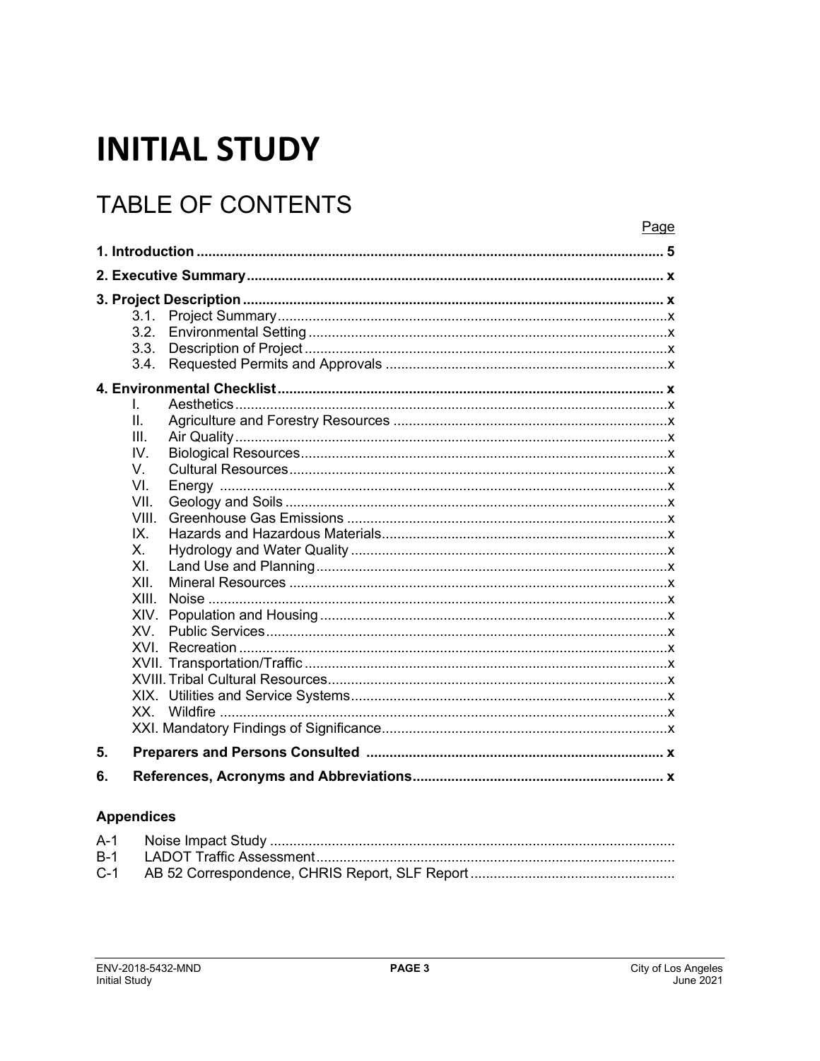# INITIAL STUDY

## TABLE OF CONTENTS

| | Page |
|---|---|
| **1. Introduction** | **5** |
| **2. Executive Summary** | **x** |
| **3. Project Description** | **x** |
| 3.1. Project Summary | x |
| 3.2. Environmental Setting | x |
| 3.3. Description of Project | x |
| 3.4. Requested Permits and Approvals | x |
| **4. Environmental Checklist** | **x** |
| I. Aesthetics | x |
| II. Agriculture and Forestry Resources | x |
| III. Air Quality | x |
| IV. Biological Resources | x |
| V. Cultural Resources | x |
| VI. Energy | x |
| VII. Geology and Soils | x |
| VIII. Greenhouse Gas Emissions | x |
| IX. Hazards and Hazardous Materials | x |
| X. Hydrology and Water Quality | x |
| XI. Land Use and Planning | x |
| XII. Mineral Resources | x |
| XIII. Noise | x |
| XIV. Population and Housing | x |
| XV. Public Services | x |
| XVI. Recreation | x |
| XVII. Transportation/Traffic | x |
| XVIII. Tribal Cultural Resources | x |
| XIX. Utilities and Service Systems | x |
| XX. Wildfire | x |
| XXI. Mandatory Findings of Significance | x |
| **5. Preparers and Persons Consulted** | **x** |
| **6. References, Acronyms and Abbreviations** | **x** |

### Appendices

| | |
|---|---|
| A-1 | Noise Impact Study |
| B-1 | LADOT Traffic Assessment |
| C-1 | AB 52 Correspondence, CHRIS Report, SLF Report |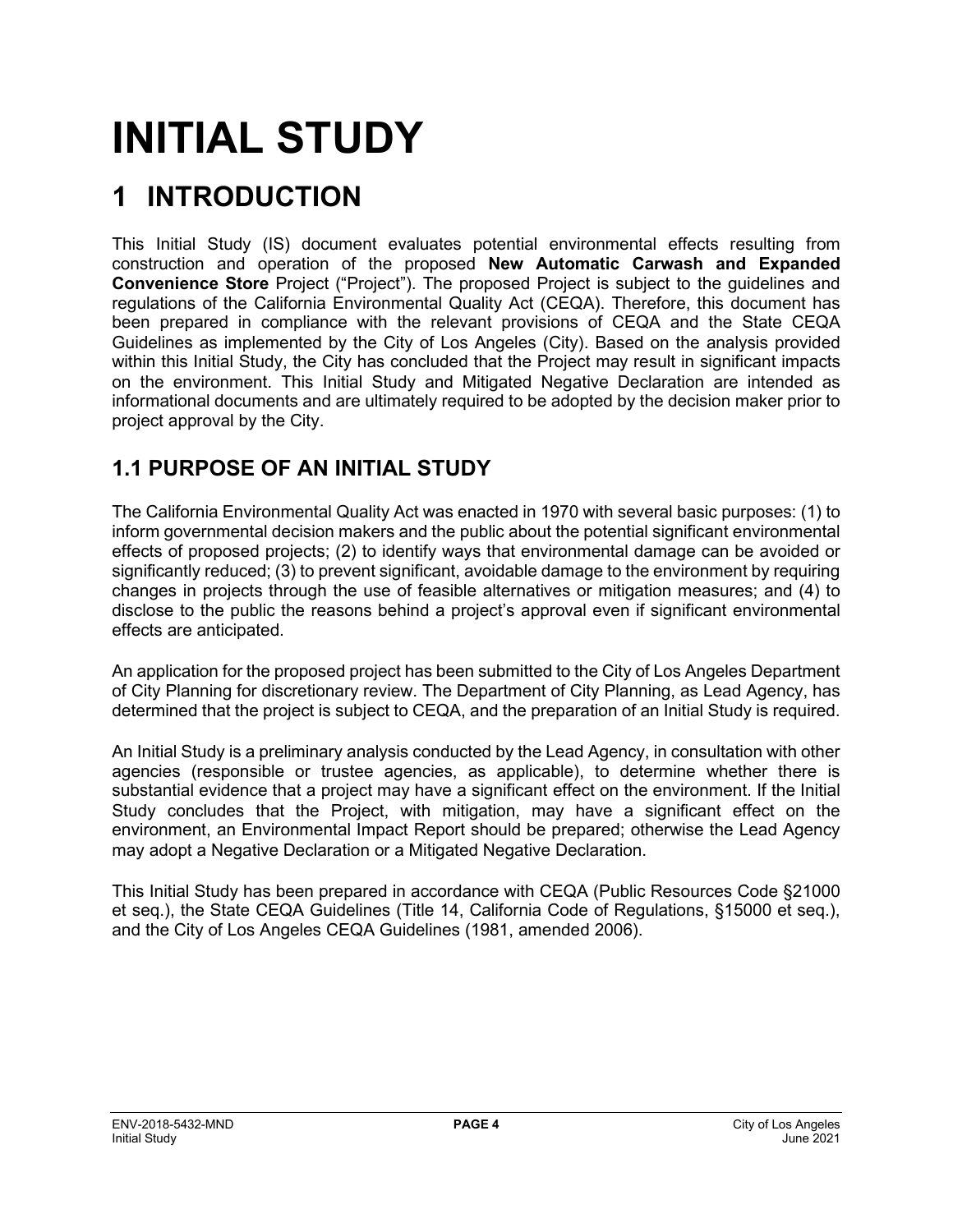# INITIAL STUDY

# 1 INTRODUCTION

This Initial Study (IS) document evaluates potential environmental effects resulting from construction and operation of the proposed **New Automatic Carwash and Expanded Convenience Store** Project ("Project"). The proposed Project is subject to the guidelines and regulations of the California Environmental Quality Act (CEQA). Therefore, this document has been prepared in compliance with the relevant provisions of CEQA and the State CEQA Guidelines as implemented by the City of Los Angeles (City). Based on the analysis provided within this Initial Study, the City has concluded that the Project may result in significant impacts on the environment. This Initial Study and Mitigated Negative Declaration are intended as informational documents and are ultimately required to be adopted by the decision maker prior to project approval by the City.

## 1.1 PURPOSE OF AN INITIAL STUDY

The California Environmental Quality Act was enacted in 1970 with several basic purposes: (1) to inform governmental decision makers and the public about the potential significant environmental effects of proposed projects; (2) to identify ways that environmental damage can be avoided or significantly reduced; (3) to prevent significant, avoidable damage to the environment by requiring changes in projects through the use of feasible alternatives or mitigation measures; and (4) to disclose to the public the reasons behind a project's approval even if significant environmental effects are anticipated.

An application for the proposed project has been submitted to the City of Los Angeles Department of City Planning for discretionary review. The Department of City Planning, as Lead Agency, has determined that the project is subject to CEQA, and the preparation of an Initial Study is required.

An Initial Study is a preliminary analysis conducted by the Lead Agency, in consultation with other agencies (responsible or trustee agencies, as applicable), to determine whether there is substantial evidence that a project may have a significant effect on the environment. If the Initial Study concludes that the Project, with mitigation, may have a significant effect on the environment, an Environmental Impact Report should be prepared; otherwise the Lead Agency may adopt a Negative Declaration or a Mitigated Negative Declaration.

This Initial Study has been prepared in accordance with CEQA (Public Resources Code §21000 et seq.), the State CEQA Guidelines (Title 14, California Code of Regulations, §15000 et seq.), and the City of Los Angeles CEQA Guidelines (1981, amended 2006).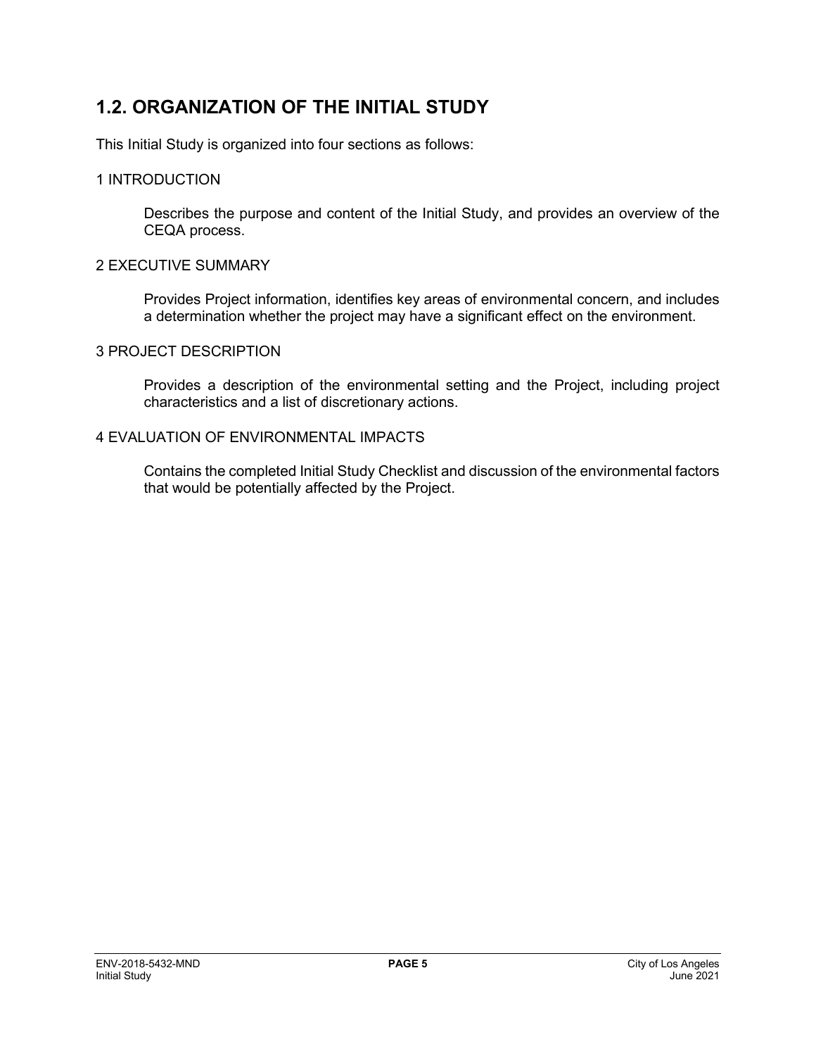## 1.2. ORGANIZATION OF THE INITIAL STUDY

This Initial Study is organized into four sections as follows:

1 INTRODUCTION

> Describes the purpose and content of the Initial Study, and provides an overview of the CEQA process.

2 EXECUTIVE SUMMARY

> Provides Project information, identifies key areas of environmental concern, and includes a determination whether the project may have a significant effect on the environment.

3 PROJECT DESCRIPTION

> Provides a description of the environmental setting and the Project, including project characteristics and a list of discretionary actions.

4 EVALUATION OF ENVIRONMENTAL IMPACTS

> Contains the completed Initial Study Checklist and discussion of the environmental factors that would be potentially affected by the Project.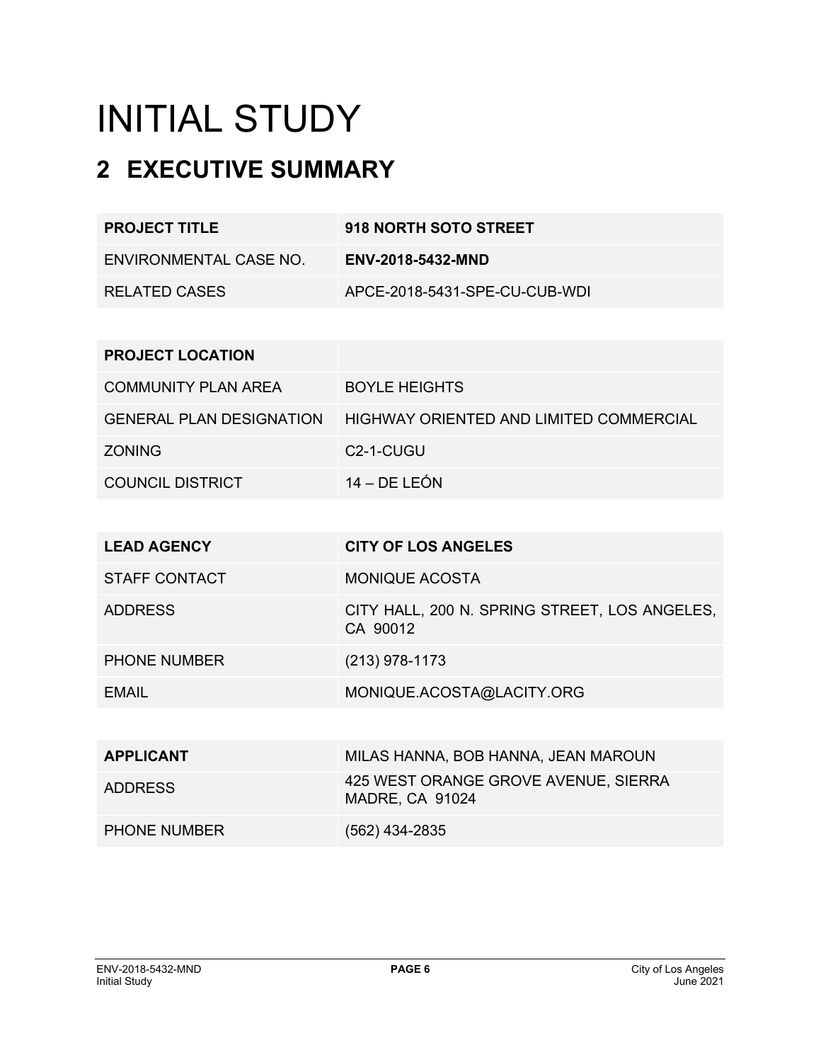# INITIAL STUDY

## 2 EXECUTIVE SUMMARY

| **PROJECT TITLE** | **918 NORTH SOTO STREET** |
|---|---|
| ENVIRONMENTAL CASE NO. | **ENV-2018-5432-MND** |
| RELATED CASES | APCE-2018-5431-SPE-CU-CUB-WDI |

| **PROJECT LOCATION** | |
|---|---|
| COMMUNITY PLAN AREA | BOYLE HEIGHTS |
| GENERAL PLAN DESIGNATION | HIGHWAY ORIENTED AND LIMITED COMMERCIAL |
| ZONING | C2-1-CUGU |
| COUNCIL DISTRICT | 14 – DE LEÓN |

| **LEAD AGENCY** | **CITY OF LOS ANGELES** |
|---|---|
| STAFF CONTACT | MONIQUE ACOSTA |
| ADDRESS | CITY HALL, 200 N. SPRING STREET, LOS ANGELES, CA 90012 |
| PHONE NUMBER | (213) 978-1173 |
| EMAIL | MONIQUE.ACOSTA@LACITY.ORG |

| **APPLICANT** | MILAS HANNA, BOB HANNA, JEAN MAROUN |
|---|---|
| ADDRESS | 425 WEST ORANGE GROVE AVENUE, SIERRA MADRE, CA 91024 |
| PHONE NUMBER | (562) 434-2835 |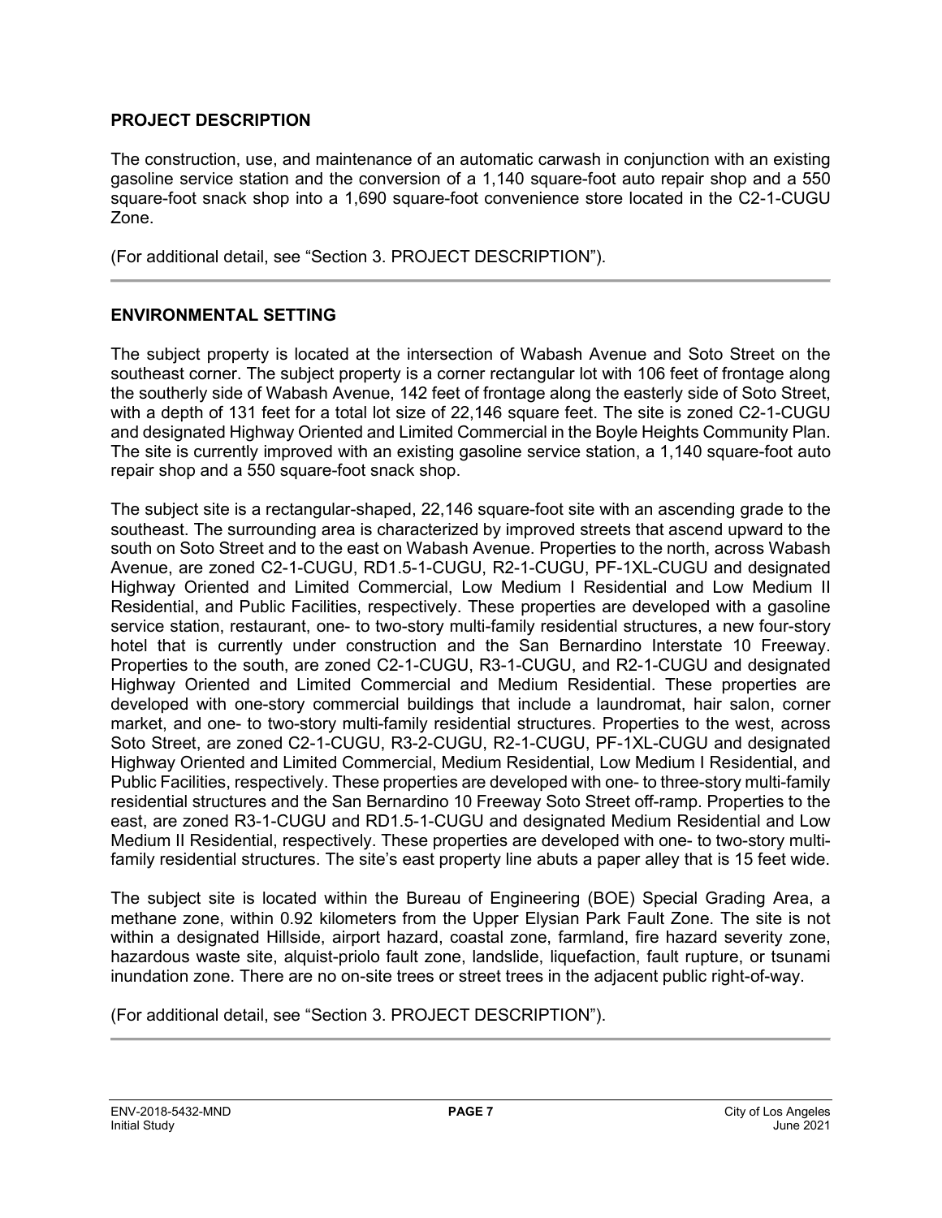## PROJECT DESCRIPTION

The construction, use, and maintenance of an automatic carwash in conjunction with an existing gasoline service station and the conversion of a 1,140 square-foot auto repair shop and a 550 square-foot snack shop into a 1,690 square-foot convenience store located in the C2-1-CUGU Zone.

(For additional detail, see "Section 3. PROJECT DESCRIPTION").

---

## ENVIRONMENTAL SETTING

The subject property is located at the intersection of Wabash Avenue and Soto Street on the southeast corner. The subject property is a corner rectangular lot with 106 feet of frontage along the southerly side of Wabash Avenue, 142 feet of frontage along the easterly side of Soto Street, with a depth of 131 feet for a total lot size of 22,146 square feet. The site is zoned C2-1-CUGU and designated Highway Oriented and Limited Commercial in the Boyle Heights Community Plan. The site is currently improved with an existing gasoline service station, a 1,140 square-foot auto repair shop and a 550 square-foot snack shop.

The subject site is a rectangular-shaped, 22,146 square-foot site with an ascending grade to the southeast. The surrounding area is characterized by improved streets that ascend upward to the south on Soto Street and to the east on Wabash Avenue. Properties to the north, across Wabash Avenue, are zoned C2-1-CUGU, RD1.5-1-CUGU, R2-1-CUGU, PF-1XL-CUGU and designated Highway Oriented and Limited Commercial, Low Medium I Residential and Low Medium II Residential, and Public Facilities, respectively. These properties are developed with a gasoline service station, restaurant, one- to two-story multi-family residential structures, a new four-story hotel that is currently under construction and the San Bernardino Interstate 10 Freeway. Properties to the south, are zoned C2-1-CUGU, R3-1-CUGU, and R2-1-CUGU and designated Highway Oriented and Limited Commercial and Medium Residential. These properties are developed with one-story commercial buildings that include a laundromat, hair salon, corner market, and one- to two-story multi-family residential structures. Properties to the west, across Soto Street, are zoned C2-1-CUGU, R3-2-CUGU, R2-1-CUGU, PF-1XL-CUGU and designated Highway Oriented and Limited Commercial, Medium Residential, Low Medium I Residential, and Public Facilities, respectively. These properties are developed with one- to three-story multi-family residential structures and the San Bernardino 10 Freeway Soto Street off-ramp. Properties to the east, are zoned R3-1-CUGU and RD1.5-1-CUGU and designated Medium Residential and Low Medium II Residential, respectively. These properties are developed with one- to two-story multi-family residential structures. The site's east property line abuts a paper alley that is 15 feet wide.

The subject site is located within the Bureau of Engineering (BOE) Special Grading Area, a methane zone, within 0.92 kilometers from the Upper Elysian Park Fault Zone. The site is not within a designated Hillside, airport hazard, coastal zone, farmland, fire hazard severity zone, hazardous waste site, alquist-priolo fault zone, landslide, liquefaction, fault rupture, or tsunami inundation zone. There are no on-site trees or street trees in the adjacent public right-of-way.

(For additional detail, see "Section 3. PROJECT DESCRIPTION").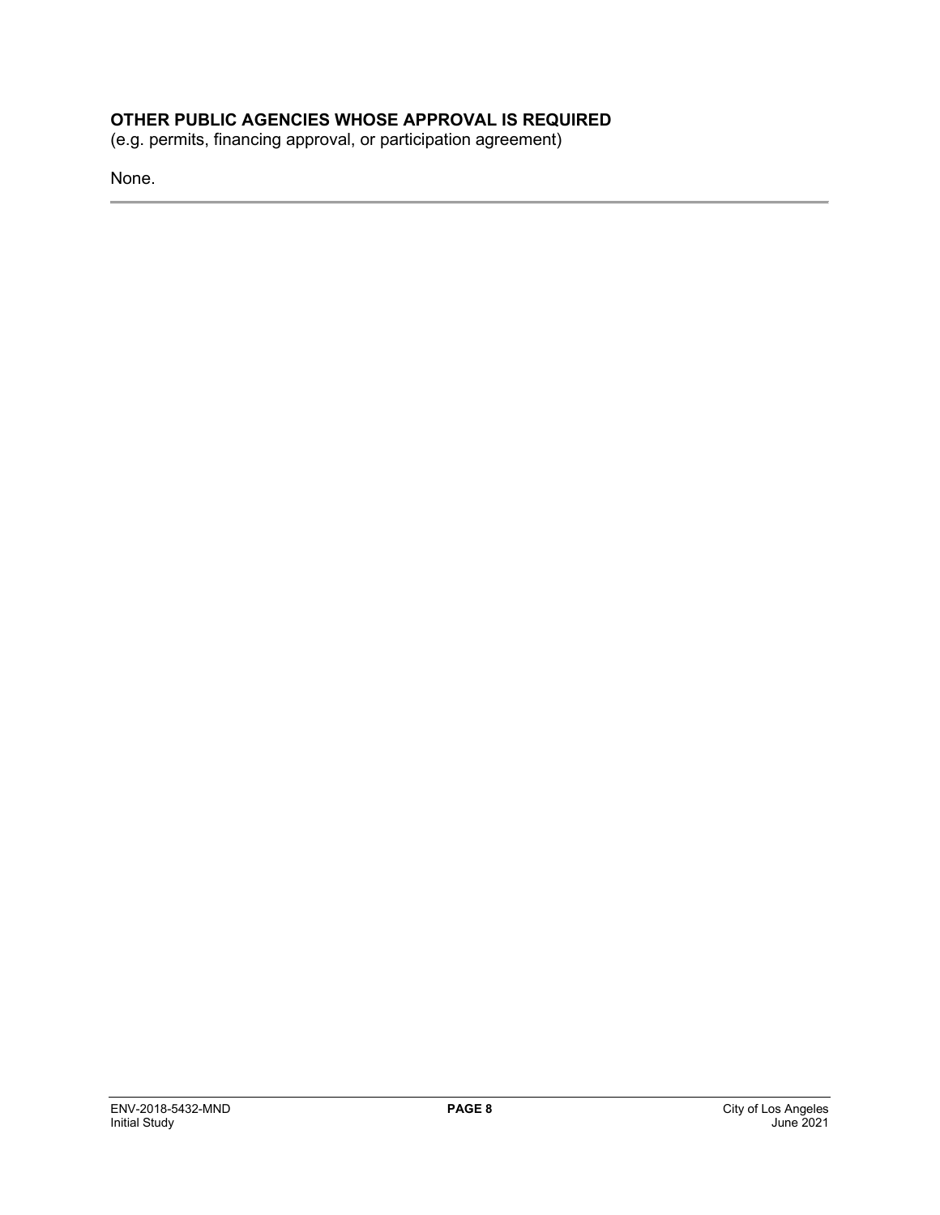**OTHER PUBLIC AGENCIES WHOSE APPROVAL IS REQUIRED**
(e.g. permits, financing approval, or participation agreement)

None.

---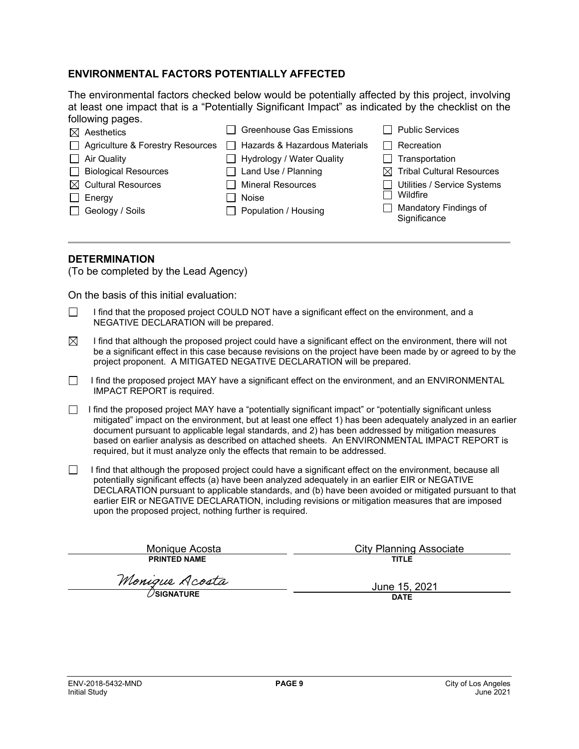## ENVIRONMENTAL FACTORS POTENTIALLY AFFECTED

The environmental factors checked below would be potentially affected by this project, involving at least one impact that is a "Potentially Significant Impact" as indicated by the checklist on the following pages.

| | | |
|---|---|---|
| ☒ Aesthetics | ☐ Greenhouse Gas Emissions | ☐ Public Services |
| ☐ Agriculture & Forestry Resources | ☐ Hazards & Hazardous Materials | ☐ Recreation |
| ☐ Air Quality | ☐ Hydrology / Water Quality | ☐ Transportation |
| ☐ Biological Resources | ☐ Land Use / Planning | ☒ Tribal Cultural Resources |
| ☒ Cultural Resources | ☐ Mineral Resources | ☐ Utilities / Service Systems |
| ☐ Energy | ☐ Noise | ☐ Wildfire |
| ☐ Geology / Soils | ☐ Population / Housing | ☐ Mandatory Findings of Significance |

## DETERMINATION

(To be completed by the Lead Agency)

On the basis of this initial evaluation:

☐ I find that the proposed project COULD NOT have a significant effect on the environment, and a NEGATIVE DECLARATION will be prepared.

☒ I find that although the proposed project could have a significant effect on the environment, there will not be a significant effect in this case because revisions on the project have been made by or agreed to by the project proponent. A MITIGATED NEGATIVE DECLARATION will be prepared.

☐ I find the proposed project MAY have a significant effect on the environment, and an ENVIRONMENTAL IMPACT REPORT is required.

☐ I find the proposed project MAY have a "potentially significant impact" or "potentially significant unless mitigated" impact on the environment, but at least one effect 1) has been adequately analyzed in an earlier document pursuant to applicable legal standards, and 2) has been addressed by mitigation measures based on earlier analysis as described on attached sheets. An ENVIRONMENTAL IMPACT REPORT is required, but it must analyze only the effects that remain to be addressed.

☐ I find that although the proposed project could have a significant effect on the environment, because all potentially significant effects (a) have been analyzed adequately in an earlier EIR or NEGATIVE DECLARATION pursuant to applicable standards, and (b) have been avoided or mitigated pursuant to that earlier EIR or NEGATIVE DECLARATION, including revisions or mitigation measures that are imposed upon the proposed project, nothing further is required.

| | |
|---|---|
| Monique Acosta | City Planning Associate |
| **PRINTED NAME** | **TITLE** |
| *Monique Acosta* | June 15, 2021 |
| **SIGNATURE** | **DATE** |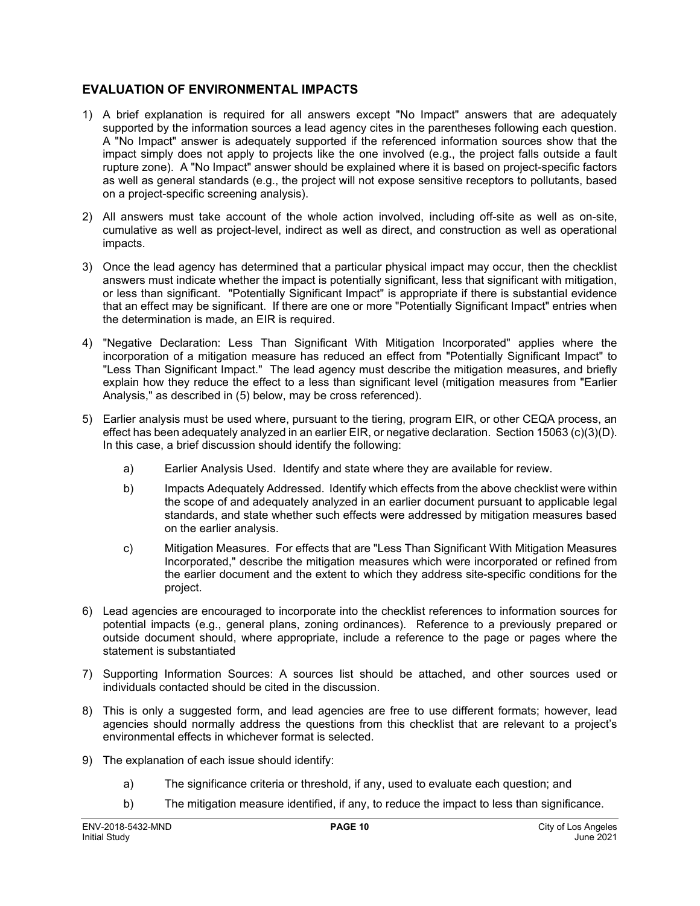## EVALUATION OF ENVIRONMENTAL IMPACTS

1) A brief explanation is required for all answers except "No Impact" answers that are adequately supported by the information sources a lead agency cites in the parentheses following each question. A "No Impact" answer is adequately supported if the referenced information sources show that the impact simply does not apply to projects like the one involved (e.g., the project falls outside a fault rupture zone). A "No Impact" answer should be explained where it is based on project-specific factors as well as general standards (e.g., the project will not expose sensitive receptors to pollutants, based on a project-specific screening analysis).

2) All answers must take account of the whole action involved, including off-site as well as on-site, cumulative as well as project-level, indirect as well as direct, and construction as well as operational impacts.

3) Once the lead agency has determined that a particular physical impact may occur, then the checklist answers must indicate whether the impact is potentially significant, less that significant with mitigation, or less than significant. "Potentially Significant Impact" is appropriate if there is substantial evidence that an effect may be significant. If there are one or more "Potentially Significant Impact" entries when the determination is made, an EIR is required.

4) "Negative Declaration: Less Than Significant With Mitigation Incorporated" applies where the incorporation of a mitigation measure has reduced an effect from "Potentially Significant Impact" to "Less Than Significant Impact." The lead agency must describe the mitigation measures, and briefly explain how they reduce the effect to a less than significant level (mitigation measures from "Earlier Analysis," as described in (5) below, may be cross referenced).

5) Earlier analysis must be used where, pursuant to the tiering, program EIR, or other CEQA process, an effect has been adequately analyzed in an earlier EIR, or negative declaration. Section 15063 (c)(3)(D). In this case, a brief discussion should identify the following:

    a) Earlier Analysis Used. Identify and state where they are available for review.

    b) Impacts Adequately Addressed. Identify which effects from the above checklist were within the scope of and adequately analyzed in an earlier document pursuant to applicable legal standards, and state whether such effects were addressed by mitigation measures based on the earlier analysis.

    c) Mitigation Measures. For effects that are "Less Than Significant With Mitigation Measures Incorporated," describe the mitigation measures which were incorporated or refined from the earlier document and the extent to which they address site-specific conditions for the project.

6) Lead agencies are encouraged to incorporate into the checklist references to information sources for potential impacts (e.g., general plans, zoning ordinances). Reference to a previously prepared or outside document should, where appropriate, include a reference to the page or pages where the statement is substantiated

7) Supporting Information Sources: A sources list should be attached, and other sources used or individuals contacted should be cited in the discussion.

8) This is only a suggested form, and lead agencies are free to use different formats; however, lead agencies should normally address the questions from this checklist that are relevant to a project's environmental effects in whichever format is selected.

9) The explanation of each issue should identify:

    a) The significance criteria or threshold, if any, used to evaluate each question; and

    b) The mitigation measure identified, if any, to reduce the impact to less than significance.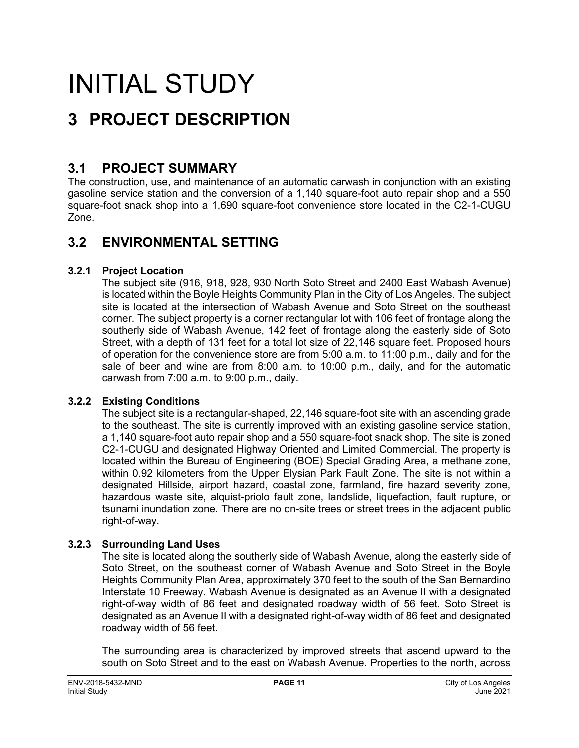# INITIAL STUDY

# 3 PROJECT DESCRIPTION

## 3.1 PROJECT SUMMARY

The construction, use, and maintenance of an automatic carwash in conjunction with an existing gasoline service station and the conversion of a 1,140 square-foot auto repair shop and a 550 square-foot snack shop into a 1,690 square-foot convenience store located in the C2-1-CUGU Zone.

## 3.2 ENVIRONMENTAL SETTING

### 3.2.1 Project Location

The subject site (916, 918, 928, 930 North Soto Street and 2400 East Wabash Avenue) is located within the Boyle Heights Community Plan in the City of Los Angeles. The subject site is located at the intersection of Wabash Avenue and Soto Street on the southeast corner. The subject property is a corner rectangular lot with 106 feet of frontage along the southerly side of Wabash Avenue, 142 feet of frontage along the easterly side of Soto Street, with a depth of 131 feet for a total lot size of 22,146 square feet. Proposed hours of operation for the convenience store are from 5:00 a.m. to 11:00 p.m., daily and for the sale of beer and wine are from 8:00 a.m. to 10:00 p.m., daily, and for the automatic carwash from 7:00 a.m. to 9:00 p.m., daily.

### 3.2.2 Existing Conditions

The subject site is a rectangular-shaped, 22,146 square-foot site with an ascending grade to the southeast. The site is currently improved with an existing gasoline service station, a 1,140 square-foot auto repair shop and a 550 square-foot snack shop. The site is zoned C2-1-CUGU and designated Highway Oriented and Limited Commercial. The property is located within the Bureau of Engineering (BOE) Special Grading Area, a methane zone, within 0.92 kilometers from the Upper Elysian Park Fault Zone. The site is not within a designated Hillside, airport hazard, coastal zone, farmland, fire hazard severity zone, hazardous waste site, alquist-priolo fault zone, landslide, liquefaction, fault rupture, or tsunami inundation zone. There are no on-site trees or street trees in the adjacent public right-of-way.

### 3.2.3 Surrounding Land Uses

The site is located along the southerly side of Wabash Avenue, along the easterly side of Soto Street, on the southeast corner of Wabash Avenue and Soto Street in the Boyle Heights Community Plan Area, approximately 370 feet to the south of the San Bernardino Interstate 10 Freeway. Wabash Avenue is designated as an Avenue II with a designated right-of-way width of 86 feet and designated roadway width of 56 feet. Soto Street is designated as an Avenue II with a designated right-of-way width of 86 feet and designated roadway width of 56 feet.

The surrounding area is characterized by improved streets that ascend upward to the south on Soto Street and to the east on Wabash Avenue. Properties to the north, across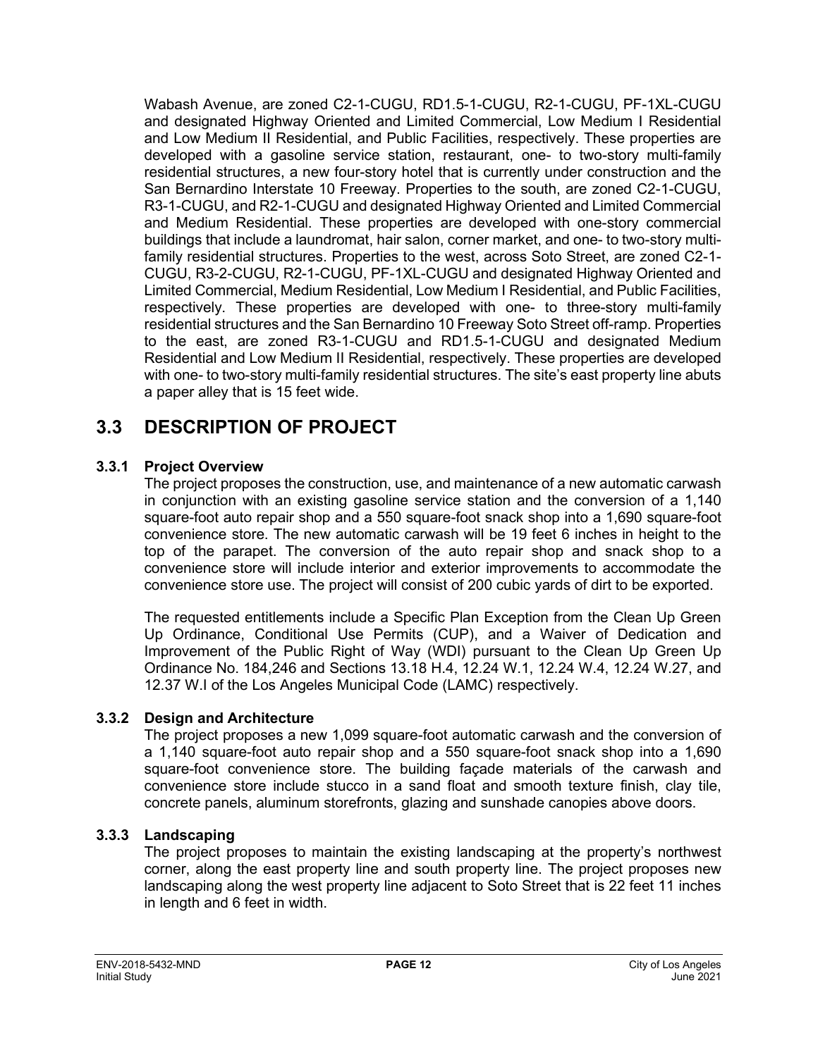Wabash Avenue, are zoned C2-1-CUGU, RD1.5-1-CUGU, R2-1-CUGU, PF-1XL-CUGU and designated Highway Oriented and Limited Commercial, Low Medium I Residential and Low Medium II Residential, and Public Facilities, respectively. These properties are developed with a gasoline service station, restaurant, one- to two-story multi-family residential structures, a new four-story hotel that is currently under construction and the San Bernardino Interstate 10 Freeway. Properties to the south, are zoned C2-1-CUGU, R3-1-CUGU, and R2-1-CUGU and designated Highway Oriented and Limited Commercial and Medium Residential. These properties are developed with one-story commercial buildings that include a laundromat, hair salon, corner market, and one- to two-story multi-family residential structures. Properties to the west, across Soto Street, are zoned C2-1-CUGU, R3-2-CUGU, R2-1-CUGU, PF-1XL-CUGU and designated Highway Oriented and Limited Commercial, Medium Residential, Low Medium I Residential, and Public Facilities, respectively. These properties are developed with one- to three-story multi-family residential structures and the San Bernardino 10 Freeway Soto Street off-ramp. Properties to the east, are zoned R3-1-CUGU and RD1.5-1-CUGU and designated Medium Residential and Low Medium II Residential, respectively. These properties are developed with one- to two-story multi-family residential structures. The site's east property line abuts a paper alley that is 15 feet wide.

## 3.3 DESCRIPTION OF PROJECT

### 3.3.1 Project Overview

The project proposes the construction, use, and maintenance of a new automatic carwash in conjunction with an existing gasoline service station and the conversion of a 1,140 square-foot auto repair shop and a 550 square-foot snack shop into a 1,690 square-foot convenience store. The new automatic carwash will be 19 feet 6 inches in height to the top of the parapet. The conversion of the auto repair shop and snack shop to a convenience store will include interior and exterior improvements to accommodate the convenience store use. The project will consist of 200 cubic yards of dirt to be exported.

The requested entitlements include a Specific Plan Exception from the Clean Up Green Up Ordinance, Conditional Use Permits (CUP), and a Waiver of Dedication and Improvement of the Public Right of Way (WDI) pursuant to the Clean Up Green Up Ordinance No. 184,246 and Sections 13.18 H.4, 12.24 W.1, 12.24 W.4, 12.24 W.27, and 12.37 W.I of the Los Angeles Municipal Code (LAMC) respectively.

### 3.3.2 Design and Architecture

The project proposes a new 1,099 square-foot automatic carwash and the conversion of a 1,140 square-foot auto repair shop and a 550 square-foot snack shop into a 1,690 square-foot convenience store. The building façade materials of the carwash and convenience store include stucco in a sand float and smooth texture finish, clay tile, concrete panels, aluminum storefronts, glazing and sunshade canopies above doors.

### 3.3.3 Landscaping

The project proposes to maintain the existing landscaping at the property's northwest corner, along the east property line and south property line. The project proposes new landscaping along the west property line adjacent to Soto Street that is 22 feet 11 inches in length and 6 feet in width.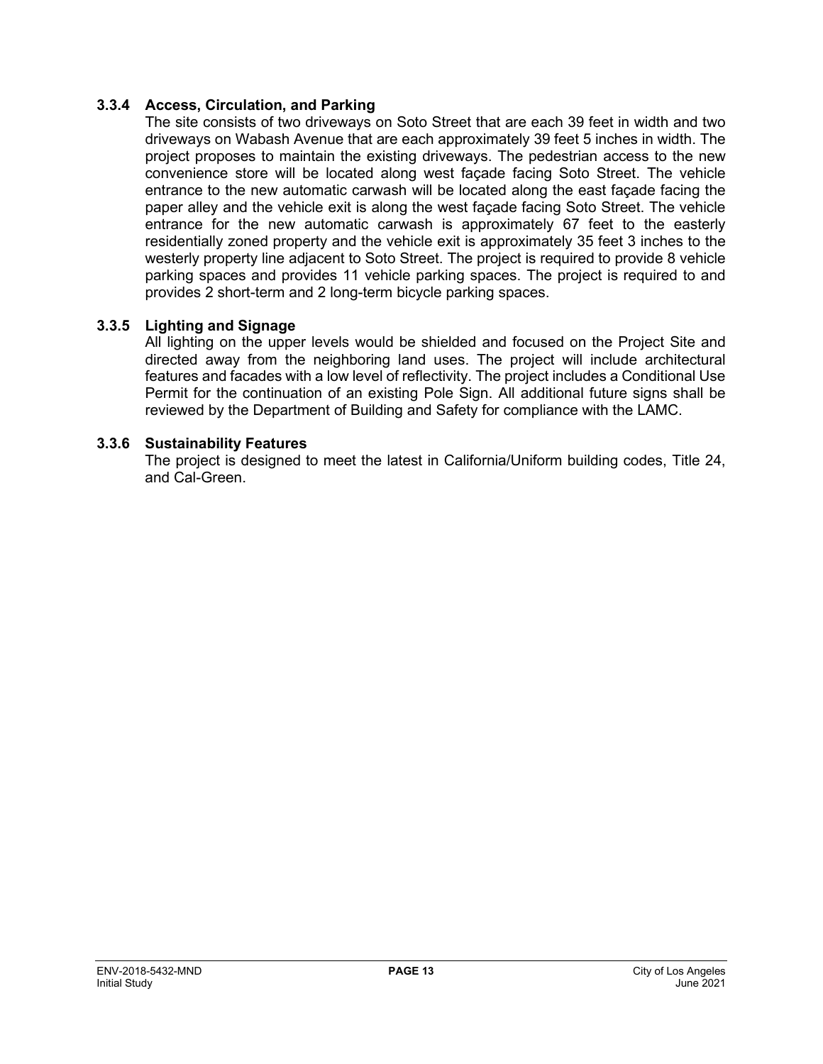### 3.3.4 Access, Circulation, and Parking

The site consists of two driveways on Soto Street that are each 39 feet in width and two driveways on Wabash Avenue that are each approximately 39 feet 5 inches in width. The project proposes to maintain the existing driveways. The pedestrian access to the new convenience store will be located along west façade facing Soto Street. The vehicle entrance to the new automatic carwash will be located along the east façade facing the paper alley and the vehicle exit is along the west façade facing Soto Street. The vehicle entrance for the new automatic carwash is approximately 67 feet to the easterly residentially zoned property and the vehicle exit is approximately 35 feet 3 inches to the westerly property line adjacent to Soto Street. The project is required to provide 8 vehicle parking spaces and provides 11 vehicle parking spaces. The project is required to and provides 2 short-term and 2 long-term bicycle parking spaces.

### 3.3.5 Lighting and Signage

All lighting on the upper levels would be shielded and focused on the Project Site and directed away from the neighboring land uses. The project will include architectural features and facades with a low level of reflectivity. The project includes a Conditional Use Permit for the continuation of an existing Pole Sign. All additional future signs shall be reviewed by the Department of Building and Safety for compliance with the LAMC.

### 3.3.6 Sustainability Features

The project is designed to meet the latest in California/Uniform building codes, Title 24, and Cal-Green.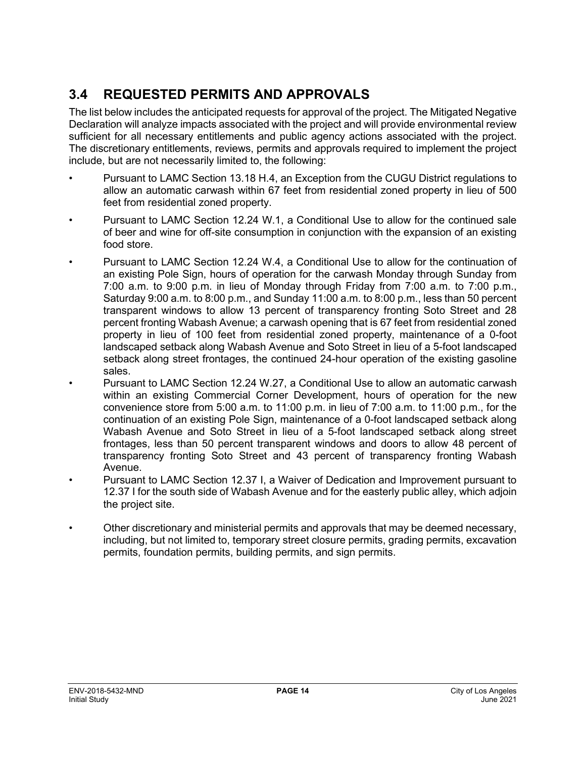## 3.4 REQUESTED PERMITS AND APPROVALS

The list below includes the anticipated requests for approval of the project. The Mitigated Negative Declaration will analyze impacts associated with the project and will provide environmental review sufficient for all necessary entitlements and public agency actions associated with the project. The discretionary entitlements, reviews, permits and approvals required to implement the project include, but are not necessarily limited to, the following:

- Pursuant to LAMC Section 13.18 H.4, an Exception from the CUGU District regulations to allow an automatic carwash within 67 feet from residential zoned property in lieu of 500 feet from residential zoned property.
- Pursuant to LAMC Section 12.24 W.1, a Conditional Use to allow for the continued sale of beer and wine for off-site consumption in conjunction with the expansion of an existing food store.
- Pursuant to LAMC Section 12.24 W.4, a Conditional Use to allow for the continuation of an existing Pole Sign, hours of operation for the carwash Monday through Sunday from 7:00 a.m. to 9:00 p.m. in lieu of Monday through Friday from 7:00 a.m. to 7:00 p.m., Saturday 9:00 a.m. to 8:00 p.m., and Sunday 11:00 a.m. to 8:00 p.m., less than 50 percent transparent windows to allow 13 percent of transparency fronting Soto Street and 28 percent fronting Wabash Avenue; a carwash opening that is 67 feet from residential zoned property in lieu of 100 feet from residential zoned property, maintenance of a 0-foot landscaped setback along Wabash Avenue and Soto Street in lieu of a 5-foot landscaped setback along street frontages, the continued 24-hour operation of the existing gasoline sales.
- Pursuant to LAMC Section 12.24 W.27, a Conditional Use to allow an automatic carwash within an existing Commercial Corner Development, hours of operation for the new convenience store from 5:00 a.m. to 11:00 p.m. in lieu of 7:00 a.m. to 11:00 p.m., for the continuation of an existing Pole Sign, maintenance of a 0-foot landscaped setback along Wabash Avenue and Soto Street in lieu of a 5-foot landscaped setback along street frontages, less than 50 percent transparent windows and doors to allow 48 percent of transparency fronting Soto Street and 43 percent of transparency fronting Wabash Avenue.
- Pursuant to LAMC Section 12.37 I, a Waiver of Dedication and Improvement pursuant to 12.37 I for the south side of Wabash Avenue and for the easterly public alley, which adjoin the project site.
- Other discretionary and ministerial permits and approvals that may be deemed necessary, including, but not limited to, temporary street closure permits, grading permits, excavation permits, foundation permits, building permits, and sign permits.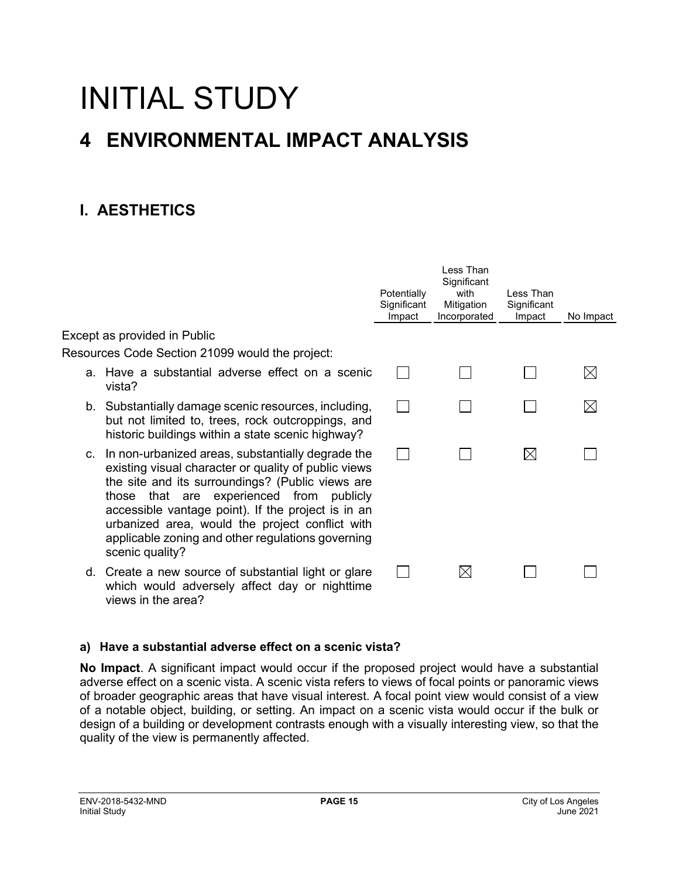# INITIAL STUDY

# 4 ENVIRONMENTAL IMPACT ANALYSIS

## I. AESTHETICS

| | Potentially Significant Impact | Less Than Significant with Mitigation Incorporated | Less Than Significant Impact | No Impact |
|---|---|---|---|---|
| Except as provided in Public Resources Code Section 21099 would the project: | | | | |
| a. Have a substantial adverse effect on a scenic vista? | ☐ | ☐ | ☐ | ☒ |
| b. Substantially damage scenic resources, including, but not limited to, trees, rock outcroppings, and historic buildings within a state scenic highway? | ☐ | ☐ | ☐ | ☒ |
| c. In non-urbanized areas, substantially degrade the existing visual character or quality of public views the site and its surroundings? (Public views are those that are experienced from publicly accessible vantage point). If the project is in an urbanized area, would the project conflict with applicable zoning and other regulations governing scenic quality? | ☐ | ☐ | ☒ | ☐ |
| d. Create a new source of substantial light or glare which would adversely affect day or nighttime views in the area? | ☐ | ☒ | ☐ | ☐ |

### a) Have a substantial adverse effect on a scenic vista?

**No Impact**. A significant impact would occur if the proposed project would have a substantial adverse effect on a scenic vista. A scenic vista refers to views of focal points or panoramic views of broader geographic areas that have visual interest. A focal point view would consist of a view of a notable object, building, or setting. An impact on a scenic vista would occur if the bulk or design of a building or development contrasts enough with a visually interesting view, so that the quality of the view is permanently affected.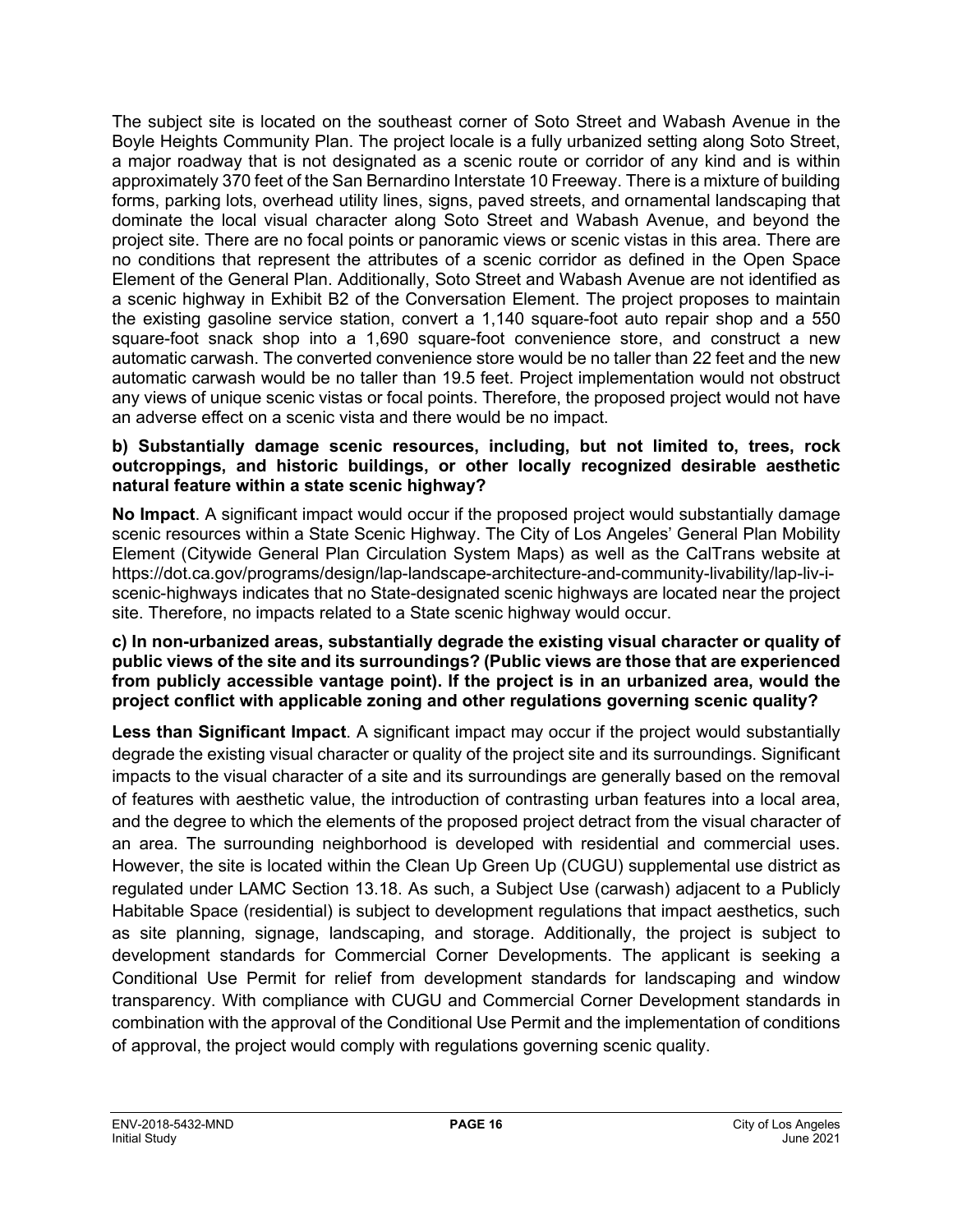The subject site is located on the southeast corner of Soto Street and Wabash Avenue in the Boyle Heights Community Plan. The project locale is a fully urbanized setting along Soto Street, a major roadway that is not designated as a scenic route or corridor of any kind and is within approximately 370 feet of the San Bernardino Interstate 10 Freeway. There is a mixture of building forms, parking lots, overhead utility lines, signs, paved streets, and ornamental landscaping that dominate the local visual character along Soto Street and Wabash Avenue, and beyond the project site. There are no focal points or panoramic views or scenic vistas in this area. There are no conditions that represent the attributes of a scenic corridor as defined in the Open Space Element of the General Plan. Additionally, Soto Street and Wabash Avenue are not identified as a scenic highway in Exhibit B2 of the Conversation Element. The project proposes to maintain the existing gasoline service station, convert a 1,140 square-foot auto repair shop and a 550 square-foot snack shop into a 1,690 square-foot convenience store, and construct a new automatic carwash. The converted convenience store would be no taller than 22 feet and the new automatic carwash would be no taller than 19.5 feet. Project implementation would not obstruct any views of unique scenic vistas or focal points. Therefore, the proposed project would not have an adverse effect on a scenic vista and there would be no impact.

**b) Substantially damage scenic resources, including, but not limited to, trees, rock outcroppings, and historic buildings, or other locally recognized desirable aesthetic natural feature within a state scenic highway?**

**No Impact**. A significant impact would occur if the proposed project would substantially damage scenic resources within a State Scenic Highway. The City of Los Angeles' General Plan Mobility Element (Citywide General Plan Circulation System Maps) as well as the CalTrans website at https://dot.ca.gov/programs/design/lap-landscape-architecture-and-community-livability/lap-liv-i-scenic-highways indicates that no State-designated scenic highways are located near the project site. Therefore, no impacts related to a State scenic highway would occur.

**c) In non-urbanized areas, substantially degrade the existing visual character or quality of public views of the site and its surroundings? (Public views are those that are experienced from publicly accessible vantage point). If the project is in an urbanized area, would the project conflict with applicable zoning and other regulations governing scenic quality?**

**Less than Significant Impact**. A significant impact may occur if the project would substantially degrade the existing visual character or quality of the project site and its surroundings. Significant impacts to the visual character of a site and its surroundings are generally based on the removal of features with aesthetic value, the introduction of contrasting urban features into a local area, and the degree to which the elements of the proposed project detract from the visual character of an area. The surrounding neighborhood is developed with residential and commercial uses. However, the site is located within the Clean Up Green Up (CUGU) supplemental use district as regulated under LAMC Section 13.18. As such, a Subject Use (carwash) adjacent to a Publicly Habitable Space (residential) is subject to development regulations that impact aesthetics, such as site planning, signage, landscaping, and storage. Additionally, the project is subject to development standards for Commercial Corner Developments. The applicant is seeking a Conditional Use Permit for relief from development standards for landscaping and window transparency. With compliance with CUGU and Commercial Corner Development standards in combination with the approval of the Conditional Use Permit and the implementation of conditions of approval, the project would comply with regulations governing scenic quality.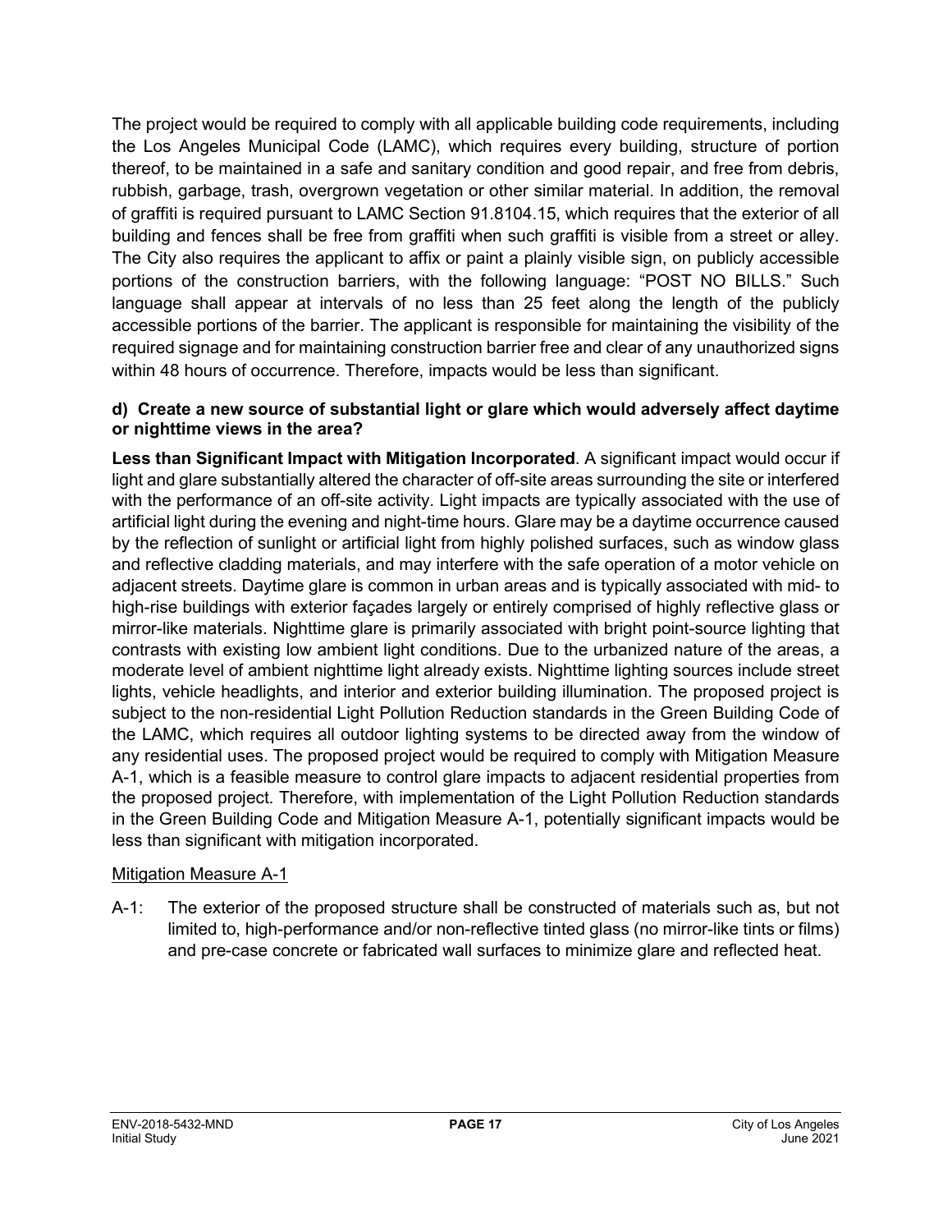The project would be required to comply with all applicable building code requirements, including the Los Angeles Municipal Code (LAMC), which requires every building, structure of portion thereof, to be maintained in a safe and sanitary condition and good repair, and free from debris, rubbish, garbage, trash, overgrown vegetation or other similar material. In addition, the removal of graffiti is required pursuant to LAMC Section 91.8104.15, which requires that the exterior of all building and fences shall be free from graffiti when such graffiti is visible from a street or alley. The City also requires the applicant to affix or paint a plainly visible sign, on publicly accessible portions of the construction barriers, with the following language: "POST NO BILLS." Such language shall appear at intervals of no less than 25 feet along the length of the publicly accessible portions of the barrier. The applicant is responsible for maintaining the visibility of the required signage and for maintaining construction barrier free and clear of any unauthorized signs within 48 hours of occurrence. Therefore, impacts would be less than significant.

**d) Create a new source of substantial light or glare which would adversely affect daytime or nighttime views in the area?**

**Less than Significant Impact with Mitigation Incorporated**. A significant impact would occur if light and glare substantially altered the character of off-site areas surrounding the site or interfered with the performance of an off-site activity. Light impacts are typically associated with the use of artificial light during the evening and night-time hours. Glare may be a daytime occurrence caused by the reflection of sunlight or artificial light from highly polished surfaces, such as window glass and reflective cladding materials, and may interfere with the safe operation of a motor vehicle on adjacent streets. Daytime glare is common in urban areas and is typically associated with mid- to high-rise buildings with exterior façades largely or entirely comprised of highly reflective glass or mirror-like materials. Nighttime glare is primarily associated with bright point-source lighting that contrasts with existing low ambient light conditions. Due to the urbanized nature of the areas, a moderate level of ambient nighttime light already exists. Nighttime lighting sources include street lights, vehicle headlights, and interior and exterior building illumination. The proposed project is subject to the non-residential Light Pollution Reduction standards in the Green Building Code of the LAMC, which requires all outdoor lighting systems to be directed away from the window of any residential uses. The proposed project would be required to comply with Mitigation Measure A-1, which is a feasible measure to control glare impacts to adjacent residential properties from the proposed project. Therefore, with implementation of the Light Pollution Reduction standards in the Green Building Code and Mitigation Measure A-1, potentially significant impacts would be less than significant with mitigation incorporated.

<u>Mitigation Measure A-1</u>

A-1: The exterior of the proposed structure shall be constructed of materials such as, but not limited to, high-performance and/or non-reflective tinted glass (no mirror-like tints or films) and pre-case concrete or fabricated wall surfaces to minimize glare and reflected heat.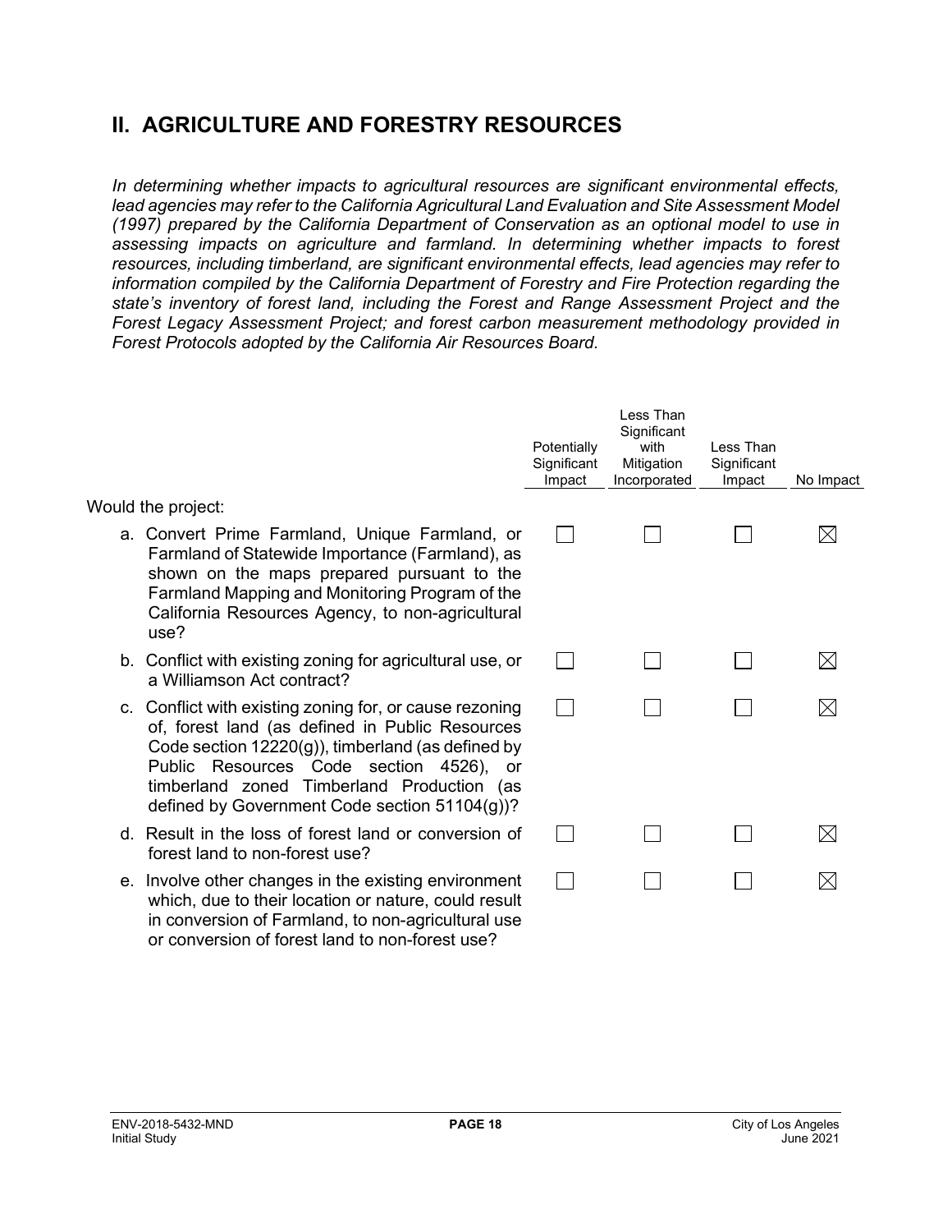## II. AGRICULTURE AND FORESTRY RESOURCES

*In determining whether impacts to agricultural resources are significant environmental effects, lead agencies may refer to the California Agricultural Land Evaluation and Site Assessment Model (1997) prepared by the California Department of Conservation as an optional model to use in assessing impacts on agriculture and farmland. In determining whether impacts to forest resources, including timberland, are significant environmental effects, lead agencies may refer to information compiled by the California Department of Forestry and Fire Protection regarding the state's inventory of forest land, including the Forest and Range Assessment Project and the Forest Legacy Assessment Project; and forest carbon measurement methodology provided in Forest Protocols adopted by the California Air Resources Board.*

| | Potentially Significant Impact | Less Than Significant with Mitigation Incorporated | Less Than Significant Impact | No Impact |
|---|---|---|---|---|
| Would the project: | | | | |
| a. Convert Prime Farmland, Unique Farmland, or Farmland of Statewide Importance (Farmland), as shown on the maps prepared pursuant to the Farmland Mapping and Monitoring Program of the California Resources Agency, to non-agricultural use? | ☐ | ☐ | ☐ | ☒ |
| b. Conflict with existing zoning for agricultural use, or a Williamson Act contract? | ☐ | ☐ | ☐ | ☒ |
| c. Conflict with existing zoning for, or cause rezoning of, forest land (as defined in Public Resources Code section 12220(g)), timberland (as defined by Public Resources Code section 4526), or timberland zoned Timberland Production (as defined by Government Code section 51104(g))? | ☐ | ☐ | ☐ | ☒ |
| d. Result in the loss of forest land or conversion of forest land to non-forest use? | ☐ | ☐ | ☐ | ☒ |
| e. Involve other changes in the existing environment which, due to their location or nature, could result in conversion of Farmland, to non-agricultural use or conversion of forest land to non-forest use? | ☐ | ☐ | ☐ | ☒ |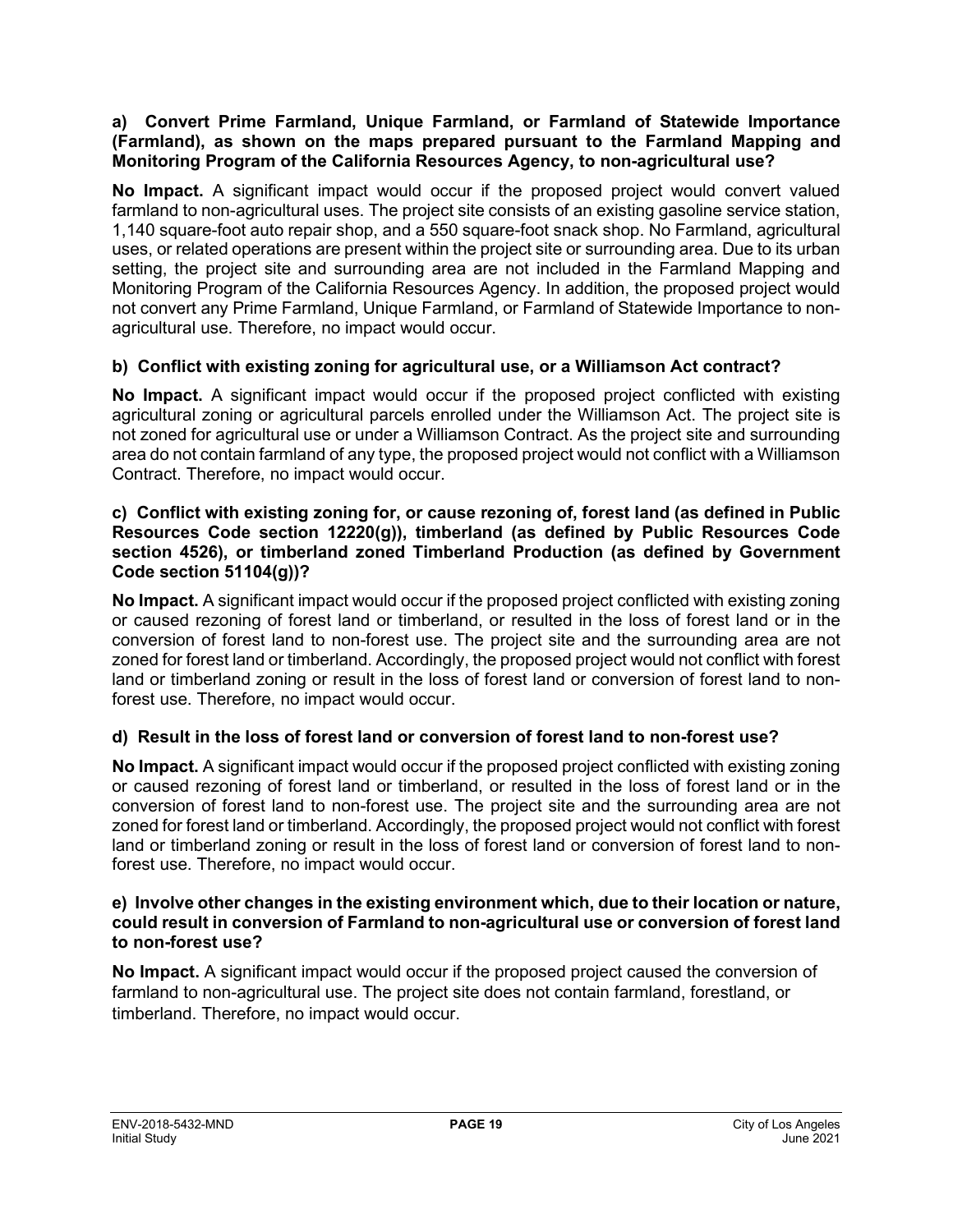**a) Convert Prime Farmland, Unique Farmland, or Farmland of Statewide Importance (Farmland), as shown on the maps prepared pursuant to the Farmland Mapping and Monitoring Program of the California Resources Agency, to non-agricultural use?**

**No Impact.** A significant impact would occur if the proposed project would convert valued farmland to non-agricultural uses. The project site consists of an existing gasoline service station, 1,140 square-foot auto repair shop, and a 550 square-foot snack shop. No Farmland, agricultural uses, or related operations are present within the project site or surrounding area. Due to its urban setting, the project site and surrounding area are not included in the Farmland Mapping and Monitoring Program of the California Resources Agency. In addition, the proposed project would not convert any Prime Farmland, Unique Farmland, or Farmland of Statewide Importance to non-agricultural use. Therefore, no impact would occur.

**b) Conflict with existing zoning for agricultural use, or a Williamson Act contract?**

**No Impact.** A significant impact would occur if the proposed project conflicted with existing agricultural zoning or agricultural parcels enrolled under the Williamson Act. The project site is not zoned for agricultural use or under a Williamson Contract. As the project site and surrounding area do not contain farmland of any type, the proposed project would not conflict with a Williamson Contract. Therefore, no impact would occur.

**c) Conflict with existing zoning for, or cause rezoning of, forest land (as defined in Public Resources Code section 12220(g)), timberland (as defined by Public Resources Code section 4526), or timberland zoned Timberland Production (as defined by Government Code section 51104(g))?**

**No Impact.** A significant impact would occur if the proposed project conflicted with existing zoning or caused rezoning of forest land or timberland, or resulted in the loss of forest land or in the conversion of forest land to non-forest use. The project site and the surrounding area are not zoned for forest land or timberland. Accordingly, the proposed project would not conflict with forest land or timberland zoning or result in the loss of forest land or conversion of forest land to non-forest use. Therefore, no impact would occur.

**d) Result in the loss of forest land or conversion of forest land to non-forest use?**

**No Impact.** A significant impact would occur if the proposed project conflicted with existing zoning or caused rezoning of forest land or timberland, or resulted in the loss of forest land or in the conversion of forest land to non-forest use. The project site and the surrounding area are not zoned for forest land or timberland. Accordingly, the proposed project would not conflict with forest land or timberland zoning or result in the loss of forest land or conversion of forest land to non-forest use. Therefore, no impact would occur.

**e) Involve other changes in the existing environment which, due to their location or nature, could result in conversion of Farmland to non-agricultural use or conversion of forest land to non-forest use?**

**No Impact.** A significant impact would occur if the proposed project caused the conversion of farmland to non-agricultural use. The project site does not contain farmland, forestland, or timberland. Therefore, no impact would occur.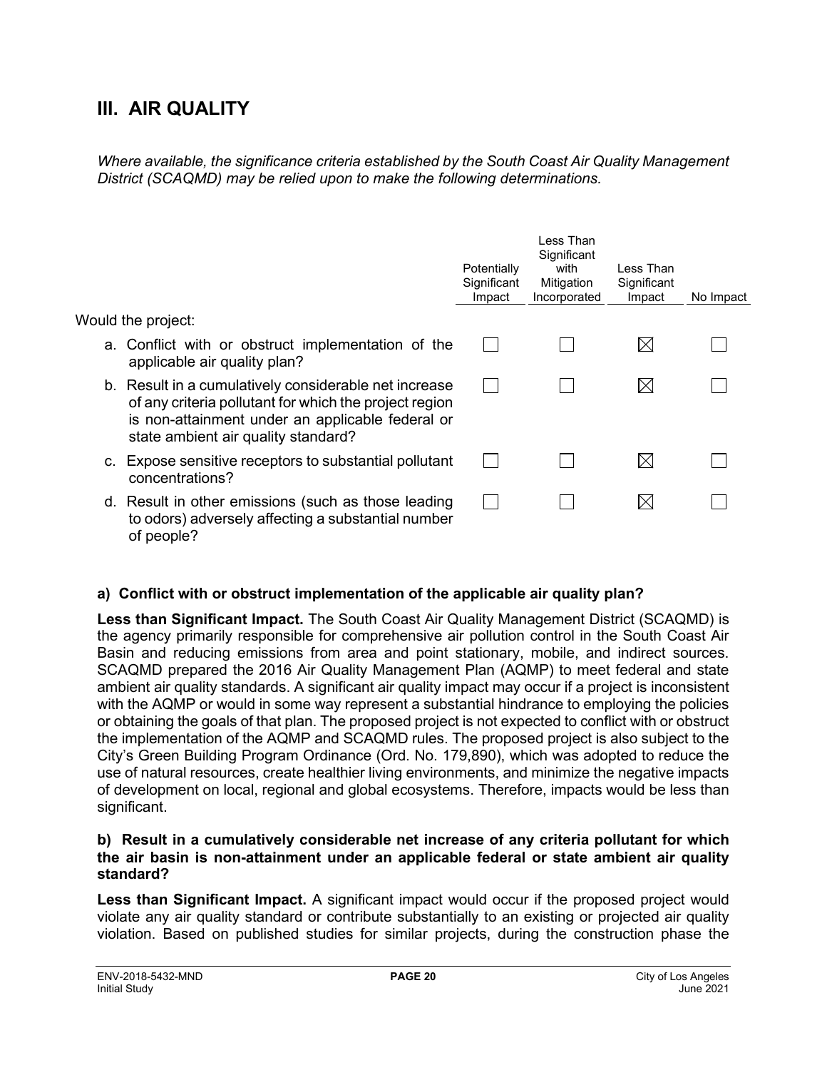## III. AIR QUALITY

*Where available, the significance criteria established by the South Coast Air Quality Management District (SCAQMD) may be relied upon to make the following determinations.*

| Would the project: | Potentially Significant Impact | Less Than Significant with Mitigation Incorporated | Less Than Significant Impact | No Impact |
|---|---|---|---|---|
| a. Conflict with or obstruct implementation of the applicable air quality plan? | ☐ | ☐ | ☒ | ☐ |
| b. Result in a cumulatively considerable net increase of any criteria pollutant for which the project region is non-attainment under an applicable federal or state ambient air quality standard? | ☐ | ☐ | ☒ | ☐ |
| c. Expose sensitive receptors to substantial pollutant concentrations? | ☐ | ☐ | ☒ | ☐ |
| d. Result in other emissions (such as those leading to odors) adversely affecting a substantial number of people? | ☐ | ☐ | ☒ | ☐ |

**a) Conflict with or obstruct implementation of the applicable air quality plan?**

**Less than Significant Impact.** The South Coast Air Quality Management District (SCAQMD) is the agency primarily responsible for comprehensive air pollution control in the South Coast Air Basin and reducing emissions from area and point stationary, mobile, and indirect sources. SCAQMD prepared the 2016 Air Quality Management Plan (AQMP) to meet federal and state ambient air quality standards. A significant air quality impact may occur if a project is inconsistent with the AQMP or would in some way represent a substantial hindrance to employing the policies or obtaining the goals of that plan. The proposed project is not expected to conflict with or obstruct the implementation of the AQMP and SCAQMD rules. The proposed project is also subject to the City's Green Building Program Ordinance (Ord. No. 179,890), which was adopted to reduce the use of natural resources, create healthier living environments, and minimize the negative impacts of development on local, regional and global ecosystems. Therefore, impacts would be less than significant.

**b) Result in a cumulatively considerable net increase of any criteria pollutant for which the air basin is non-attainment under an applicable federal or state ambient air quality standard?**

**Less than Significant Impact.** A significant impact would occur if the proposed project would violate any air quality standard or contribute substantially to an existing or projected air quality violation. Based on published studies for similar projects, during the construction phase the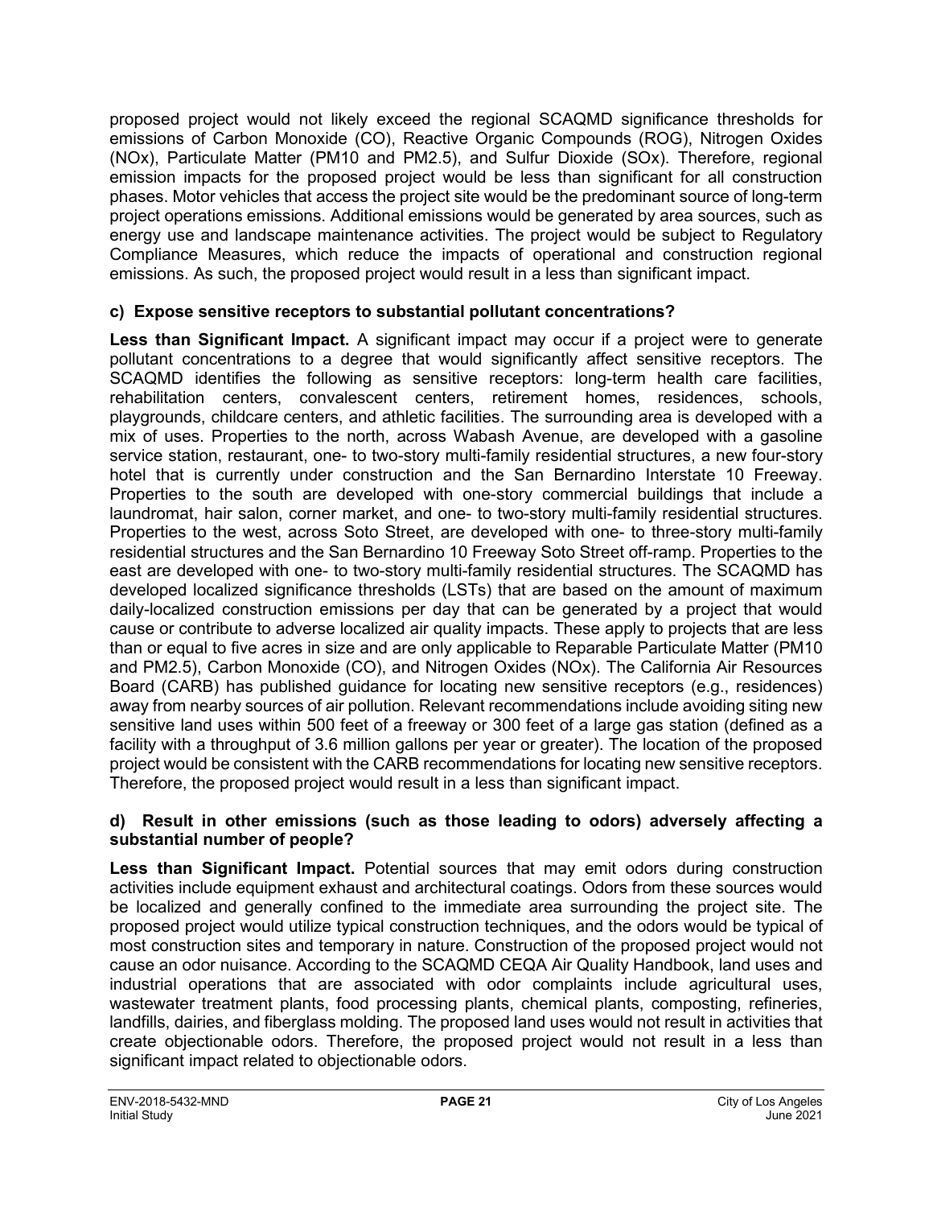proposed project would not likely exceed the regional SCAQMD significance thresholds for emissions of Carbon Monoxide (CO), Reactive Organic Compounds (ROG), Nitrogen Oxides (NOx), Particulate Matter (PM10 and PM2.5), and Sulfur Dioxide (SOx). Therefore, regional emission impacts for the proposed project would be less than significant for all construction phases. Motor vehicles that access the project site would be the predominant source of long-term project operations emissions. Additional emissions would be generated by area sources, such as energy use and landscape maintenance activities. The project would be subject to Regulatory Compliance Measures, which reduce the impacts of operational and construction regional emissions. As such, the proposed project would result in a less than significant impact.

### c) Expose sensitive receptors to substantial pollutant concentrations?

**Less than Significant Impact.** A significant impact may occur if a project were to generate pollutant concentrations to a degree that would significantly affect sensitive receptors. The SCAQMD identifies the following as sensitive receptors: long-term health care facilities, rehabilitation centers, convalescent centers, retirement homes, residences, schools, playgrounds, childcare centers, and athletic facilities. The surrounding area is developed with a mix of uses. Properties to the north, across Wabash Avenue, are developed with a gasoline service station, restaurant, one- to two-story multi-family residential structures, a new four-story hotel that is currently under construction and the San Bernardino Interstate 10 Freeway. Properties to the south are developed with one-story commercial buildings that include a laundromat, hair salon, corner market, and one- to two-story multi-family residential structures. Properties to the west, across Soto Street, are developed with one- to three-story multi-family residential structures and the San Bernardino 10 Freeway Soto Street off-ramp. Properties to the east are developed with one- to two-story multi-family residential structures. The SCAQMD has developed localized significance thresholds (LSTs) that are based on the amount of maximum daily-localized construction emissions per day that can be generated by a project that would cause or contribute to adverse localized air quality impacts. These apply to projects that are less than or equal to five acres in size and are only applicable to Reparable Particulate Matter (PM10 and PM2.5), Carbon Monoxide (CO), and Nitrogen Oxides (NOx). The California Air Resources Board (CARB) has published guidance for locating new sensitive receptors (e.g., residences) away from nearby sources of air pollution. Relevant recommendations include avoiding siting new sensitive land uses within 500 feet of a freeway or 300 feet of a large gas station (defined as a facility with a throughput of 3.6 million gallons per year or greater). The location of the proposed project would be consistent with the CARB recommendations for locating new sensitive receptors. Therefore, the proposed project would result in a less than significant impact.

### d) Result in other emissions (such as those leading to odors) adversely affecting a substantial number of people?

**Less than Significant Impact.** Potential sources that may emit odors during construction activities include equipment exhaust and architectural coatings. Odors from these sources would be localized and generally confined to the immediate area surrounding the project site. The proposed project would utilize typical construction techniques, and the odors would be typical of most construction sites and temporary in nature. Construction of the proposed project would not cause an odor nuisance. According to the SCAQMD CEQA Air Quality Handbook, land uses and industrial operations that are associated with odor complaints include agricultural uses, wastewater treatment plants, food processing plants, chemical plants, composting, refineries, landfills, dairies, and fiberglass molding. The proposed land uses would not result in activities that create objectionable odors. Therefore, the proposed project would not result in a less than significant impact related to objectionable odors.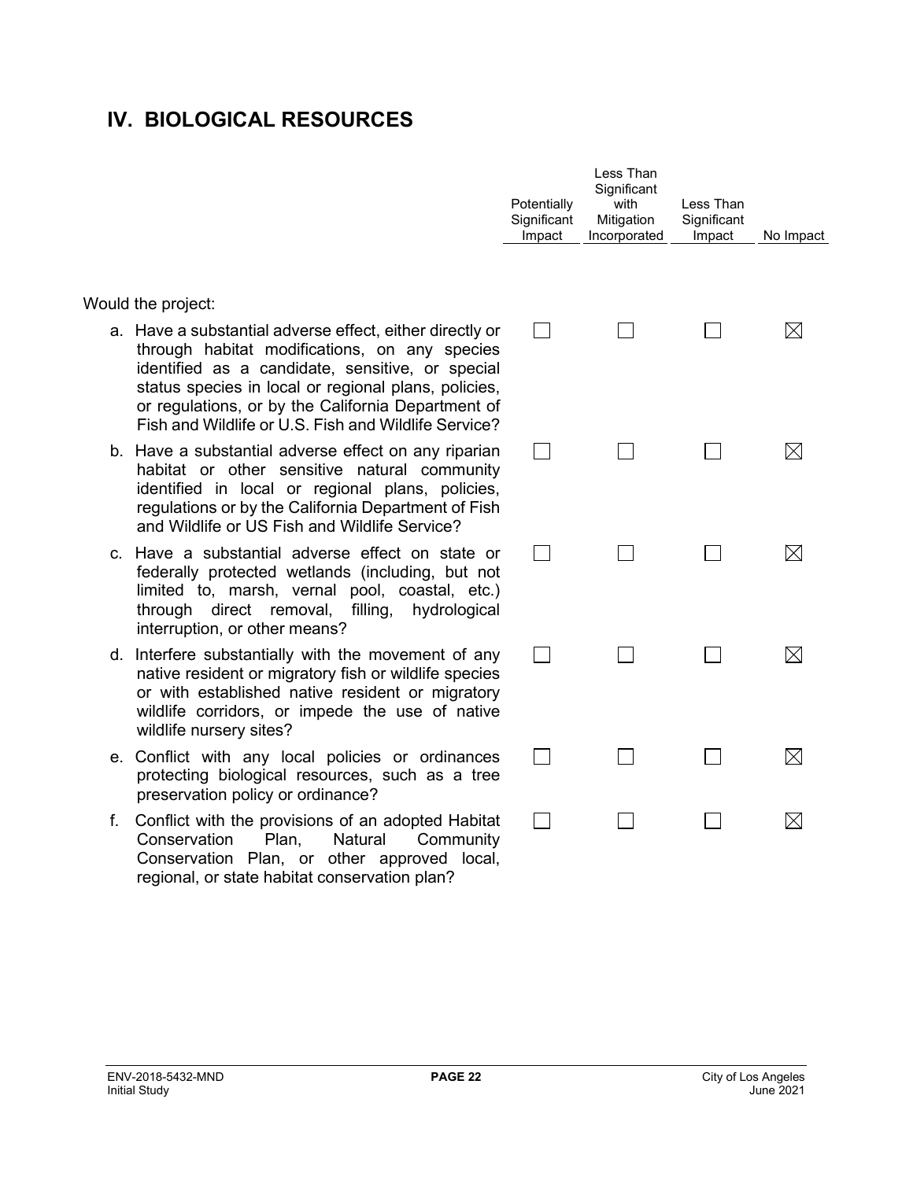## IV. BIOLOGICAL RESOURCES

| Would the project: | Potentially Significant Impact | Less Than Significant with Mitigation Incorporated | Less Than Significant Impact | No Impact |
|---|---|---|---|---|
| a. Have a substantial adverse effect, either directly or through habitat modifications, on any species identified as a candidate, sensitive, or special status species in local or regional plans, policies, or regulations, or by the California Department of Fish and Wildlife or U.S. Fish and Wildlife Service? | ☐ | ☐ | ☐ | ☒ |
| b. Have a substantial adverse effect on any riparian habitat or other sensitive natural community identified in local or regional plans, policies, regulations or by the California Department of Fish and Wildlife or US Fish and Wildlife Service? | ☐ | ☐ | ☐ | ☒ |
| c. Have a substantial adverse effect on state or federally protected wetlands (including, but not limited to, marsh, vernal pool, coastal, etc.) through direct removal, filling, hydrological interruption, or other means? | ☐ | ☐ | ☐ | ☒ |
| d. Interfere substantially with the movement of any native resident or migratory fish or wildlife species or with established native resident or migratory wildlife corridors, or impede the use of native wildlife nursery sites? | ☐ | ☐ | ☐ | ☒ |
| e. Conflict with any local policies or ordinances protecting biological resources, such as a tree preservation policy or ordinance? | ☐ | ☐ | ☐ | ☒ |
| f. Conflict with the provisions of an adopted Habitat Conservation Plan, Natural Community Conservation Plan, or other approved local, regional, or state habitat conservation plan? | ☐ | ☐ | ☐ | ☒ |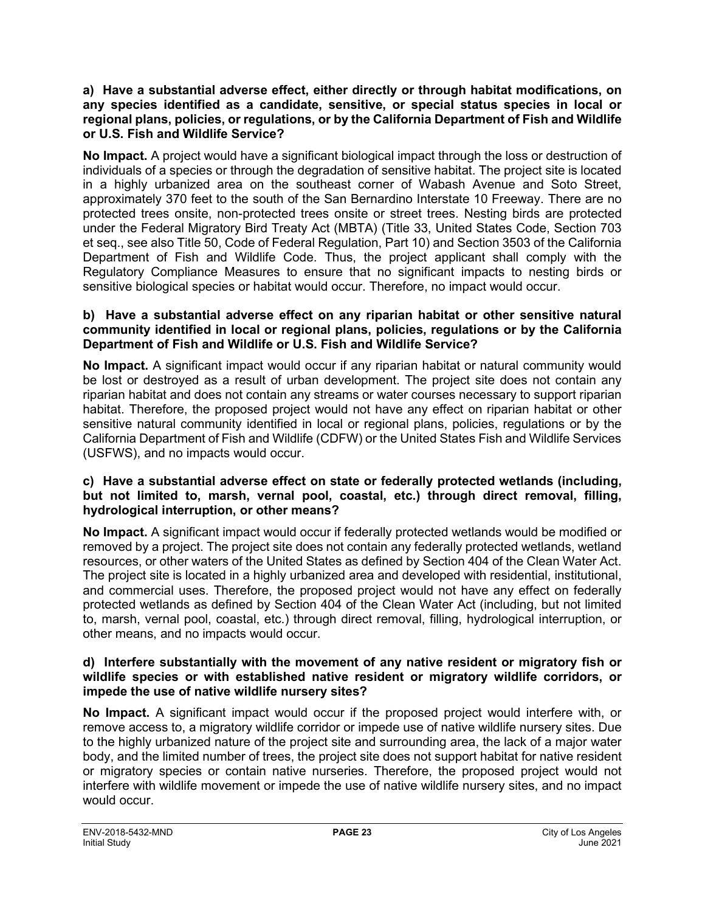**a) Have a substantial adverse effect, either directly or through habitat modifications, on any species identified as a candidate, sensitive, or special status species in local or regional plans, policies, or regulations, or by the California Department of Fish and Wildlife or U.S. Fish and Wildlife Service?**

**No Impact.** A project would have a significant biological impact through the loss or destruction of individuals of a species or through the degradation of sensitive habitat. The project site is located in a highly urbanized area on the southeast corner of Wabash Avenue and Soto Street, approximately 370 feet to the south of the San Bernardino Interstate 10 Freeway. There are no protected trees onsite, non-protected trees onsite or street trees. Nesting birds are protected under the Federal Migratory Bird Treaty Act (MBTA) (Title 33, United States Code, Section 703 et seq., see also Title 50, Code of Federal Regulation, Part 10) and Section 3503 of the California Department of Fish and Wildlife Code. Thus, the project applicant shall comply with the Regulatory Compliance Measures to ensure that no significant impacts to nesting birds or sensitive biological species or habitat would occur. Therefore, no impact would occur.

**b) Have a substantial adverse effect on any riparian habitat or other sensitive natural community identified in local or regional plans, policies, regulations or by the California Department of Fish and Wildlife or U.S. Fish and Wildlife Service?**

**No Impact.** A significant impact would occur if any riparian habitat or natural community would be lost or destroyed as a result of urban development. The project site does not contain any riparian habitat and does not contain any streams or water courses necessary to support riparian habitat. Therefore, the proposed project would not have any effect on riparian habitat or other sensitive natural community identified in local or regional plans, policies, regulations or by the California Department of Fish and Wildlife (CDFW) or the United States Fish and Wildlife Services (USFWS), and no impacts would occur.

**c) Have a substantial adverse effect on state or federally protected wetlands (including, but not limited to, marsh, vernal pool, coastal, etc.) through direct removal, filling, hydrological interruption, or other means?**

**No Impact.** A significant impact would occur if federally protected wetlands would be modified or removed by a project. The project site does not contain any federally protected wetlands, wetland resources, or other waters of the United States as defined by Section 404 of the Clean Water Act. The project site is located in a highly urbanized area and developed with residential, institutional, and commercial uses. Therefore, the proposed project would not have any effect on federally protected wetlands as defined by Section 404 of the Clean Water Act (including, but not limited to, marsh, vernal pool, coastal, etc.) through direct removal, filling, hydrological interruption, or other means, and no impacts would occur.

**d) Interfere substantially with the movement of any native resident or migratory fish or wildlife species or with established native resident or migratory wildlife corridors, or impede the use of native wildlife nursery sites?**

**No Impact.** A significant impact would occur if the proposed project would interfere with, or remove access to, a migratory wildlife corridor or impede use of native wildlife nursery sites. Due to the highly urbanized nature of the project site and surrounding area, the lack of a major water body, and the limited number of trees, the project site does not support habitat for native resident or migratory species or contain native nurseries. Therefore, the proposed project would not interfere with wildlife movement or impede the use of native wildlife nursery sites, and no impact would occur.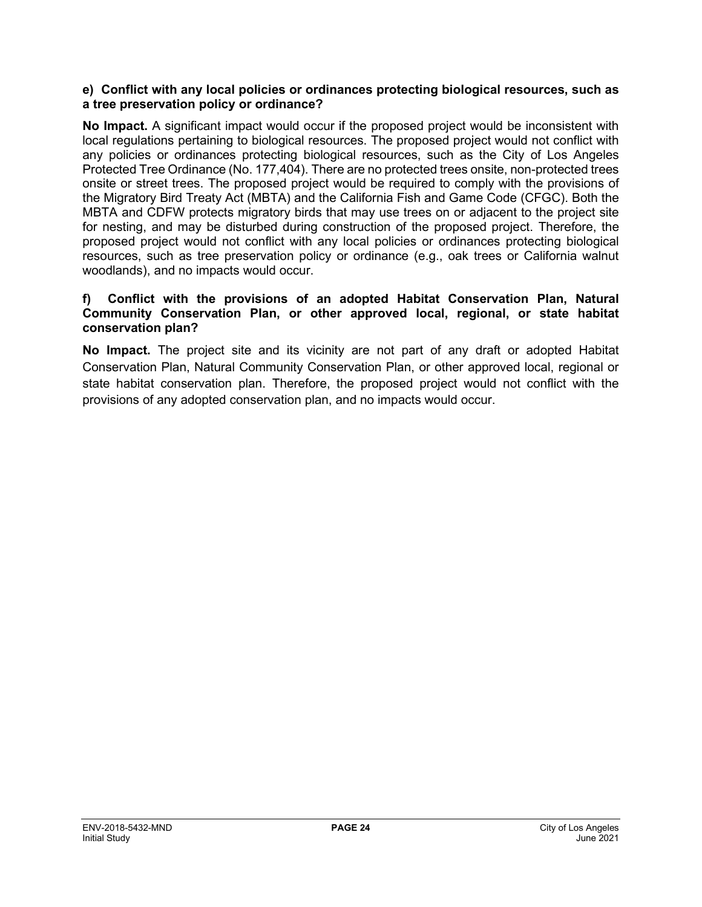**e) Conflict with any local policies or ordinances protecting biological resources, such as a tree preservation policy or ordinance?**

**No Impact.** A significant impact would occur if the proposed project would be inconsistent with local regulations pertaining to biological resources. The proposed project would not conflict with any policies or ordinances protecting biological resources, such as the City of Los Angeles Protected Tree Ordinance (No. 177,404). There are no protected trees onsite, non-protected trees onsite or street trees. The proposed project would be required to comply with the provisions of the Migratory Bird Treaty Act (MBTA) and the California Fish and Game Code (CFGC). Both the MBTA and CDFW protects migratory birds that may use trees on or adjacent to the project site for nesting, and may be disturbed during construction of the proposed project. Therefore, the proposed project would not conflict with any local policies or ordinances protecting biological resources, such as tree preservation policy or ordinance (e.g., oak trees or California walnut woodlands), and no impacts would occur.

**f) Conflict with the provisions of an adopted Habitat Conservation Plan, Natural Community Conservation Plan, or other approved local, regional, or state habitat conservation plan?**

**No Impact.** The project site and its vicinity are not part of any draft or adopted Habitat Conservation Plan, Natural Community Conservation Plan, or other approved local, regional or state habitat conservation plan. Therefore, the proposed project would not conflict with the provisions of any adopted conservation plan, and no impacts would occur.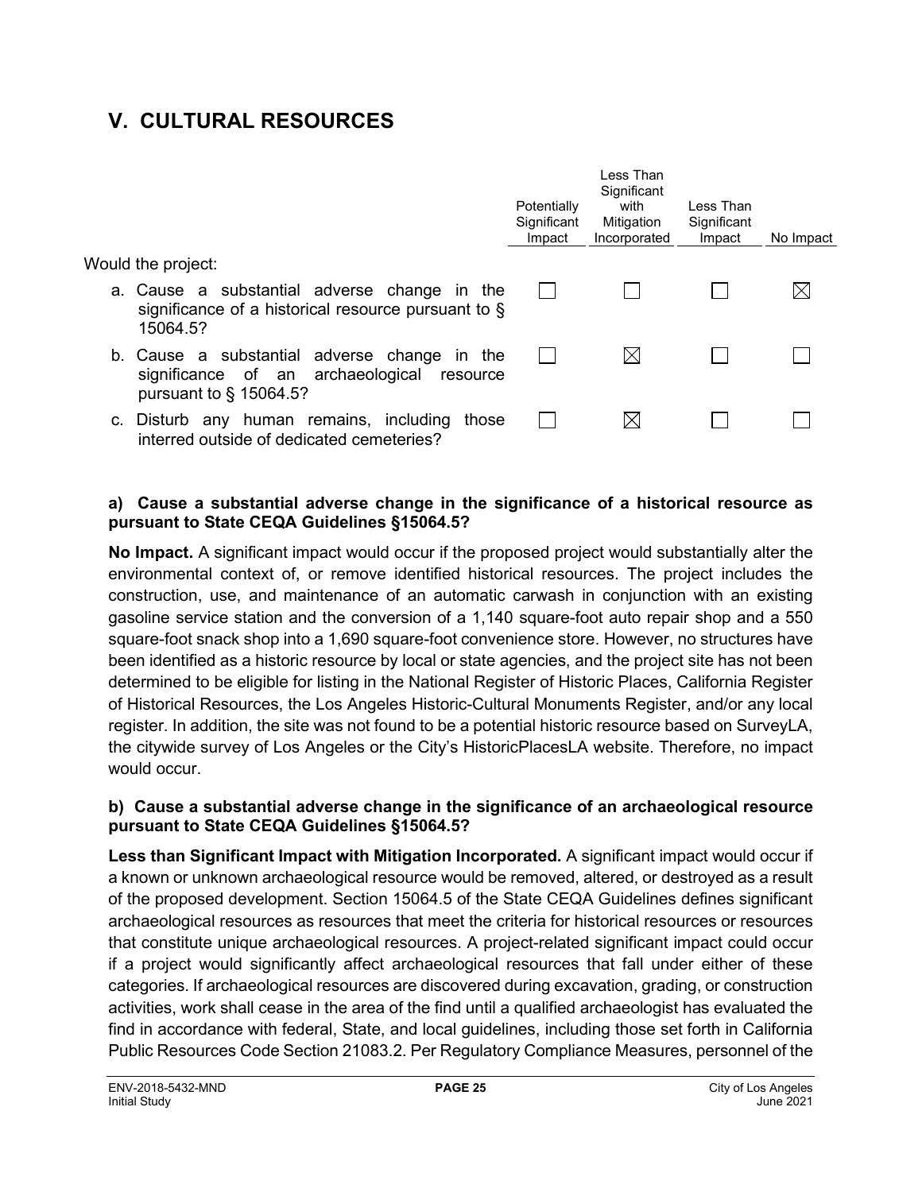# V. CULTURAL RESOURCES

| Would the project: | Potentially Significant Impact | Less Than Significant with Mitigation Incorporated | Less Than Significant Impact | No Impact |
|---|---|---|---|---|
| a. Cause a substantial adverse change in the significance of a historical resource pursuant to § 15064.5? | ☐ | ☐ | ☐ | ☒ |
| b. Cause a substantial adverse change in the significance of an archaeological resource pursuant to § 15064.5? | ☐ | ☒ | ☐ | ☐ |
| c. Disturb any human remains, including those interred outside of dedicated cemeteries? | ☐ | ☒ | ☐ | ☐ |

**a) Cause a substantial adverse change in the significance of a historical resource as pursuant to State CEQA Guidelines §15064.5?**

**No Impact.** A significant impact would occur if the proposed project would substantially alter the environmental context of, or remove identified historical resources. The project includes the construction, use, and maintenance of an automatic carwash in conjunction with an existing gasoline service station and the conversion of a 1,140 square-foot auto repair shop and a 550 square-foot snack shop into a 1,690 square-foot convenience store. However, no structures have been identified as a historic resource by local or state agencies, and the project site has not been determined to be eligible for listing in the National Register of Historic Places, California Register of Historical Resources, the Los Angeles Historic-Cultural Monuments Register, and/or any local register. In addition, the site was not found to be a potential historic resource based on SurveyLA, the citywide survey of Los Angeles or the City's HistoricPlacesLA website. Therefore, no impact would occur.

**b) Cause a substantial adverse change in the significance of an archaeological resource pursuant to State CEQA Guidelines §15064.5?**

**Less than Significant Impact with Mitigation Incorporated.** A significant impact would occur if a known or unknown archaeological resource would be removed, altered, or destroyed as a result of the proposed development. Section 15064.5 of the State CEQA Guidelines defines significant archaeological resources as resources that meet the criteria for historical resources or resources that constitute unique archaeological resources. A project-related significant impact could occur if a project would significantly affect archaeological resources that fall under either of these categories. If archaeological resources are discovered during excavation, grading, or construction activities, work shall cease in the area of the find until a qualified archaeologist has evaluated the find in accordance with federal, State, and local guidelines, including those set forth in California Public Resources Code Section 21083.2. Per Regulatory Compliance Measures, personnel of the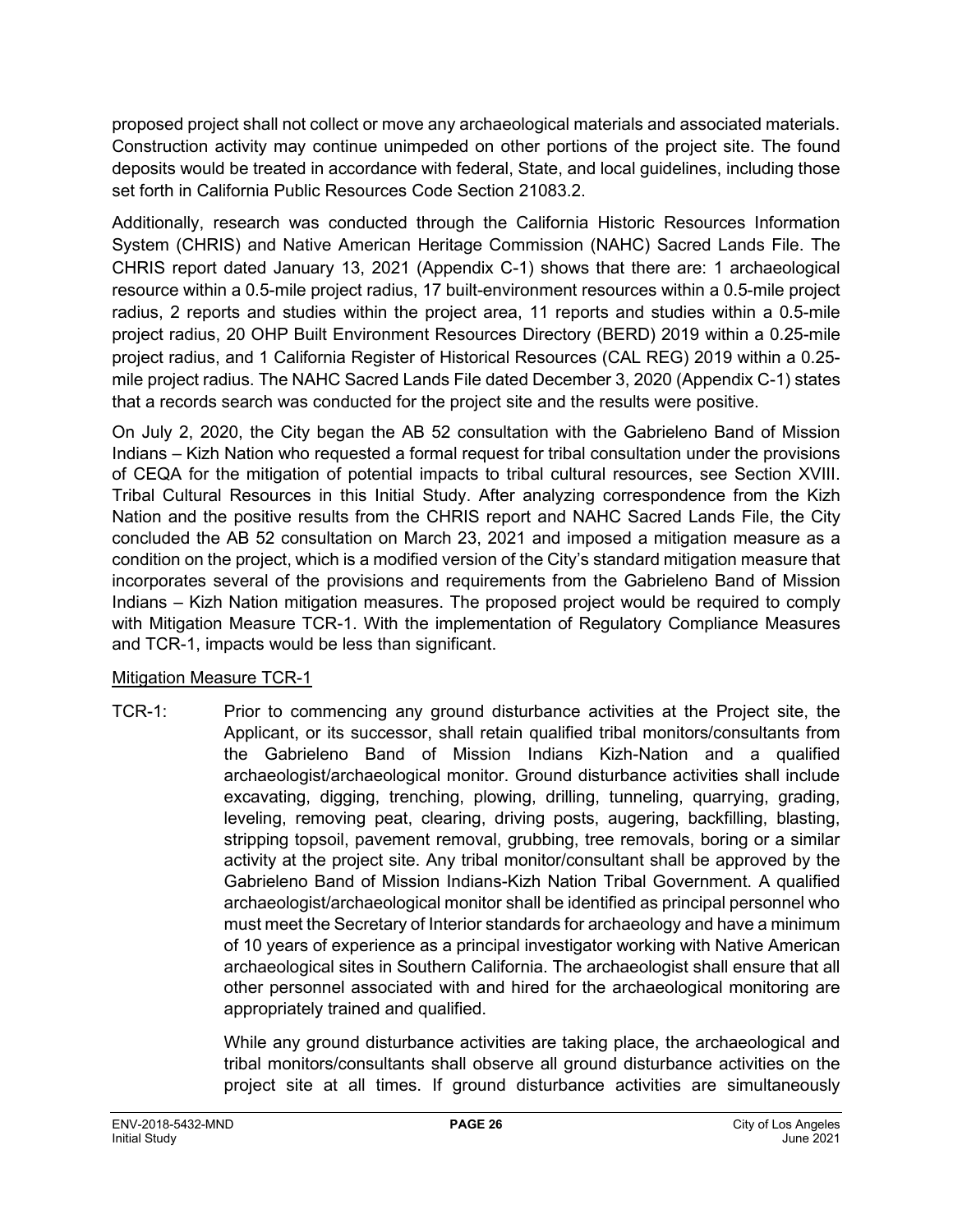proposed project shall not collect or move any archaeological materials and associated materials. Construction activity may continue unimpeded on other portions of the project site. The found deposits would be treated in accordance with federal, State, and local guidelines, including those set forth in California Public Resources Code Section 21083.2.

Additionally, research was conducted through the California Historic Resources Information System (CHRIS) and Native American Heritage Commission (NAHC) Sacred Lands File. The CHRIS report dated January 13, 2021 (Appendix C-1) shows that there are: 1 archaeological resource within a 0.5-mile project radius, 17 built-environment resources within a 0.5-mile project radius, 2 reports and studies within the project area, 11 reports and studies within a 0.5-mile project radius, 20 OHP Built Environment Resources Directory (BERD) 2019 within a 0.25-mile project radius, and 1 California Register of Historical Resources (CAL REG) 2019 within a 0.25-mile project radius. The NAHC Sacred Lands File dated December 3, 2020 (Appendix C-1) states that a records search was conducted for the project site and the results were positive.

On July 2, 2020, the City began the AB 52 consultation with the Gabrieleno Band of Mission Indians – Kizh Nation who requested a formal request for tribal consultation under the provisions of CEQA for the mitigation of potential impacts to tribal cultural resources, see Section XVIII. Tribal Cultural Resources in this Initial Study. After analyzing correspondence from the Kizh Nation and the positive results from the CHRIS report and NAHC Sacred Lands File, the City concluded the AB 52 consultation on March 23, 2021 and imposed a mitigation measure as a condition on the project, which is a modified version of the City's standard mitigation measure that incorporates several of the provisions and requirements from the Gabrieleno Band of Mission Indians – Kizh Nation mitigation measures. The proposed project would be required to comply with Mitigation Measure TCR-1. With the implementation of Regulatory Compliance Measures and TCR-1, impacts would be less than significant.

<u>Mitigation Measure TCR-1</u>

TCR-1: Prior to commencing any ground disturbance activities at the Project site, the Applicant, or its successor, shall retain qualified tribal monitors/consultants from the Gabrieleno Band of Mission Indians Kizh-Nation and a qualified archaeologist/archaeological monitor. Ground disturbance activities shall include excavating, digging, trenching, plowing, drilling, tunneling, quarrying, grading, leveling, removing peat, clearing, driving posts, augering, backfilling, blasting, stripping topsoil, pavement removal, grubbing, tree removals, boring or a similar activity at the project site. Any tribal monitor/consultant shall be approved by the Gabrieleno Band of Mission Indians-Kizh Nation Tribal Government. A qualified archaeologist/archaeological monitor shall be identified as principal personnel who must meet the Secretary of Interior standards for archaeology and have a minimum of 10 years of experience as a principal investigator working with Native American archaeological sites in Southern California. The archaeologist shall ensure that all other personnel associated with and hired for the archaeological monitoring are appropriately trained and qualified.

While any ground disturbance activities are taking place, the archaeological and tribal monitors/consultants shall observe all ground disturbance activities on the project site at all times. If ground disturbance activities are simultaneously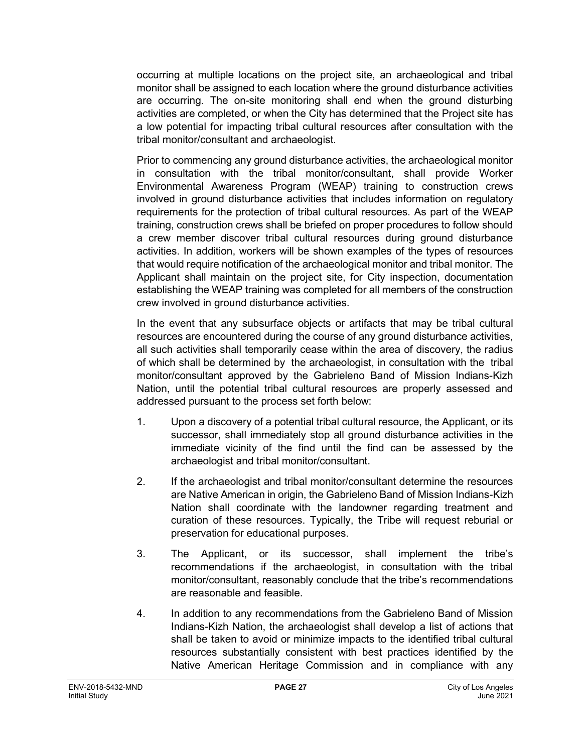occurring at multiple locations on the project site, an archaeological and tribal monitor shall be assigned to each location where the ground disturbance activities are occurring. The on-site monitoring shall end when the ground disturbing activities are completed, or when the City has determined that the Project site has a low potential for impacting tribal cultural resources after consultation with the tribal monitor/consultant and archaeologist.

Prior to commencing any ground disturbance activities, the archaeological monitor in consultation with the tribal monitor/consultant, shall provide Worker Environmental Awareness Program (WEAP) training to construction crews involved in ground disturbance activities that includes information on regulatory requirements for the protection of tribal cultural resources. As part of the WEAP training, construction crews shall be briefed on proper procedures to follow should a crew member discover tribal cultural resources during ground disturbance activities. In addition, workers will be shown examples of the types of resources that would require notification of the archaeological monitor and tribal monitor. The Applicant shall maintain on the project site, for City inspection, documentation establishing the WEAP training was completed for all members of the construction crew involved in ground disturbance activities.

In the event that any subsurface objects or artifacts that may be tribal cultural resources are encountered during the course of any ground disturbance activities, all such activities shall temporarily cease within the area of discovery, the radius of which shall be determined by the archaeologist, in consultation with the tribal monitor/consultant approved by the Gabrieleno Band of Mission Indians-Kizh Nation, until the potential tribal cultural resources are properly assessed and addressed pursuant to the process set forth below:

1. Upon a discovery of a potential tribal cultural resource, the Applicant, or its successor, shall immediately stop all ground disturbance activities in the immediate vicinity of the find until the find can be assessed by the archaeologist and tribal monitor/consultant.

2. If the archaeologist and tribal monitor/consultant determine the resources are Native American in origin, the Gabrieleno Band of Mission Indians-Kizh Nation shall coordinate with the landowner regarding treatment and curation of these resources. Typically, the Tribe will request reburial or preservation for educational purposes.

3. The Applicant, or its successor, shall implement the tribe's recommendations if the archaeologist, in consultation with the tribal monitor/consultant, reasonably conclude that the tribe's recommendations are reasonable and feasible.

4. In addition to any recommendations from the Gabrieleno Band of Mission Indians-Kizh Nation, the archaeologist shall develop a list of actions that shall be taken to avoid or minimize impacts to the identified tribal cultural resources substantially consistent with best practices identified by the Native American Heritage Commission and in compliance with any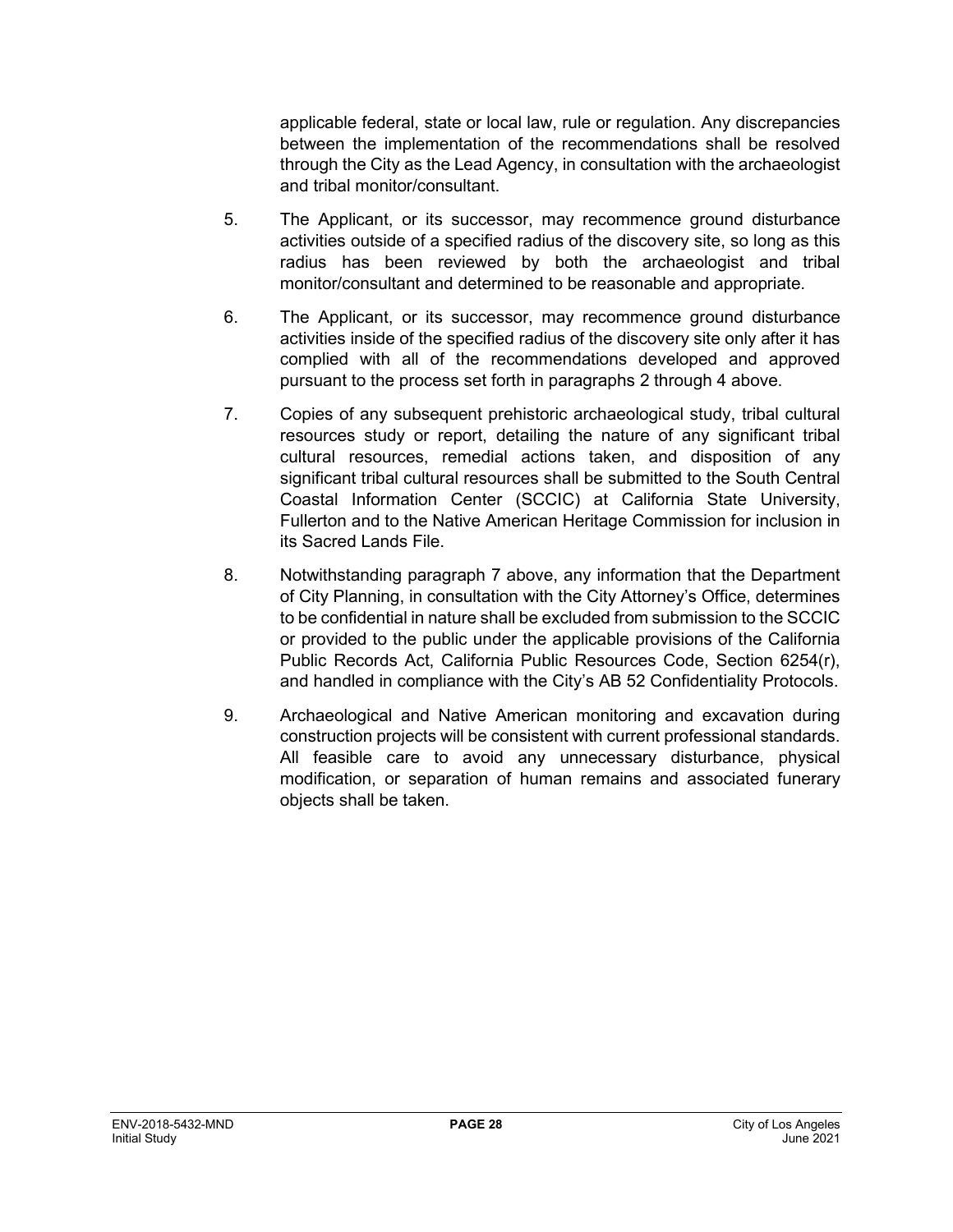applicable federal, state or local law, rule or regulation. Any discrepancies between the implementation of the recommendations shall be resolved through the City as the Lead Agency, in consultation with the archaeologist and tribal monitor/consultant.

5. The Applicant, or its successor, may recommence ground disturbance activities outside of a specified radius of the discovery site, so long as this radius has been reviewed by both the archaeologist and tribal monitor/consultant and determined to be reasonable and appropriate.

6. The Applicant, or its successor, may recommence ground disturbance activities inside of the specified radius of the discovery site only after it has complied with all of the recommendations developed and approved pursuant to the process set forth in paragraphs 2 through 4 above.

7. Copies of any subsequent prehistoric archaeological study, tribal cultural resources study or report, detailing the nature of any significant tribal cultural resources, remedial actions taken, and disposition of any significant tribal cultural resources shall be submitted to the South Central Coastal Information Center (SCCIC) at California State University, Fullerton and to the Native American Heritage Commission for inclusion in its Sacred Lands File.

8. Notwithstanding paragraph 7 above, any information that the Department of City Planning, in consultation with the City Attorney's Office, determines to be confidential in nature shall be excluded from submission to the SCCIC or provided to the public under the applicable provisions of the California Public Records Act, California Public Resources Code, Section 6254(r), and handled in compliance with the City's AB 52 Confidentiality Protocols.

9. Archaeological and Native American monitoring and excavation during construction projects will be consistent with current professional standards. All feasible care to avoid any unnecessary disturbance, physical modification, or separation of human remains and associated funerary objects shall be taken.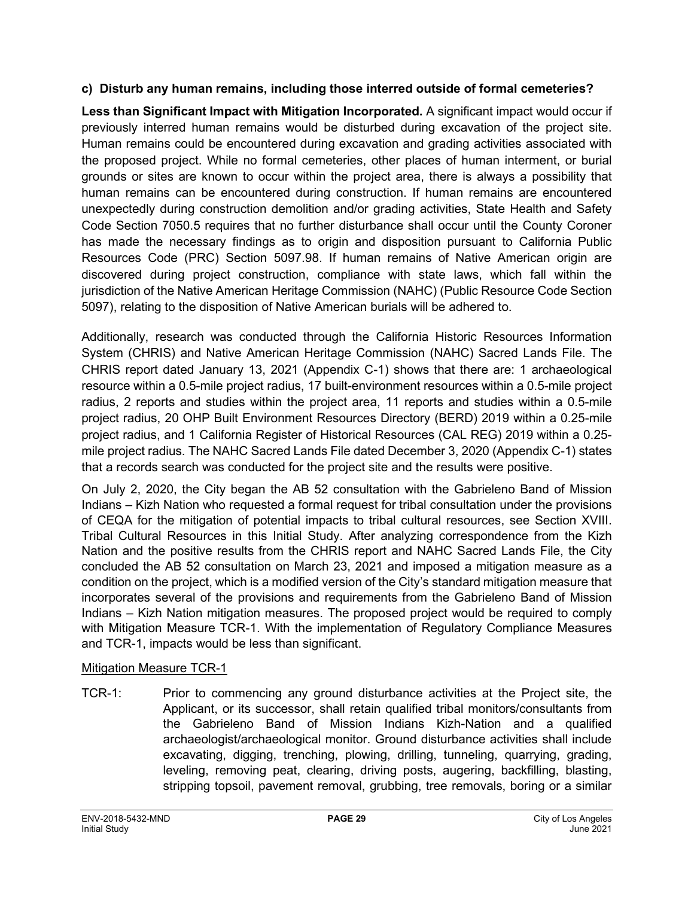**c) Disturb any human remains, including those interred outside of formal cemeteries?**

**Less than Significant Impact with Mitigation Incorporated.** A significant impact would occur if previously interred human remains would be disturbed during excavation of the project site. Human remains could be encountered during excavation and grading activities associated with the proposed project. While no formal cemeteries, other places of human interment, or burial grounds or sites are known to occur within the project area, there is always a possibility that human remains can be encountered during construction. If human remains are encountered unexpectedly during construction demolition and/or grading activities, State Health and Safety Code Section 7050.5 requires that no further disturbance shall occur until the County Coroner has made the necessary findings as to origin and disposition pursuant to California Public Resources Code (PRC) Section 5097.98. If human remains of Native American origin are discovered during project construction, compliance with state laws, which fall within the jurisdiction of the Native American Heritage Commission (NAHC) (Public Resource Code Section 5097), relating to the disposition of Native American burials will be adhered to.

Additionally, research was conducted through the California Historic Resources Information System (CHRIS) and Native American Heritage Commission (NAHC) Sacred Lands File. The CHRIS report dated January 13, 2021 (Appendix C-1) shows that there are: 1 archaeological resource within a 0.5-mile project radius, 17 built-environment resources within a 0.5-mile project radius, 2 reports and studies within the project area, 11 reports and studies within a 0.5-mile project radius, 20 OHP Built Environment Resources Directory (BERD) 2019 within a 0.25-mile project radius, and 1 California Register of Historical Resources (CAL REG) 2019 within a 0.25-mile project radius. The NAHC Sacred Lands File dated December 3, 2020 (Appendix C-1) states that a records search was conducted for the project site and the results were positive.

On July 2, 2020, the City began the AB 52 consultation with the Gabrieleno Band of Mission Indians – Kizh Nation who requested a formal request for tribal consultation under the provisions of CEQA for the mitigation of potential impacts to tribal cultural resources, see Section XVIII. Tribal Cultural Resources in this Initial Study. After analyzing correspondence from the Kizh Nation and the positive results from the CHRIS report and NAHC Sacred Lands File, the City concluded the AB 52 consultation on March 23, 2021 and imposed a mitigation measure as a condition on the project, which is a modified version of the City's standard mitigation measure that incorporates several of the provisions and requirements from the Gabrieleno Band of Mission Indians – Kizh Nation mitigation measures. The proposed project would be required to comply with Mitigation Measure TCR-1. With the implementation of Regulatory Compliance Measures and TCR-1, impacts would be less than significant.

<u>Mitigation Measure TCR-1</u>

TCR-1: Prior to commencing any ground disturbance activities at the Project site, the Applicant, or its successor, shall retain qualified tribal monitors/consultants from the Gabrieleno Band of Mission Indians Kizh-Nation and a qualified archaeologist/archaeological monitor. Ground disturbance activities shall include excavating, digging, trenching, plowing, drilling, tunneling, quarrying, grading, leveling, removing peat, clearing, driving posts, augering, backfilling, blasting, stripping topsoil, pavement removal, grubbing, tree removals, boring or a similar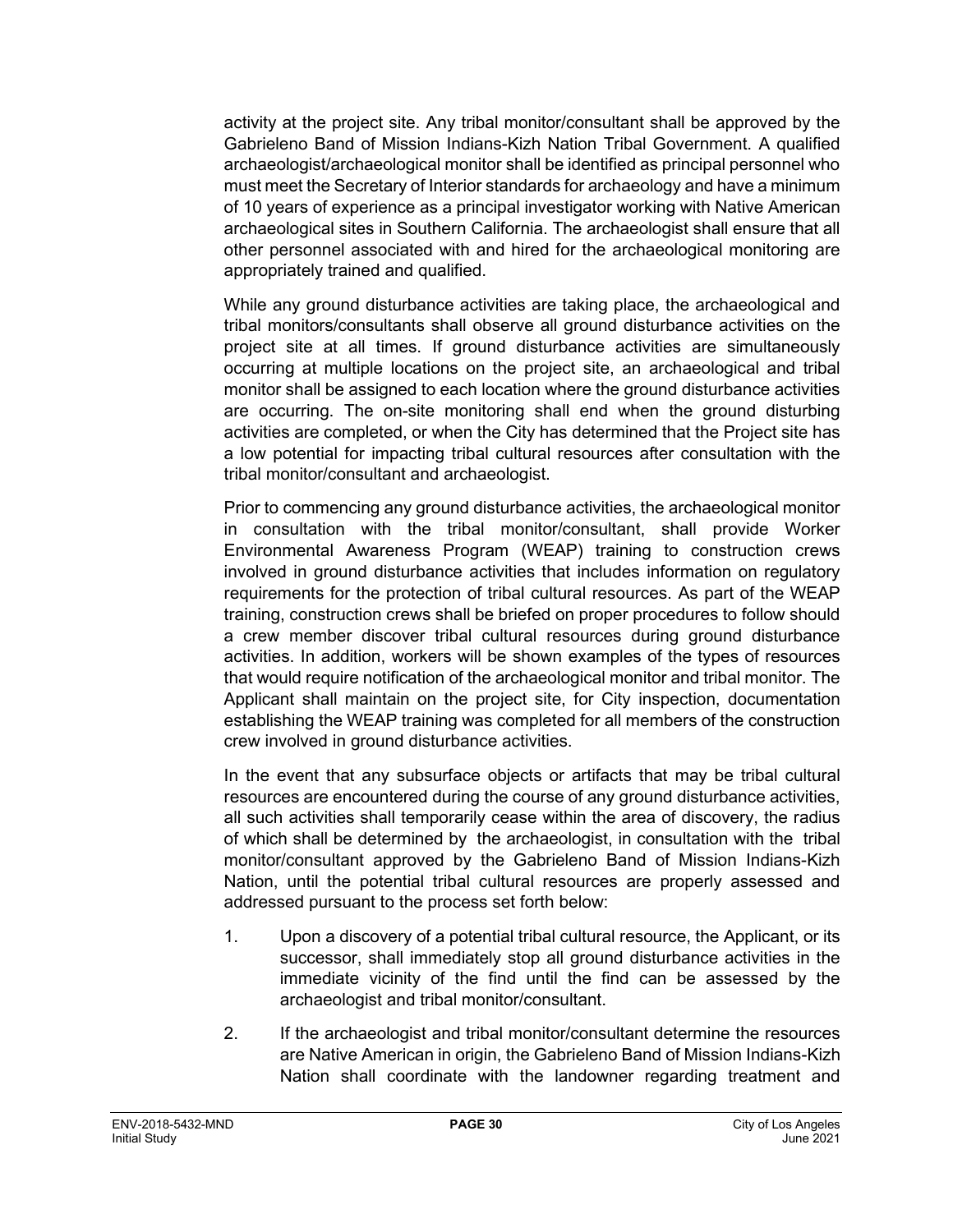activity at the project site. Any tribal monitor/consultant shall be approved by the Gabrieleno Band of Mission Indians-Kizh Nation Tribal Government. A qualified archaeologist/archaeological monitor shall be identified as principal personnel who must meet the Secretary of Interior standards for archaeology and have a minimum of 10 years of experience as a principal investigator working with Native American archaeological sites in Southern California. The archaeologist shall ensure that all other personnel associated with and hired for the archaeological monitoring are appropriately trained and qualified.

While any ground disturbance activities are taking place, the archaeological and tribal monitors/consultants shall observe all ground disturbance activities on the project site at all times. If ground disturbance activities are simultaneously occurring at multiple locations on the project site, an archaeological and tribal monitor shall be assigned to each location where the ground disturbance activities are occurring. The on-site monitoring shall end when the ground disturbing activities are completed, or when the City has determined that the Project site has a low potential for impacting tribal cultural resources after consultation with the tribal monitor/consultant and archaeologist.

Prior to commencing any ground disturbance activities, the archaeological monitor in consultation with the tribal monitor/consultant, shall provide Worker Environmental Awareness Program (WEAP) training to construction crews involved in ground disturbance activities that includes information on regulatory requirements for the protection of tribal cultural resources. As part of the WEAP training, construction crews shall be briefed on proper procedures to follow should a crew member discover tribal cultural resources during ground disturbance activities. In addition, workers will be shown examples of the types of resources that would require notification of the archaeological monitor and tribal monitor. The Applicant shall maintain on the project site, for City inspection, documentation establishing the WEAP training was completed for all members of the construction crew involved in ground disturbance activities.

In the event that any subsurface objects or artifacts that may be tribal cultural resources are encountered during the course of any ground disturbance activities, all such activities shall temporarily cease within the area of discovery, the radius of which shall be determined by the archaeologist, in consultation with the tribal monitor/consultant approved by the Gabrieleno Band of Mission Indians-Kizh Nation, until the potential tribal cultural resources are properly assessed and addressed pursuant to the process set forth below:

1. Upon a discovery of a potential tribal cultural resource, the Applicant, or its successor, shall immediately stop all ground disturbance activities in the immediate vicinity of the find until the find can be assessed by the archaeologist and tribal monitor/consultant.

2. If the archaeologist and tribal monitor/consultant determine the resources are Native American in origin, the Gabrieleno Band of Mission Indians-Kizh Nation shall coordinate with the landowner regarding treatment and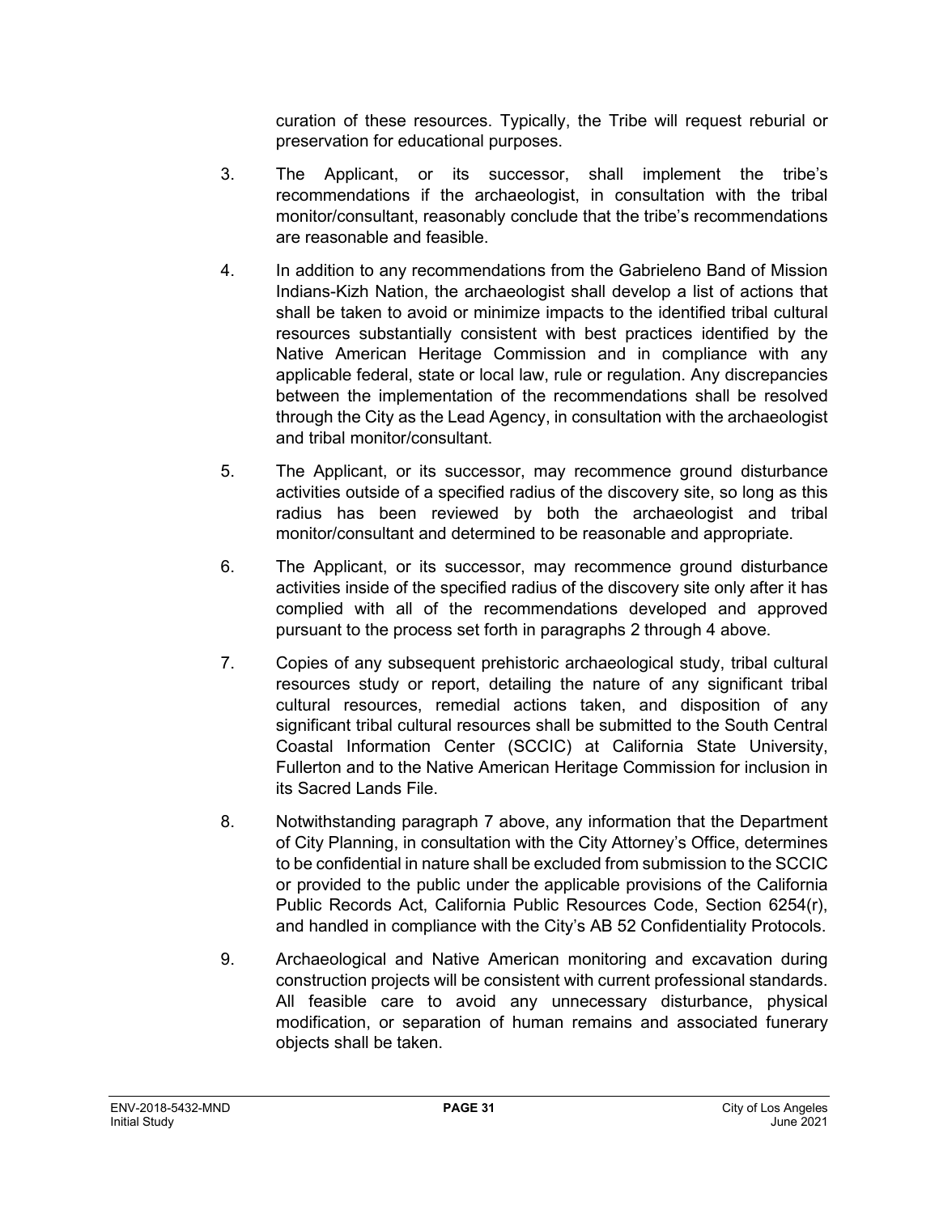curation of these resources. Typically, the Tribe will request reburial or preservation for educational purposes.

3. The Applicant, or its successor, shall implement the tribe's recommendations if the archaeologist, in consultation with the tribal monitor/consultant, reasonably conclude that the tribe's recommendations are reasonable and feasible.

4. In addition to any recommendations from the Gabrieleno Band of Mission Indians-Kizh Nation, the archaeologist shall develop a list of actions that shall be taken to avoid or minimize impacts to the identified tribal cultural resources substantially consistent with best practices identified by the Native American Heritage Commission and in compliance with any applicable federal, state or local law, rule or regulation. Any discrepancies between the implementation of the recommendations shall be resolved through the City as the Lead Agency, in consultation with the archaeologist and tribal monitor/consultant.

5. The Applicant, or its successor, may recommence ground disturbance activities outside of a specified radius of the discovery site, so long as this radius has been reviewed by both the archaeologist and tribal monitor/consultant and determined to be reasonable and appropriate.

6. The Applicant, or its successor, may recommence ground disturbance activities inside of the specified radius of the discovery site only after it has complied with all of the recommendations developed and approved pursuant to the process set forth in paragraphs 2 through 4 above.

7. Copies of any subsequent prehistoric archaeological study, tribal cultural resources study or report, detailing the nature of any significant tribal cultural resources, remedial actions taken, and disposition of any significant tribal cultural resources shall be submitted to the South Central Coastal Information Center (SCCIC) at California State University, Fullerton and to the Native American Heritage Commission for inclusion in its Sacred Lands File.

8. Notwithstanding paragraph 7 above, any information that the Department of City Planning, in consultation with the City Attorney's Office, determines to be confidential in nature shall be excluded from submission to the SCCIC or provided to the public under the applicable provisions of the California Public Records Act, California Public Resources Code, Section 6254(r), and handled in compliance with the City's AB 52 Confidentiality Protocols.

9. Archaeological and Native American monitoring and excavation during construction projects will be consistent with current professional standards. All feasible care to avoid any unnecessary disturbance, physical modification, or separation of human remains and associated funerary objects shall be taken.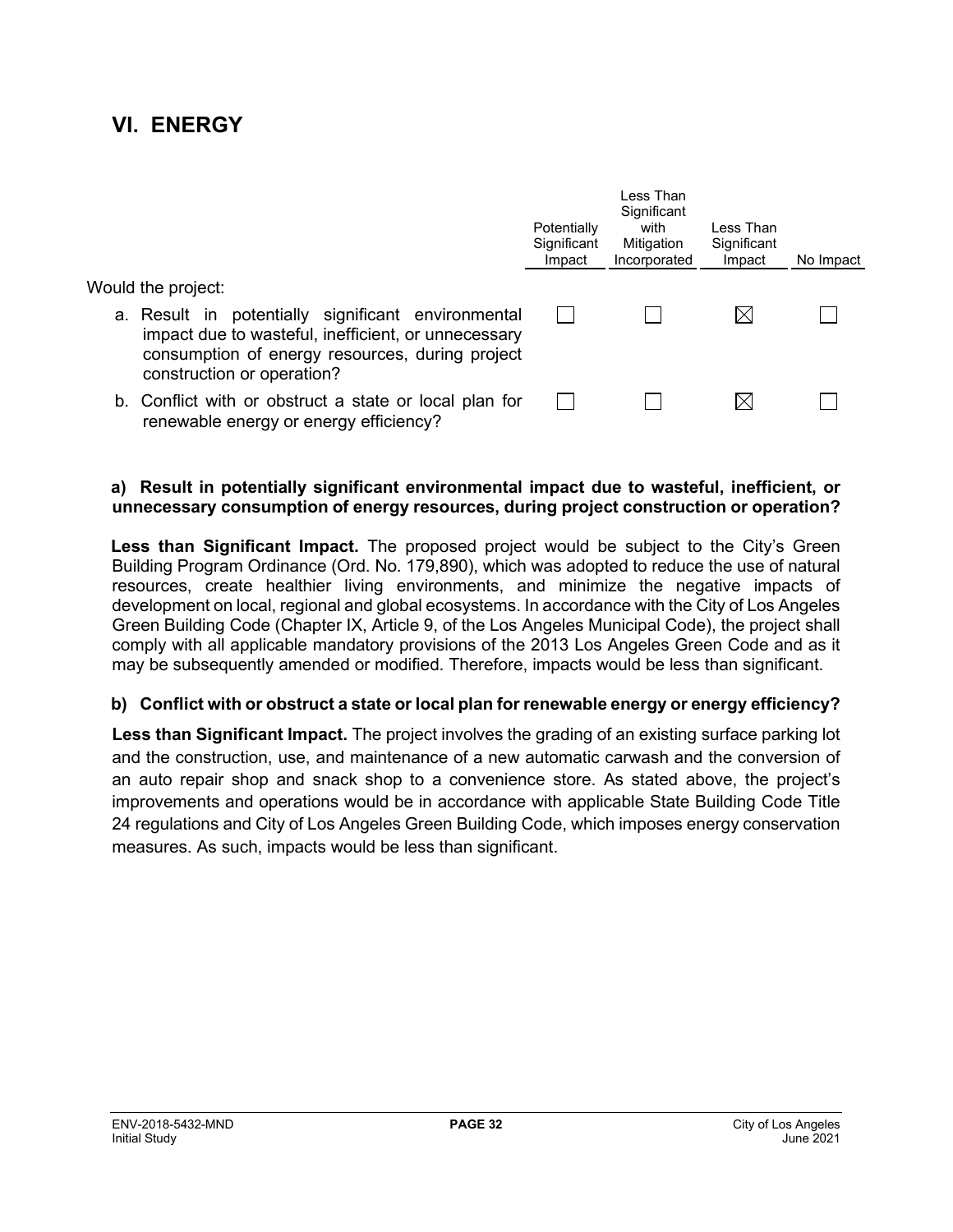## VI. ENERGY

| Would the project: | Potentially Significant Impact | Less Than Significant with Mitigation Incorporated | Less Than Significant Impact | No Impact |
|---|---|---|---|---|
| a. Result in potentially significant environmental impact due to wasteful, inefficient, or unnecessary consumption of energy resources, during project construction or operation? | ☐ | ☐ | ☒ | ☐ |
| b. Conflict with or obstruct a state or local plan for renewable energy or energy efficiency? | ☐ | ☐ | ☒ | ☐ |

**a) Result in potentially significant environmental impact due to wasteful, inefficient, or unnecessary consumption of energy resources, during project construction or operation?**

**Less than Significant Impact.** The proposed project would be subject to the City's Green Building Program Ordinance (Ord. No. 179,890), which was adopted to reduce the use of natural resources, create healthier living environments, and minimize the negative impacts of development on local, regional and global ecosystems. In accordance with the City of Los Angeles Green Building Code (Chapter IX, Article 9, of the Los Angeles Municipal Code), the project shall comply with all applicable mandatory provisions of the 2013 Los Angeles Green Code and as it may be subsequently amended or modified. Therefore, impacts would be less than significant.

**b) Conflict with or obstruct a state or local plan for renewable energy or energy efficiency?**

**Less than Significant Impact.** The project involves the grading of an existing surface parking lot and the construction, use, and maintenance of a new automatic carwash and the conversion of an auto repair shop and snack shop to a convenience store. As stated above, the project's improvements and operations would be in accordance with applicable State Building Code Title 24 regulations and City of Los Angeles Green Building Code, which imposes energy conservation measures. As such, impacts would be less than significant.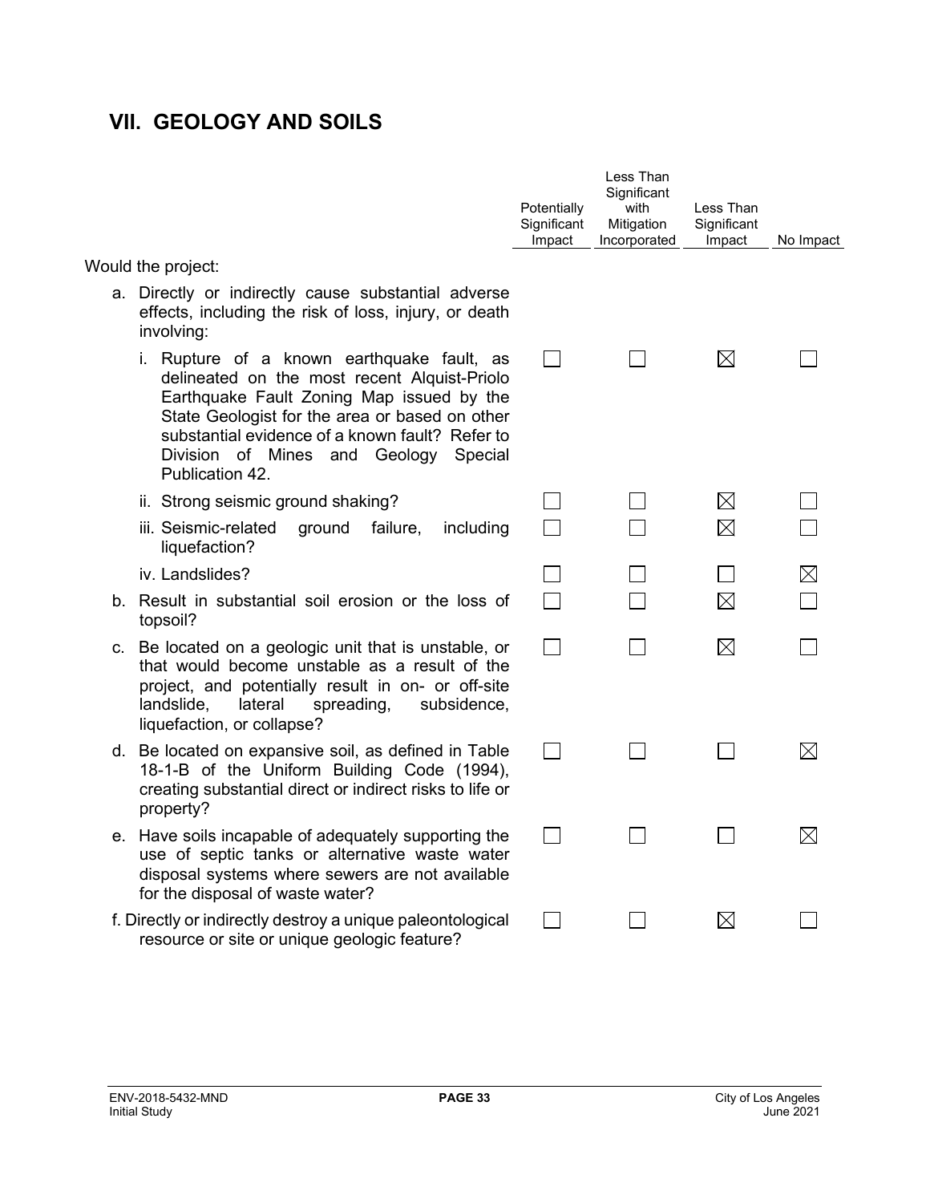## VII. GEOLOGY AND SOILS

| | Potentially Significant Impact | Less Than Significant with Mitigation Incorporated | Less Than Significant Impact | No Impact |
|---|---|---|---|---|
| Would the project: | | | | |
| a. Directly or indirectly cause substantial adverse effects, including the risk of loss, injury, or death involving: | | | | |
| i. Rupture of a known earthquake fault, as delineated on the most recent Alquist-Priolo Earthquake Fault Zoning Map issued by the State Geologist for the area or based on other substantial evidence of a known fault? Refer to Division of Mines and Geology Special Publication 42. | ☐ | ☐ | ☒ | ☐ |
| ii. Strong seismic ground shaking? | ☐ | ☐ | ☒ | ☐ |
| iii. Seismic-related ground failure, including liquefaction? | ☐ | ☐ | ☒ | ☐ |
| iv. Landslides? | ☐ | ☐ | ☐ | ☒ |
| b. Result in substantial soil erosion or the loss of topsoil? | ☐ | ☐ | ☒ | ☐ |
| c. Be located on a geologic unit that is unstable, or that would become unstable as a result of the project, and potentially result in on- or off-site landslide, lateral spreading, subsidence, liquefaction, or collapse? | ☐ | ☐ | ☒ | ☐ |
| d. Be located on expansive soil, as defined in Table 18-1-B of the Uniform Building Code (1994), creating substantial direct or indirect risks to life or property? | ☐ | ☐ | ☐ | ☒ |
| e. Have soils incapable of adequately supporting the use of septic tanks or alternative waste water disposal systems where sewers are not available for the disposal of waste water? | ☐ | ☐ | ☐ | ☒ |
| f. Directly or indirectly destroy a unique paleontological resource or site or unique geologic feature? | ☐ | ☐ | ☒ | ☐ |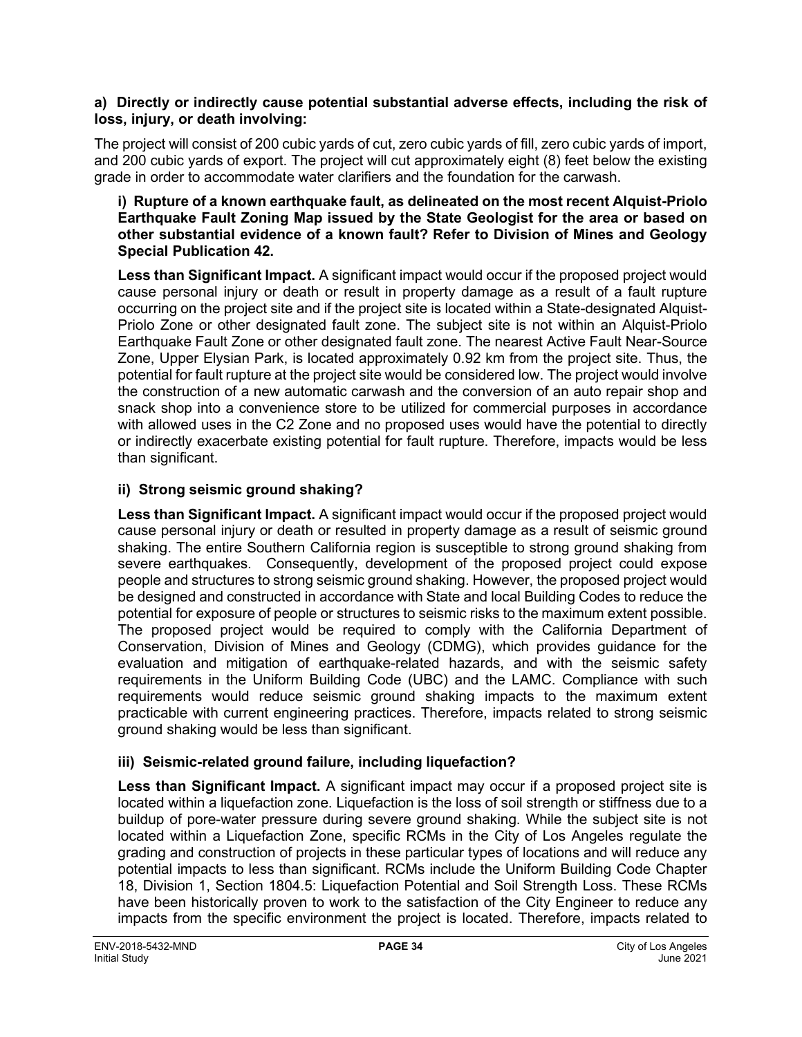**a) Directly or indirectly cause potential substantial adverse effects, including the risk of loss, injury, or death involving:**

The project will consist of 200 cubic yards of cut, zero cubic yards of fill, zero cubic yards of import, and 200 cubic yards of export. The project will cut approximately eight (8) feet below the existing grade in order to accommodate water clarifiers and the foundation for the carwash.

**i) Rupture of a known earthquake fault, as delineated on the most recent Alquist-Priolo Earthquake Fault Zoning Map issued by the State Geologist for the area or based on other substantial evidence of a known fault? Refer to Division of Mines and Geology Special Publication 42.**

**Less than Significant Impact.** A significant impact would occur if the proposed project would cause personal injury or death or result in property damage as a result of a fault rupture occurring on the project site and if the project site is located within a State-designated Alquist-Priolo Zone or other designated fault zone. The subject site is not within an Alquist-Priolo Earthquake Fault Zone or other designated fault zone. The nearest Active Fault Near-Source Zone, Upper Elysian Park, is located approximately 0.92 km from the project site. Thus, the potential for fault rupture at the project site would be considered low. The project would involve the construction of a new automatic carwash and the conversion of an auto repair shop and snack shop into a convenience store to be utilized for commercial purposes in accordance with allowed uses in the C2 Zone and no proposed uses would have the potential to directly or indirectly exacerbate existing potential for fault rupture. Therefore, impacts would be less than significant.

**ii) Strong seismic ground shaking?**

**Less than Significant Impact.** A significant impact would occur if the proposed project would cause personal injury or death or resulted in property damage as a result of seismic ground shaking. The entire Southern California region is susceptible to strong ground shaking from severe earthquakes. Consequently, development of the proposed project could expose people and structures to strong seismic ground shaking. However, the proposed project would be designed and constructed in accordance with State and local Building Codes to reduce the potential for exposure of people or structures to seismic risks to the maximum extent possible. The proposed project would be required to comply with the California Department of Conservation, Division of Mines and Geology (CDMG), which provides guidance for the evaluation and mitigation of earthquake-related hazards, and with the seismic safety requirements in the Uniform Building Code (UBC) and the LAMC. Compliance with such requirements would reduce seismic ground shaking impacts to the maximum extent practicable with current engineering practices. Therefore, impacts related to strong seismic ground shaking would be less than significant.

**iii) Seismic-related ground failure, including liquefaction?**

**Less than Significant Impact.** A significant impact may occur if a proposed project site is located within a liquefaction zone. Liquefaction is the loss of soil strength or stiffness due to a buildup of pore-water pressure during severe ground shaking. While the subject site is not located within a Liquefaction Zone, specific RCMs in the City of Los Angeles regulate the grading and construction of projects in these particular types of locations and will reduce any potential impacts to less than significant. RCMs include the Uniform Building Code Chapter 18, Division 1, Section 1804.5: Liquefaction Potential and Soil Strength Loss. These RCMs have been historically proven to work to the satisfaction of the City Engineer to reduce any impacts from the specific environment the project is located. Therefore, impacts related to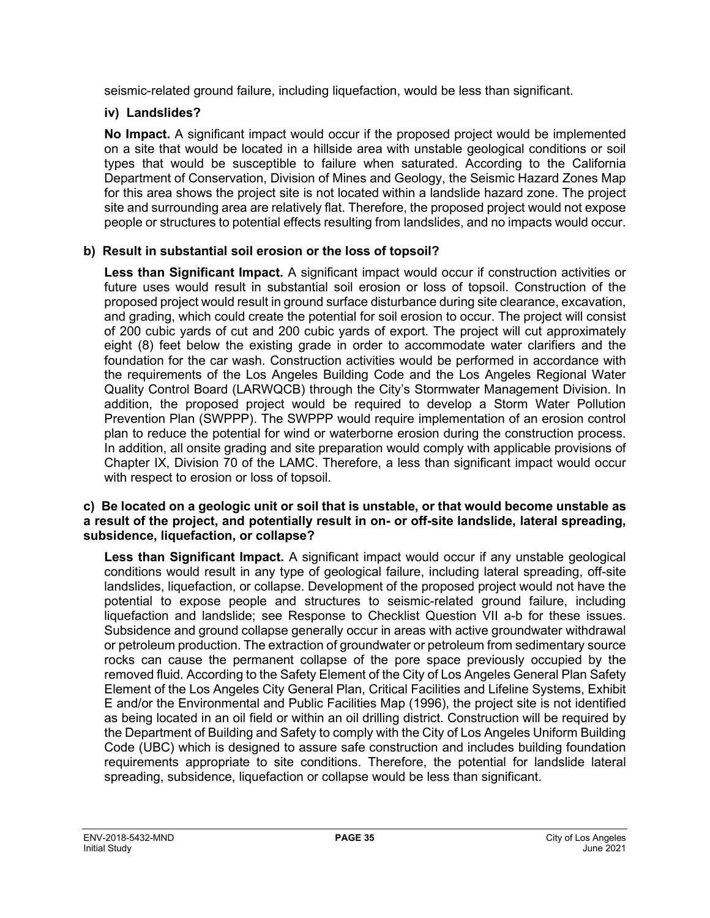seismic-related ground failure, including liquefaction, would be less than significant.

### iv) Landslides?

**No Impact.** A significant impact would occur if the proposed project would be implemented on a site that would be located in a hillside area with unstable geological conditions or soil types that would be susceptible to failure when saturated. According to the California Department of Conservation, Division of Mines and Geology, the Seismic Hazard Zones Map for this area shows the project site is not located within a landslide hazard zone. The project site and surrounding area are relatively flat. Therefore, the proposed project would not expose people or structures to potential effects resulting from landslides, and no impacts would occur.

### b) Result in substantial soil erosion or the loss of topsoil?

**Less than Significant Impact.** A significant impact would occur if construction activities or future uses would result in substantial soil erosion or loss of topsoil. Construction of the proposed project would result in ground surface disturbance during site clearance, excavation, and grading, which could create the potential for soil erosion to occur. The project will consist of 200 cubic yards of cut and 200 cubic yards of export. The project will cut approximately eight (8) feet below the existing grade in order to accommodate water clarifiers and the foundation for the car wash. Construction activities would be performed in accordance with the requirements of the Los Angeles Building Code and the Los Angeles Regional Water Quality Control Board (LARWQCB) through the City's Stormwater Management Division. In addition, the proposed project would be required to develop a Storm Water Pollution Prevention Plan (SWPPP). The SWPPP would require implementation of an erosion control plan to reduce the potential for wind or waterborne erosion during the construction process. In addition, all onsite grading and site preparation would comply with applicable provisions of Chapter IX, Division 70 of the LAMC. Therefore, a less than significant impact would occur with respect to erosion or loss of topsoil.

### c) Be located on a geologic unit or soil that is unstable, or that would become unstable as a result of the project, and potentially result in on- or off-site landslide, lateral spreading, subsidence, liquefaction, or collapse?

**Less than Significant Impact.** A significant impact would occur if any unstable geological conditions would result in any type of geological failure, including lateral spreading, off-site landslides, liquefaction, or collapse. Development of the proposed project would not have the potential to expose people and structures to seismic-related ground failure, including liquefaction and landslide; see Response to Checklist Question VII a-b for these issues. Subsidence and ground collapse generally occur in areas with active groundwater withdrawal or petroleum production. The extraction of groundwater or petroleum from sedimentary source rocks can cause the permanent collapse of the pore space previously occupied by the removed fluid. According to the Safety Element of the City of Los Angeles General Plan Safety Element of the Los Angeles City General Plan, Critical Facilities and Lifeline Systems, Exhibit E and/or the Environmental and Public Facilities Map (1996), the project site is not identified as being located in an oil field or within an oil drilling district. Construction will be required by the Department of Building and Safety to comply with the City of Los Angeles Uniform Building Code (UBC) which is designed to assure safe construction and includes building foundation requirements appropriate to site conditions. Therefore, the potential for landslide lateral spreading, subsidence, liquefaction or collapse would be less than significant.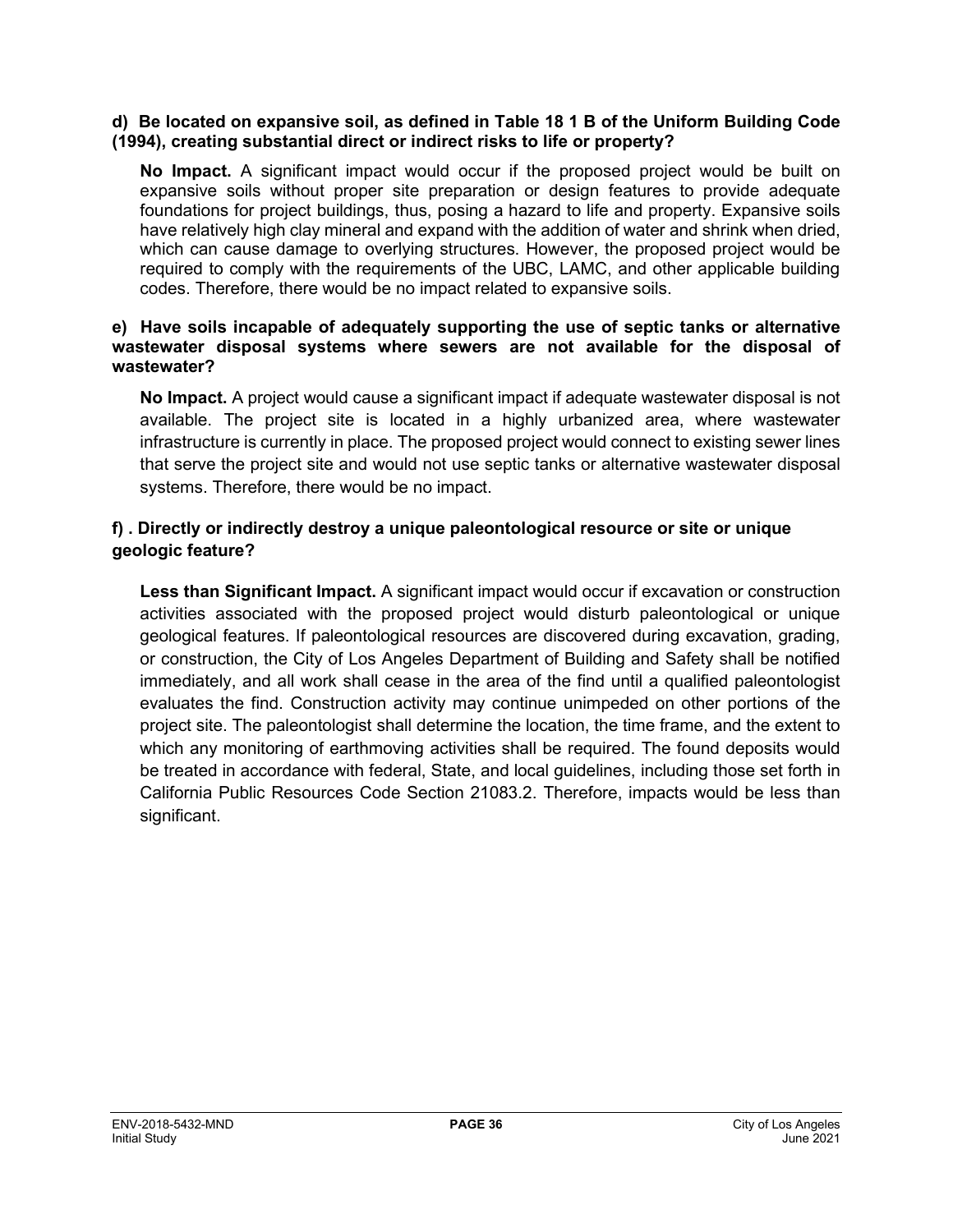**d) Be located on expansive soil, as defined in Table 18 1 B of the Uniform Building Code (1994), creating substantial direct or indirect risks to life or property?**

**No Impact.** A significant impact would occur if the proposed project would be built on expansive soils without proper site preparation or design features to provide adequate foundations for project buildings, thus, posing a hazard to life and property. Expansive soils have relatively high clay mineral and expand with the addition of water and shrink when dried, which can cause damage to overlying structures. However, the proposed project would be required to comply with the requirements of the UBC, LAMC, and other applicable building codes. Therefore, there would be no impact related to expansive soils.

**e) Have soils incapable of adequately supporting the use of septic tanks or alternative wastewater disposal systems where sewers are not available for the disposal of wastewater?**

**No Impact.** A project would cause a significant impact if adequate wastewater disposal is not available. The project site is located in a highly urbanized area, where wastewater infrastructure is currently in place. The proposed project would connect to existing sewer lines that serve the project site and would not use septic tanks or alternative wastewater disposal systems. Therefore, there would be no impact.

**f) . Directly or indirectly destroy a unique paleontological resource or site or unique geologic feature?**

**Less than Significant Impact.** A significant impact would occur if excavation or construction activities associated with the proposed project would disturb paleontological or unique geological features. If paleontological resources are discovered during excavation, grading, or construction, the City of Los Angeles Department of Building and Safety shall be notified immediately, and all work shall cease in the area of the find until a qualified paleontologist evaluates the find. Construction activity may continue unimpeded on other portions of the project site. The paleontologist shall determine the location, the time frame, and the extent to which any monitoring of earthmoving activities shall be required. The found deposits would be treated in accordance with federal, State, and local guidelines, including those set forth in California Public Resources Code Section 21083.2. Therefore, impacts would be less than significant.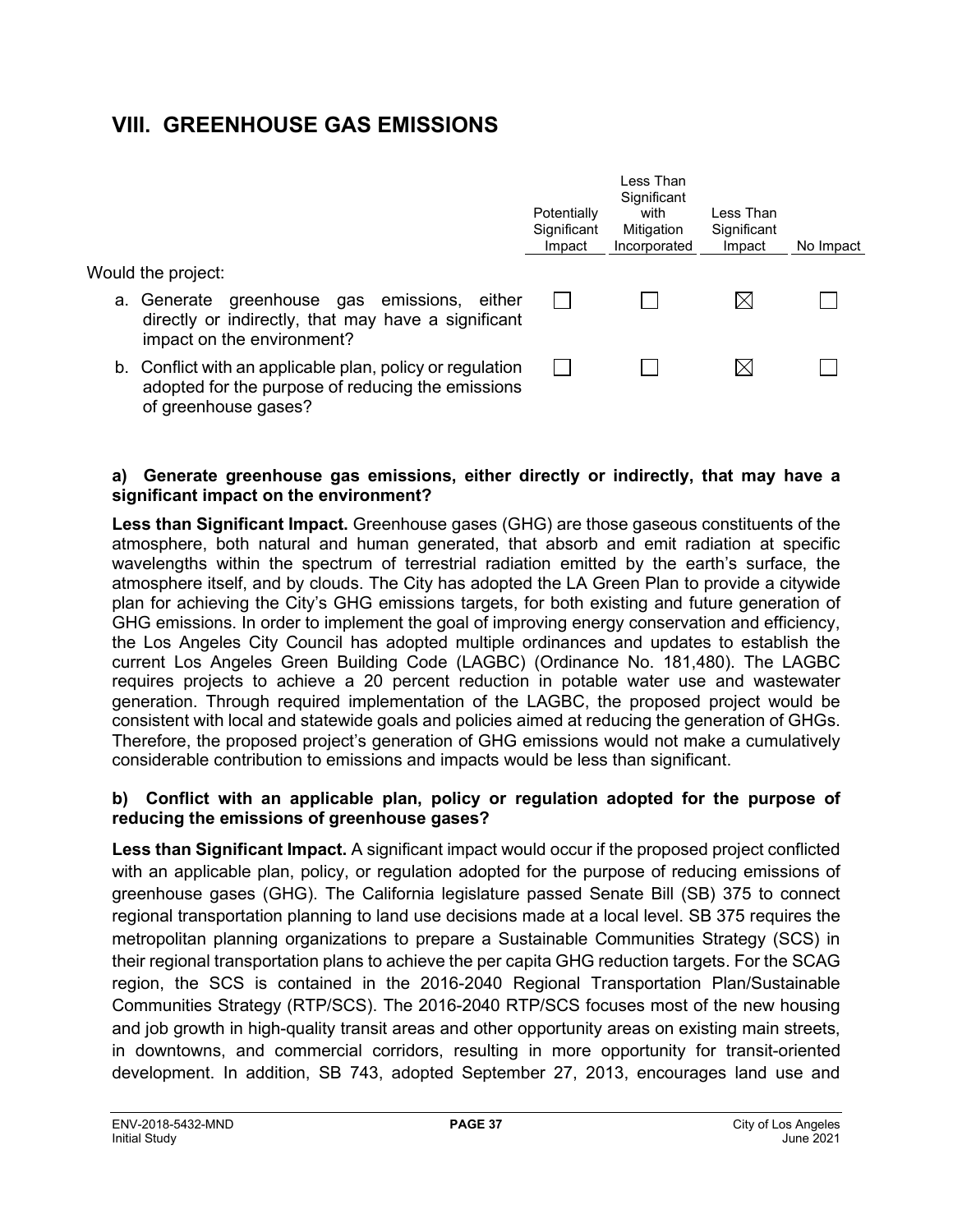# VIII. GREENHOUSE GAS EMISSIONS

| Would the project: | Potentially Significant Impact | Less Than Significant with Mitigation Incorporated | Less Than Significant Impact | No Impact |
|---|---|---|---|---|
| a. Generate greenhouse gas emissions, either directly or indirectly, that may have a significant impact on the environment? | ☐ | ☐ | ☒ | ☐ |
| b. Conflict with an applicable plan, policy or regulation adopted for the purpose of reducing the emissions of greenhouse gases? | ☐ | ☐ | ☒ | ☐ |

**a) Generate greenhouse gas emissions, either directly or indirectly, that may have a significant impact on the environment?**

**Less than Significant Impact.** Greenhouse gases (GHG) are those gaseous constituents of the atmosphere, both natural and human generated, that absorb and emit radiation at specific wavelengths within the spectrum of terrestrial radiation emitted by the earth's surface, the atmosphere itself, and by clouds. The City has adopted the LA Green Plan to provide a citywide plan for achieving the City's GHG emissions targets, for both existing and future generation of GHG emissions. In order to implement the goal of improving energy conservation and efficiency, the Los Angeles City Council has adopted multiple ordinances and updates to establish the current Los Angeles Green Building Code (LAGBC) (Ordinance No. 181,480). The LAGBC requires projects to achieve a 20 percent reduction in potable water use and wastewater generation. Through required implementation of the LAGBC, the proposed project would be consistent with local and statewide goals and policies aimed at reducing the generation of GHGs. Therefore, the proposed project's generation of GHG emissions would not make a cumulatively considerable contribution to emissions and impacts would be less than significant.

**b) Conflict with an applicable plan, policy or regulation adopted for the purpose of reducing the emissions of greenhouse gases?**

**Less than Significant Impact.** A significant impact would occur if the proposed project conflicted with an applicable plan, policy, or regulation adopted for the purpose of reducing emissions of greenhouse gases (GHG). The California legislature passed Senate Bill (SB) 375 to connect regional transportation planning to land use decisions made at a local level. SB 375 requires the metropolitan planning organizations to prepare a Sustainable Communities Strategy (SCS) in their regional transportation plans to achieve the per capita GHG reduction targets. For the SCAG region, the SCS is contained in the 2016-2040 Regional Transportation Plan/Sustainable Communities Strategy (RTP/SCS). The 2016-2040 RTP/SCS focuses most of the new housing and job growth in high-quality transit areas and other opportunity areas on existing main streets, in downtowns, and commercial corridors, resulting in more opportunity for transit-oriented development. In addition, SB 743, adopted September 27, 2013, encourages land use and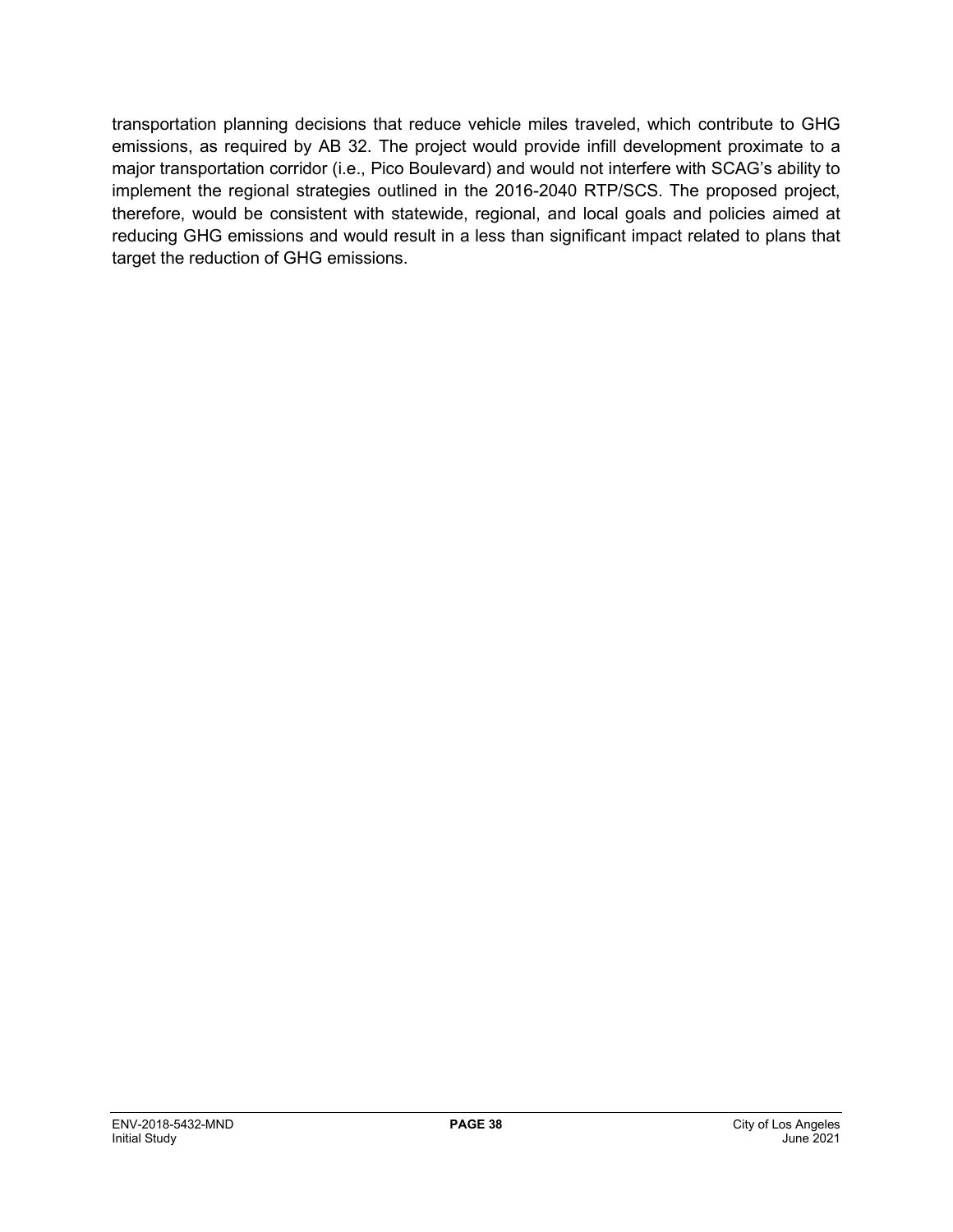transportation planning decisions that reduce vehicle miles traveled, which contribute to GHG emissions, as required by AB 32. The project would provide infill development proximate to a major transportation corridor (i.e., Pico Boulevard) and would not interfere with SCAG's ability to implement the regional strategies outlined in the 2016-2040 RTP/SCS. The proposed project, therefore, would be consistent with statewide, regional, and local goals and policies aimed at reducing GHG emissions and would result in a less than significant impact related to plans that target the reduction of GHG emissions.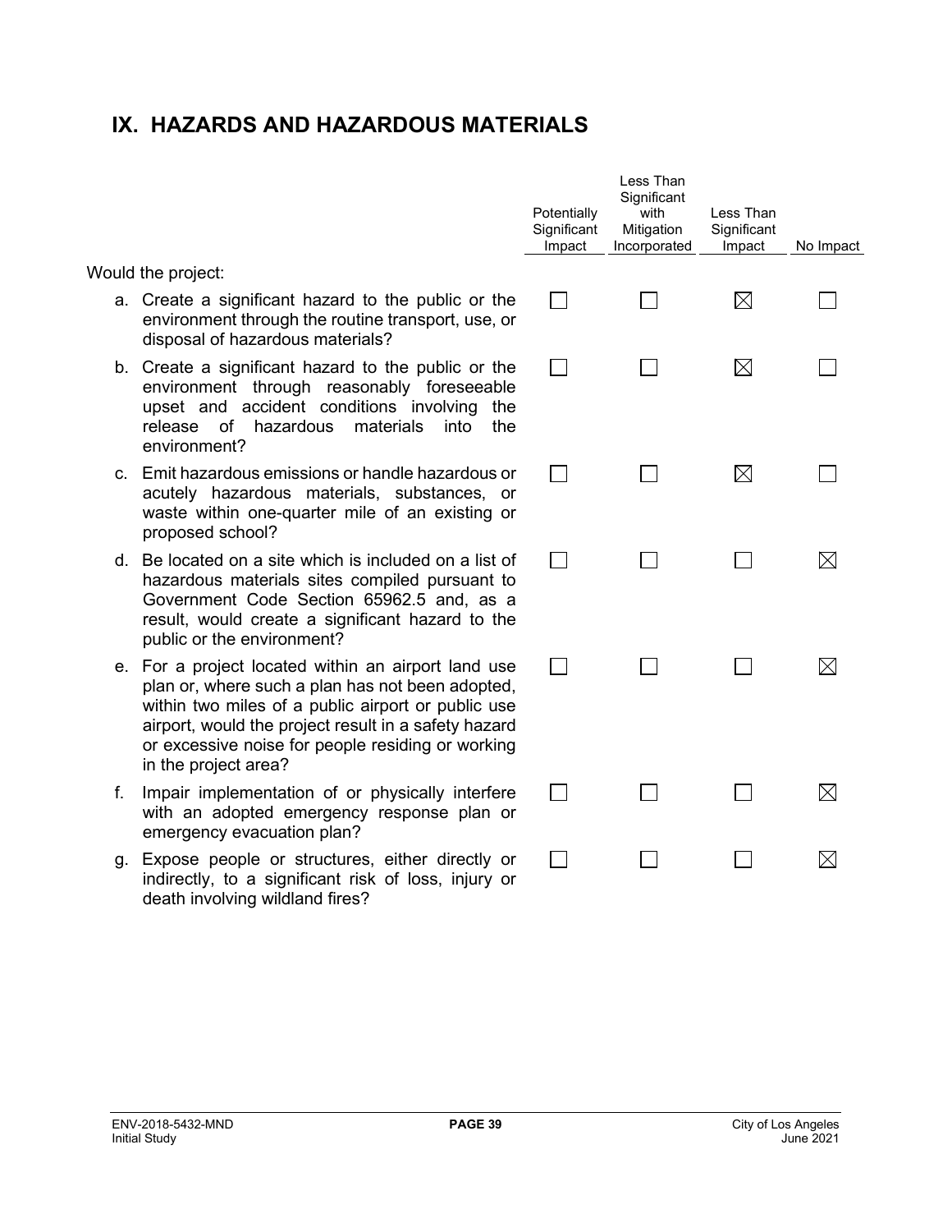## IX. HAZARDS AND HAZARDOUS MATERIALS

| Would the project: | Potentially Significant Impact | Less Than Significant with Mitigation Incorporated | Less Than Significant Impact | No Impact |
|---|---|---|---|---|
| a. Create a significant hazard to the public or the environment through the routine transport, use, or disposal of hazardous materials? | ☐ | ☐ | ☒ | ☐ |
| b. Create a significant hazard to the public or the environment through reasonably foreseeable upset and accident conditions involving the release of hazardous materials into the environment? | ☐ | ☐ | ☒ | ☐ |
| c. Emit hazardous emissions or handle hazardous or acutely hazardous materials, substances, or waste within one-quarter mile of an existing or proposed school? | ☐ | ☐ | ☒ | ☐ |
| d. Be located on a site which is included on a list of hazardous materials sites compiled pursuant to Government Code Section 65962.5 and, as a result, would create a significant hazard to the public or the environment? | ☐ | ☐ | ☐ | ☒ |
| e. For a project located within an airport land use plan or, where such a plan has not been adopted, within two miles of a public airport or public use airport, would the project result in a safety hazard or excessive noise for people residing or working in the project area? | ☐ | ☐ | ☐ | ☒ |
| f. Impair implementation of or physically interfere with an adopted emergency response plan or emergency evacuation plan? | ☐ | ☐ | ☐ | ☒ |
| g. Expose people or structures, either directly or indirectly, to a significant risk of loss, injury or death involving wildland fires? | ☐ | ☐ | ☐ | ☒ |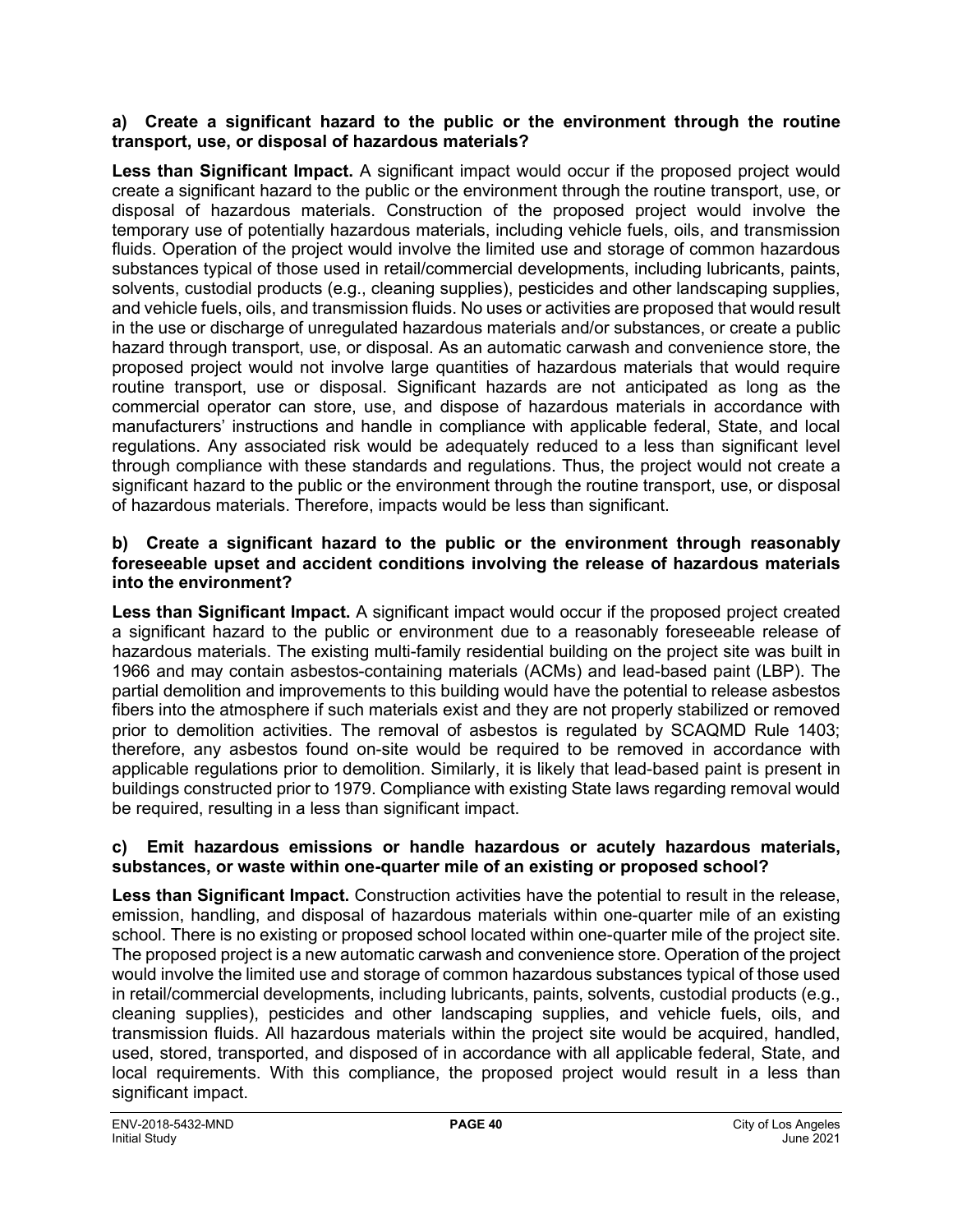**a) Create a significant hazard to the public or the environment through the routine transport, use, or disposal of hazardous materials?**

**Less than Significant Impact.** A significant impact would occur if the proposed project would create a significant hazard to the public or the environment through the routine transport, use, or disposal of hazardous materials. Construction of the proposed project would involve the temporary use of potentially hazardous materials, including vehicle fuels, oils, and transmission fluids. Operation of the project would involve the limited use and storage of common hazardous substances typical of those used in retail/commercial developments, including lubricants, paints, solvents, custodial products (e.g., cleaning supplies), pesticides and other landscaping supplies, and vehicle fuels, oils, and transmission fluids. No uses or activities are proposed that would result in the use or discharge of unregulated hazardous materials and/or substances, or create a public hazard through transport, use, or disposal. As an automatic carwash and convenience store, the proposed project would not involve large quantities of hazardous materials that would require routine transport, use or disposal. Significant hazards are not anticipated as long as the commercial operator can store, use, and dispose of hazardous materials in accordance with manufacturers' instructions and handle in compliance with applicable federal, State, and local regulations. Any associated risk would be adequately reduced to a less than significant level through compliance with these standards and regulations. Thus, the project would not create a significant hazard to the public or the environment through the routine transport, use, or disposal of hazardous materials. Therefore, impacts would be less than significant.

**b) Create a significant hazard to the public or the environment through reasonably foreseeable upset and accident conditions involving the release of hazardous materials into the environment?**

**Less than Significant Impact.** A significant impact would occur if the proposed project created a significant hazard to the public or environment due to a reasonably foreseeable release of hazardous materials. The existing multi-family residential building on the project site was built in 1966 and may contain asbestos-containing materials (ACMs) and lead-based paint (LBP). The partial demolition and improvements to this building would have the potential to release asbestos fibers into the atmosphere if such materials exist and they are not properly stabilized or removed prior to demolition activities. The removal of asbestos is regulated by SCAQMD Rule 1403; therefore, any asbestos found on-site would be required to be removed in accordance with applicable regulations prior to demolition. Similarly, it is likely that lead-based paint is present in buildings constructed prior to 1979. Compliance with existing State laws regarding removal would be required, resulting in a less than significant impact.

**c) Emit hazardous emissions or handle hazardous or acutely hazardous materials, substances, or waste within one-quarter mile of an existing or proposed school?**

**Less than Significant Impact.** Construction activities have the potential to result in the release, emission, handling, and disposal of hazardous materials within one-quarter mile of an existing school. There is no existing or proposed school located within one-quarter mile of the project site. The proposed project is a new automatic carwash and convenience store. Operation of the project would involve the limited use and storage of common hazardous substances typical of those used in retail/commercial developments, including lubricants, paints, solvents, custodial products (e.g., cleaning supplies), pesticides and other landscaping supplies, and vehicle fuels, oils, and transmission fluids. All hazardous materials within the project site would be acquired, handled, used, stored, transported, and disposed of in accordance with all applicable federal, State, and local requirements. With this compliance, the proposed project would result in a less than significant impact.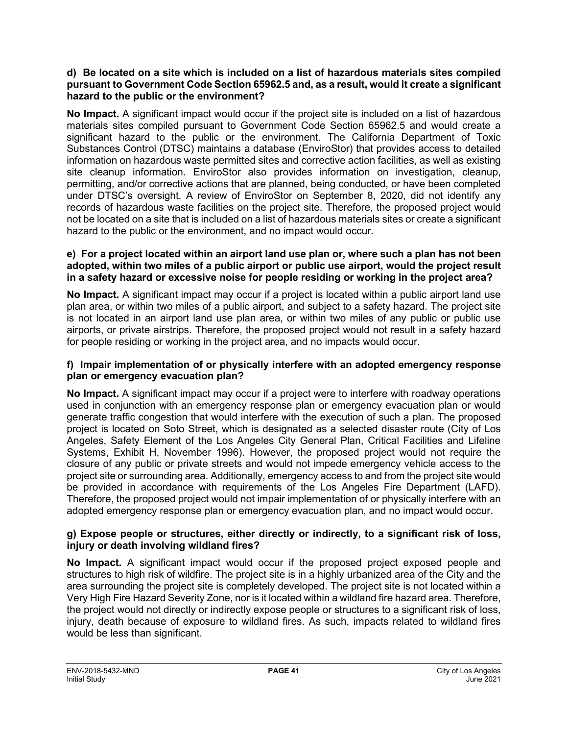**d) Be located on a site which is included on a list of hazardous materials sites compiled pursuant to Government Code Section 65962.5 and, as a result, would it create a significant hazard to the public or the environment?**

**No Impact.** A significant impact would occur if the project site is included on a list of hazardous materials sites compiled pursuant to Government Code Section 65962.5 and would create a significant hazard to the public or the environment. The California Department of Toxic Substances Control (DTSC) maintains a database (EnviroStor) that provides access to detailed information on hazardous waste permitted sites and corrective action facilities, as well as existing site cleanup information. EnviroStor also provides information on investigation, cleanup, permitting, and/or corrective actions that are planned, being conducted, or have been completed under DTSC's oversight. A review of EnviroStor on September 8, 2020, did not identify any records of hazardous waste facilities on the project site. Therefore, the proposed project would not be located on a site that is included on a list of hazardous materials sites or create a significant hazard to the public or the environment, and no impact would occur.

**e) For a project located within an airport land use plan or, where such a plan has not been adopted, within two miles of a public airport or public use airport, would the project result in a safety hazard or excessive noise for people residing or working in the project area?**

**No Impact.** A significant impact may occur if a project is located within a public airport land use plan area, or within two miles of a public airport, and subject to a safety hazard. The project site is not located in an airport land use plan area, or within two miles of any public or public use airports, or private airstrips. Therefore, the proposed project would not result in a safety hazard for people residing or working in the project area, and no impacts would occur.

**f) Impair implementation of or physically interfere with an adopted emergency response plan or emergency evacuation plan?**

**No Impact.** A significant impact may occur if a project were to interfere with roadway operations used in conjunction with an emergency response plan or emergency evacuation plan or would generate traffic congestion that would interfere with the execution of such a plan. The proposed project is located on Soto Street, which is designated as a selected disaster route (City of Los Angeles, Safety Element of the Los Angeles City General Plan, Critical Facilities and Lifeline Systems, Exhibit H, November 1996). However, the proposed project would not require the closure of any public or private streets and would not impede emergency vehicle access to the project site or surrounding area. Additionally, emergency access to and from the project site would be provided in accordance with requirements of the Los Angeles Fire Department (LAFD). Therefore, the proposed project would not impair implementation of or physically interfere with an adopted emergency response plan or emergency evacuation plan, and no impact would occur.

**g) Expose people or structures, either directly or indirectly, to a significant risk of loss, injury or death involving wildland fires?**

**No Impact.** A significant impact would occur if the proposed project exposed people and structures to high risk of wildfire. The project site is in a highly urbanized area of the City and the area surrounding the project site is completely developed. The project site is not located within a Very High Fire Hazard Severity Zone, nor is it located within a wildland fire hazard area. Therefore, the project would not directly or indirectly expose people or structures to a significant risk of loss, injury, death because of exposure to wildland fires. As such, impacts related to wildland fires would be less than significant.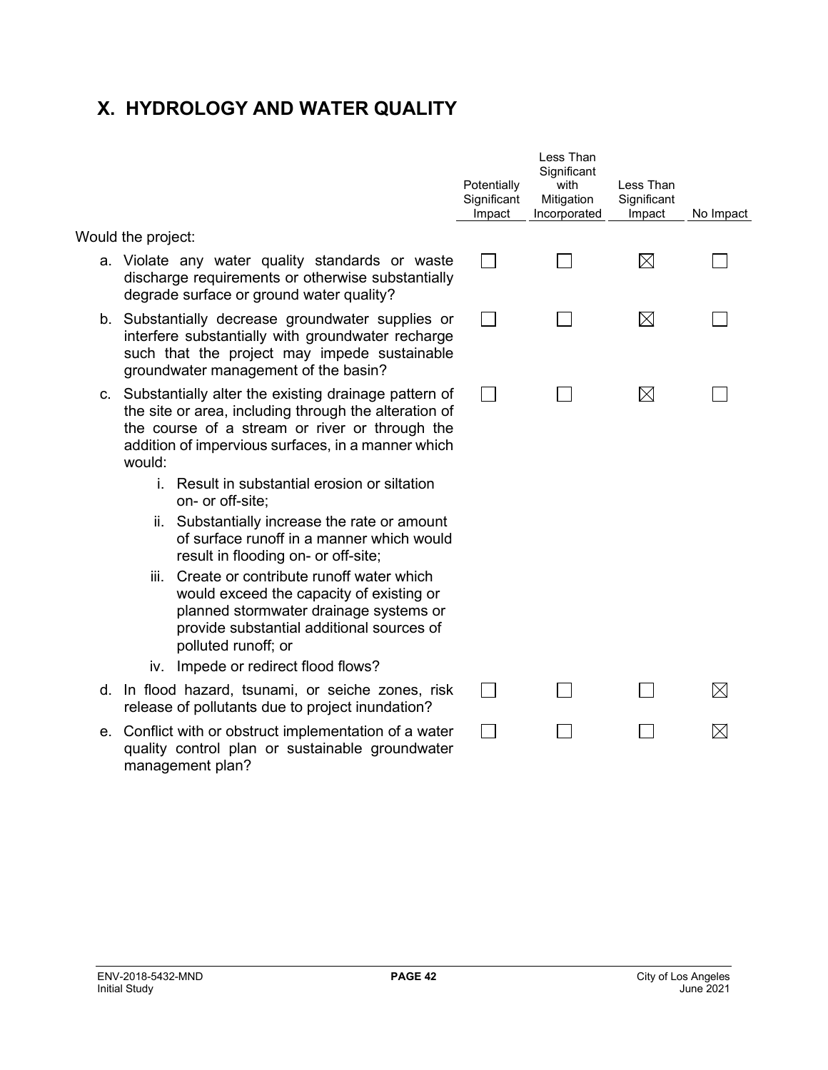# X. HYDROLOGY AND WATER QUALITY

| Would the project: | Potentially Significant Impact | Less Than Significant with Mitigation Incorporated | Less Than Significant Impact | No Impact |
|---|---|---|---|---|
| a. Violate any water quality standards or waste discharge requirements or otherwise substantially degrade surface or ground water quality? | ☐ | ☐ | ☒ | ☐ |
| b. Substantially decrease groundwater supplies or interfere substantially with groundwater recharge such that the project may impede sustainable groundwater management of the basin? | ☐ | ☐ | ☒ | ☐ |
| c. Substantially alter the existing drainage pattern of the site or area, including through the alteration of the course of a stream or river or through the addition of impervious surfaces, in a manner which would:<br>i. Result in substantial erosion or siltation on- or off-site;<br>ii. Substantially increase the rate or amount of surface runoff in a manner which would result in flooding on- or off-site;<br>iii. Create or contribute runoff water which would exceed the capacity of existing or planned stormwater drainage systems or provide substantial additional sources of polluted runoff; or<br>iv. Impede or redirect flood flows? | ☐ | ☐ | ☒ | ☐ |
| d. In flood hazard, tsunami, or seiche zones, risk release of pollutants due to project inundation? | ☐ | ☐ | ☐ | ☒ |
| e. Conflict with or obstruct implementation of a water quality control plan or sustainable groundwater management plan? | ☐ | ☐ | ☐ | ☒ |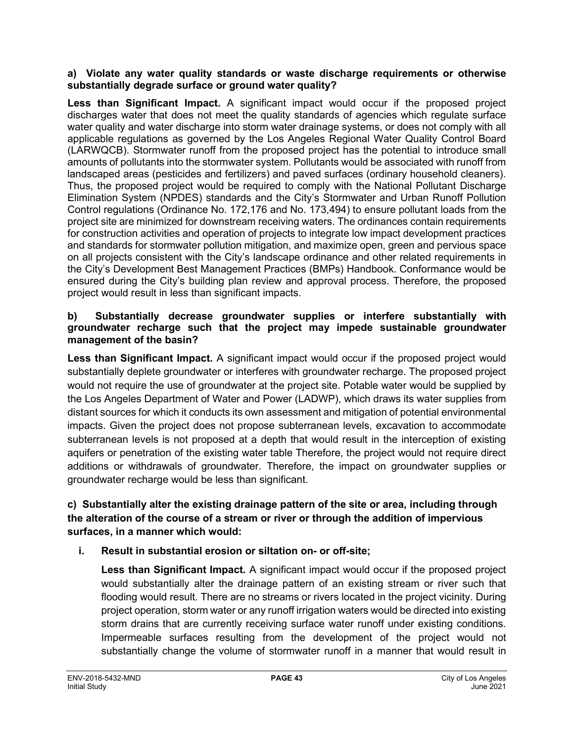**a) Violate any water quality standards or waste discharge requirements or otherwise substantially degrade surface or ground water quality?**

**Less than Significant Impact.** A significant impact would occur if the proposed project discharges water that does not meet the quality standards of agencies which regulate surface water quality and water discharge into storm water drainage systems, or does not comply with all applicable regulations as governed by the Los Angeles Regional Water Quality Control Board (LARWQCB). Stormwater runoff from the proposed project has the potential to introduce small amounts of pollutants into the stormwater system. Pollutants would be associated with runoff from landscaped areas (pesticides and fertilizers) and paved surfaces (ordinary household cleaners). Thus, the proposed project would be required to comply with the National Pollutant Discharge Elimination System (NPDES) standards and the City's Stormwater and Urban Runoff Pollution Control regulations (Ordinance No. 172,176 and No. 173,494) to ensure pollutant loads from the project site are minimized for downstream receiving waters. The ordinances contain requirements for construction activities and operation of projects to integrate low impact development practices and standards for stormwater pollution mitigation, and maximize open, green and pervious space on all projects consistent with the City's landscape ordinance and other related requirements in the City's Development Best Management Practices (BMPs) Handbook. Conformance would be ensured during the City's building plan review and approval process. Therefore, the proposed project would result in less than significant impacts.

**b) Substantially decrease groundwater supplies or interfere substantially with groundwater recharge such that the project may impede sustainable groundwater management of the basin?**

**Less than Significant Impact.** A significant impact would occur if the proposed project would substantially deplete groundwater or interferes with groundwater recharge. The proposed project would not require the use of groundwater at the project site. Potable water would be supplied by the Los Angeles Department of Water and Power (LADWP), which draws its water supplies from distant sources for which it conducts its own assessment and mitigation of potential environmental impacts. Given the project does not propose subterranean levels, excavation to accommodate subterranean levels is not proposed at a depth that would result in the interception of existing aquifers or penetration of the existing water table Therefore, the project would not require direct additions or withdrawals of groundwater. Therefore, the impact on groundwater supplies or groundwater recharge would be less than significant.

**c) Substantially alter the existing drainage pattern of the site or area, including through the alteration of the course of a stream or river or through the addition of impervious surfaces, in a manner which would:**

**i. Result in substantial erosion or siltation on- or off-site;**

**Less than Significant Impact.** A significant impact would occur if the proposed project would substantially alter the drainage pattern of an existing stream or river such that flooding would result. There are no streams or rivers located in the project vicinity. During project operation, storm water or any runoff irrigation waters would be directed into existing storm drains that are currently receiving surface water runoff under existing conditions. Impermeable surfaces resulting from the development of the project would not substantially change the volume of stormwater runoff in a manner that would result in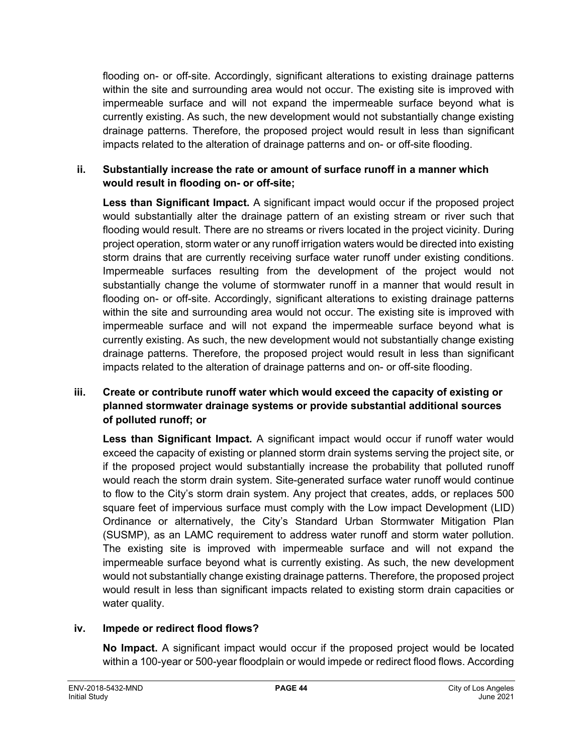flooding on- or off-site. Accordingly, significant alterations to existing drainage patterns within the site and surrounding area would not occur. The existing site is improved with impermeable surface and will not expand the impermeable surface beyond what is currently existing. As such, the new development would not substantially change existing drainage patterns. Therefore, the proposed project would result in less than significant impacts related to the alteration of drainage patterns and on- or off-site flooding.

**ii. Substantially increase the rate or amount of surface runoff in a manner which would result in flooding on- or off-site;**

**Less than Significant Impact.** A significant impact would occur if the proposed project would substantially alter the drainage pattern of an existing stream or river such that flooding would result. There are no streams or rivers located in the project vicinity. During project operation, storm water or any runoff irrigation waters would be directed into existing storm drains that are currently receiving surface water runoff under existing conditions. Impermeable surfaces resulting from the development of the project would not substantially change the volume of stormwater runoff in a manner that would result in flooding on- or off-site. Accordingly, significant alterations to existing drainage patterns within the site and surrounding area would not occur. The existing site is improved with impermeable surface and will not expand the impermeable surface beyond what is currently existing. As such, the new development would not substantially change existing drainage patterns. Therefore, the proposed project would result in less than significant impacts related to the alteration of drainage patterns and on- or off-site flooding.

**iii. Create or contribute runoff water which would exceed the capacity of existing or planned stormwater drainage systems or provide substantial additional sources of polluted runoff; or**

**Less than Significant Impact.** A significant impact would occur if runoff water would exceed the capacity of existing or planned storm drain systems serving the project site, or if the proposed project would substantially increase the probability that polluted runoff would reach the storm drain system. Site-generated surface water runoff would continue to flow to the City's storm drain system. Any project that creates, adds, or replaces 500 square feet of impervious surface must comply with the Low impact Development (LID) Ordinance or alternatively, the City's Standard Urban Stormwater Mitigation Plan (SUSMP), as an LAMC requirement to address water runoff and storm water pollution. The existing site is improved with impermeable surface and will not expand the impermeable surface beyond what is currently existing. As such, the new development would not substantially change existing drainage patterns. Therefore, the proposed project would result in less than significant impacts related to existing storm drain capacities or water quality.

**iv. Impede or redirect flood flows?**

**No Impact.** A significant impact would occur if the proposed project would be located within a 100-year or 500-year floodplain or would impede or redirect flood flows. According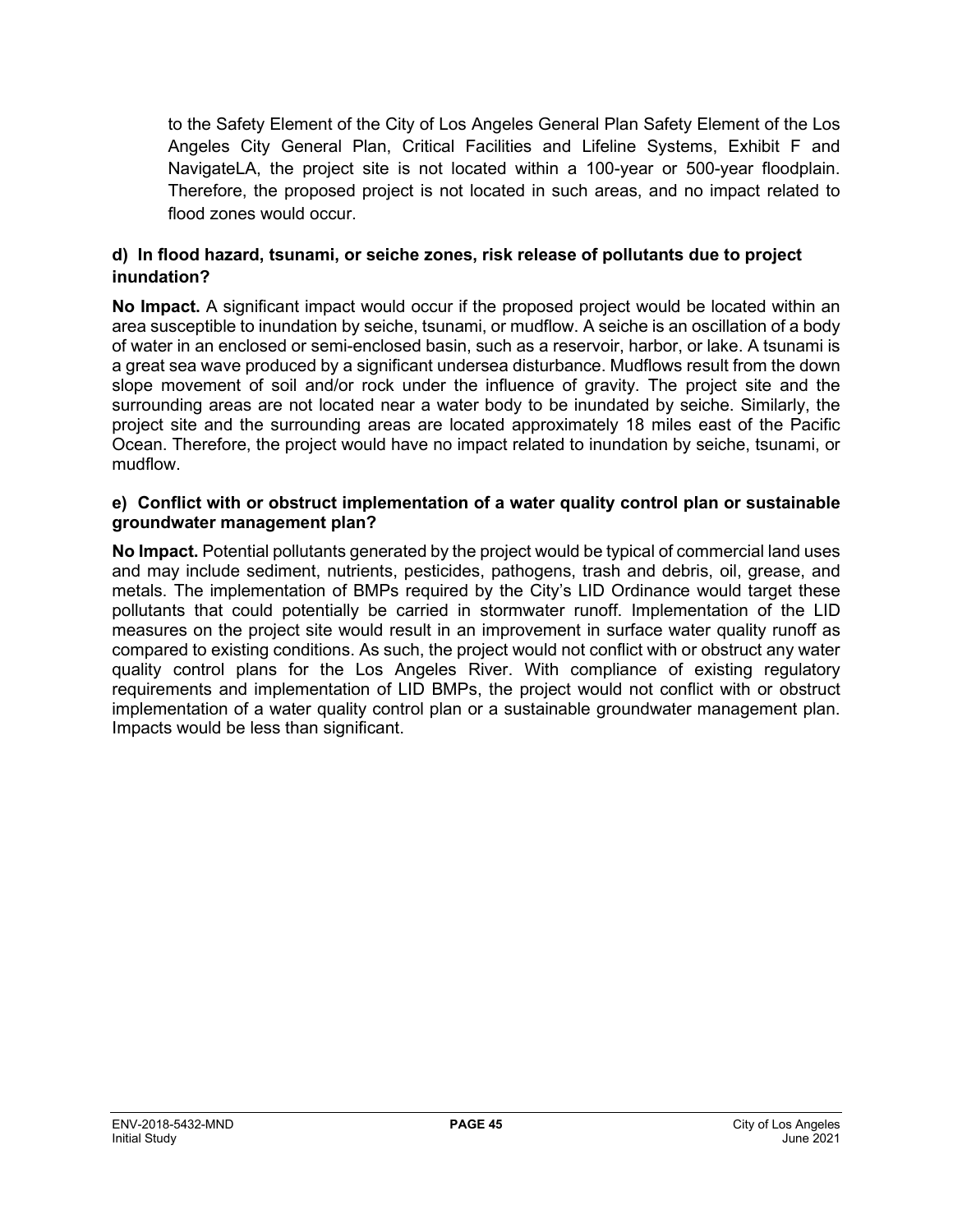to the Safety Element of the City of Los Angeles General Plan Safety Element of the Los Angeles City General Plan, Critical Facilities and Lifeline Systems, Exhibit F and NavigateLA, the project site is not located within a 100-year or 500-year floodplain. Therefore, the proposed project is not located in such areas, and no impact related to flood zones would occur.

**d) In flood hazard, tsunami, or seiche zones, risk release of pollutants due to project inundation?**

**No Impact.** A significant impact would occur if the proposed project would be located within an area susceptible to inundation by seiche, tsunami, or mudflow. A seiche is an oscillation of a body of water in an enclosed or semi-enclosed basin, such as a reservoir, harbor, or lake. A tsunami is a great sea wave produced by a significant undersea disturbance. Mudflows result from the down slope movement of soil and/or rock under the influence of gravity. The project site and the surrounding areas are not located near a water body to be inundated by seiche. Similarly, the project site and the surrounding areas are located approximately 18 miles east of the Pacific Ocean. Therefore, the project would have no impact related to inundation by seiche, tsunami, or mudflow.

**e) Conflict with or obstruct implementation of a water quality control plan or sustainable groundwater management plan?**

**No Impact.** Potential pollutants generated by the project would be typical of commercial land uses and may include sediment, nutrients, pesticides, pathogens, trash and debris, oil, grease, and metals. The implementation of BMPs required by the City's LID Ordinance would target these pollutants that could potentially be carried in stormwater runoff. Implementation of the LID measures on the project site would result in an improvement in surface water quality runoff as compared to existing conditions. As such, the project would not conflict with or obstruct any water quality control plans for the Los Angeles River. With compliance of existing regulatory requirements and implementation of LID BMPs, the project would not conflict with or obstruct implementation of a water quality control plan or a sustainable groundwater management plan. Impacts would be less than significant.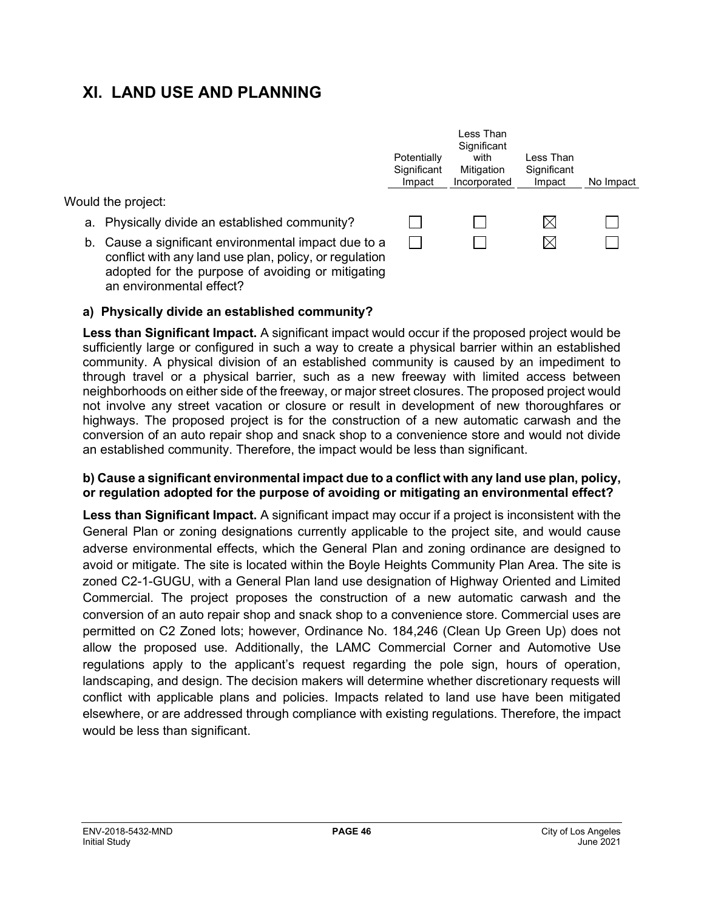# XI. LAND USE AND PLANNING

| Would the project: | Potentially Significant Impact | Less Than Significant with Mitigation Incorporated | Less Than Significant Impact | No Impact |
|---|---|---|---|---|
| a. Physically divide an established community? | ☐ | ☐ | ☒ | ☐ |
| b. Cause a significant environmental impact due to a conflict with any land use plan, policy, or regulation adopted for the purpose of avoiding or mitigating an environmental effect? | ☐ | ☐ | ☒ | ☐ |

**a) Physically divide an established community?**

**Less than Significant Impact.** A significant impact would occur if the proposed project would be sufficiently large or configured in such a way to create a physical barrier within an established community. A physical division of an established community is caused by an impediment to through travel or a physical barrier, such as a new freeway with limited access between neighborhoods on either side of the freeway, or major street closures. The proposed project would not involve any street vacation or closure or result in development of new thoroughfares or highways. The proposed project is for the construction of a new automatic carwash and the conversion of an auto repair shop and snack shop to a convenience store and would not divide an established community. Therefore, the impact would be less than significant.

**b) Cause a significant environmental impact due to a conflict with any land use plan, policy, or regulation adopted for the purpose of avoiding or mitigating an environmental effect?**

**Less than Significant Impact.** A significant impact may occur if a project is inconsistent with the General Plan or zoning designations currently applicable to the project site, and would cause adverse environmental effects, which the General Plan and zoning ordinance are designed to avoid or mitigate. The site is located within the Boyle Heights Community Plan Area. The site is zoned C2-1-GUGU, with a General Plan land use designation of Highway Oriented and Limited Commercial. The project proposes the construction of a new automatic carwash and the conversion of an auto repair shop and snack shop to a convenience store. Commercial uses are permitted on C2 Zoned lots; however, Ordinance No. 184,246 (Clean Up Green Up) does not allow the proposed use. Additionally, the LAMC Commercial Corner and Automotive Use regulations apply to the applicant's request regarding the pole sign, hours of operation, landscaping, and design. The decision makers will determine whether discretionary requests will conflict with applicable plans and policies. Impacts related to land use have been mitigated elsewhere, or are addressed through compliance with existing regulations. Therefore, the impact would be less than significant.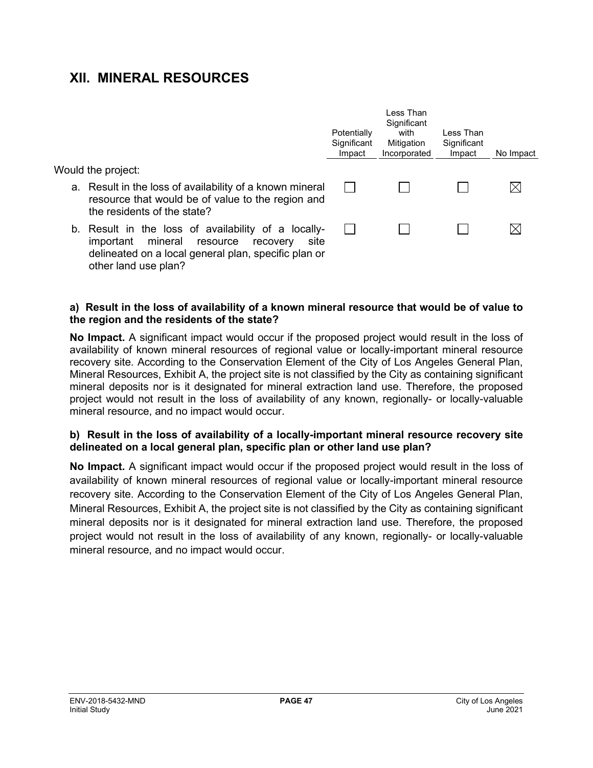## XII. MINERAL RESOURCES

| Would the project: | Potentially Significant Impact | Less Than Significant with Mitigation Incorporated | Less Than Significant Impact | No Impact |
|---|---|---|---|---|
| a. Result in the loss of availability of a known mineral resource that would be of value to the region and the residents of the state? | ☐ | ☐ | ☐ | ☒ |
| b. Result in the loss of availability of a locally-important mineral resource recovery site delineated on a local general plan, specific plan or other land use plan? | ☐ | ☐ | ☐ | ☒ |

**a) Result in the loss of availability of a known mineral resource that would be of value to the region and the residents of the state?**

**No Impact.** A significant impact would occur if the proposed project would result in the loss of availability of known mineral resources of regional value or locally-important mineral resource recovery site. According to the Conservation Element of the City of Los Angeles General Plan, Mineral Resources, Exhibit A, the project site is not classified by the City as containing significant mineral deposits nor is it designated for mineral extraction land use. Therefore, the proposed project would not result in the loss of availability of any known, regionally- or locally-valuable mineral resource, and no impact would occur.

**b) Result in the loss of availability of a locally-important mineral resource recovery site delineated on a local general plan, specific plan or other land use plan?**

**No Impact.** A significant impact would occur if the proposed project would result in the loss of availability of known mineral resources of regional value or locally-important mineral resource recovery site. According to the Conservation Element of the City of Los Angeles General Plan, Mineral Resources, Exhibit A, the project site is not classified by the City as containing significant mineral deposits nor is it designated for mineral extraction land use. Therefore, the proposed project would not result in the loss of availability of any known, regionally- or locally-valuable mineral resource, and no impact would occur.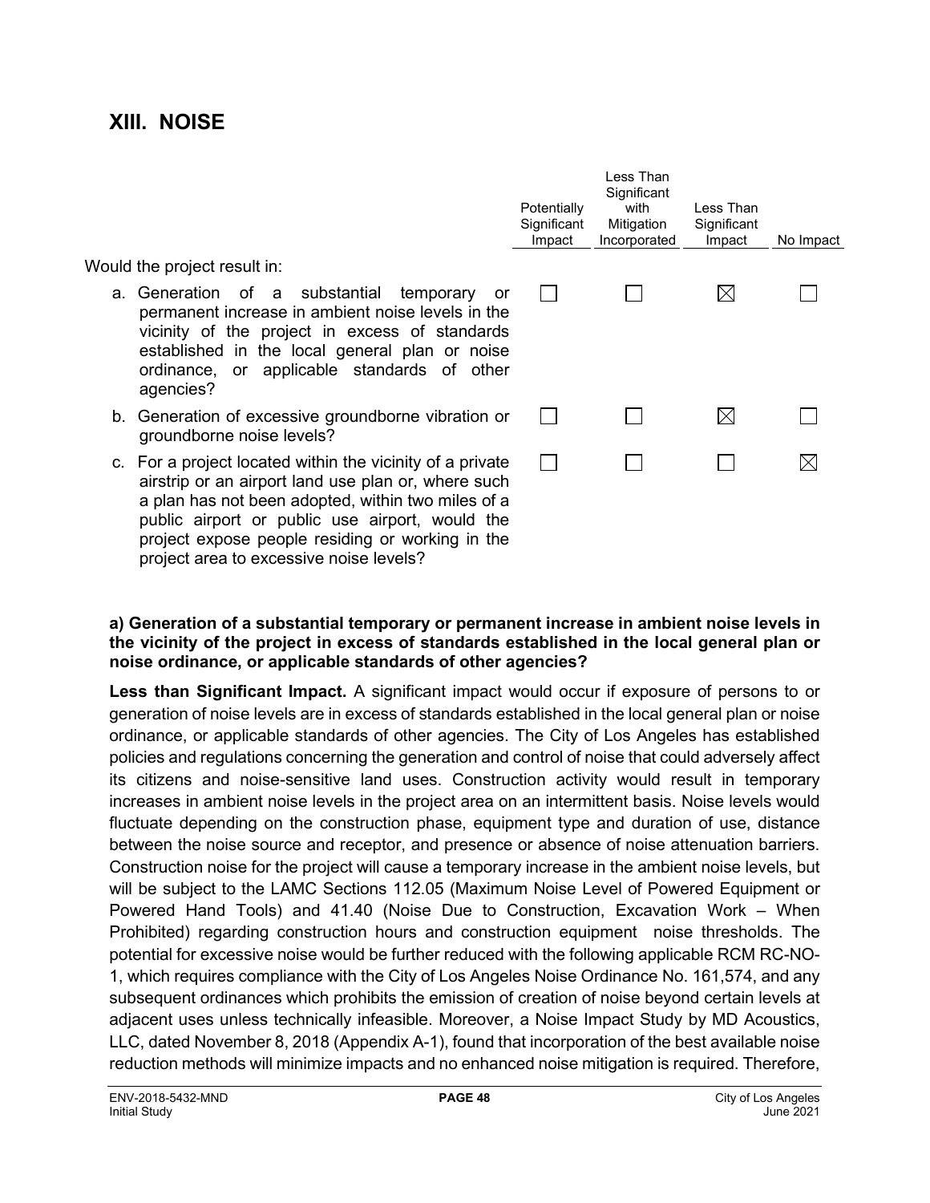## XIII. NOISE

| Would the project result in: | Potentially Significant Impact | Less Than Significant with Mitigation Incorporated | Less Than Significant Impact | No Impact |
|---|---|---|---|---|
| a. Generation of a substantial temporary or permanent increase in ambient noise levels in the vicinity of the project in excess of standards established in the local general plan or noise ordinance, or applicable standards of other agencies? | ☐ | ☐ | ☒ | ☐ |
| b. Generation of excessive groundborne vibration or groundborne noise levels? | ☐ | ☐ | ☒ | ☐ |
| c. For a project located within the vicinity of a private airstrip or an airport land use plan or, where such a plan has not been adopted, within two miles of a public airport or public use airport, would the project expose people residing or working in the project area to excessive noise levels? | ☐ | ☐ | ☐ | ☒ |

**a) Generation of a substantial temporary or permanent increase in ambient noise levels in the vicinity of the project in excess of standards established in the local general plan or noise ordinance, or applicable standards of other agencies?**

**Less than Significant Impact.** A significant impact would occur if exposure of persons to or generation of noise levels are in excess of standards established in the local general plan or noise ordinance, or applicable standards of other agencies. The City of Los Angeles has established policies and regulations concerning the generation and control of noise that could adversely affect its citizens and noise-sensitive land uses. Construction activity would result in temporary increases in ambient noise levels in the project area on an intermittent basis. Noise levels would fluctuate depending on the construction phase, equipment type and duration of use, distance between the noise source and receptor, and presence or absence of noise attenuation barriers. Construction noise for the project will cause a temporary increase in the ambient noise levels, but will be subject to the LAMC Sections 112.05 (Maximum Noise Level of Powered Equipment or Powered Hand Tools) and 41.40 (Noise Due to Construction, Excavation Work – When Prohibited) regarding construction hours and construction equipment noise thresholds. The potential for excessive noise would be further reduced with the following applicable RCM RC-NO-1, which requires compliance with the City of Los Angeles Noise Ordinance No. 161,574, and any subsequent ordinances which prohibits the emission of creation of noise beyond certain levels at adjacent uses unless technically infeasible. Moreover, a Noise Impact Study by MD Acoustics, LLC, dated November 8, 2018 (Appendix A-1), found that incorporation of the best available noise reduction methods will minimize impacts and no enhanced noise mitigation is required. Therefore,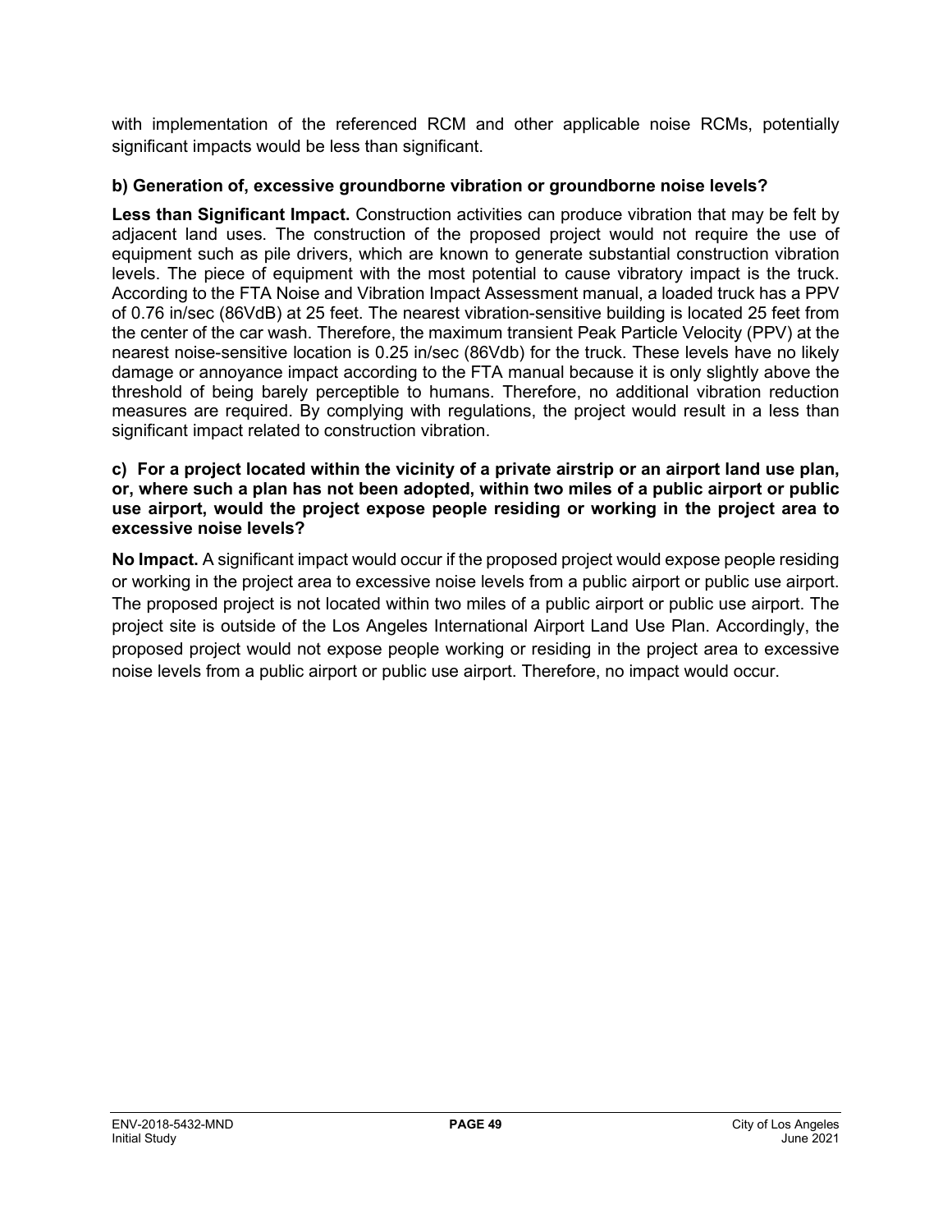with implementation of the referenced RCM and other applicable noise RCMs, potentially significant impacts would be less than significant.

**b) Generation of, excessive groundborne vibration or groundborne noise levels?**

**Less than Significant Impact.** Construction activities can produce vibration that may be felt by adjacent land uses. The construction of the proposed project would not require the use of equipment such as pile drivers, which are known to generate substantial construction vibration levels. The piece of equipment with the most potential to cause vibratory impact is the truck. According to the FTA Noise and Vibration Impact Assessment manual, a loaded truck has a PPV of 0.76 in/sec (86VdB) at 25 feet. The nearest vibration-sensitive building is located 25 feet from the center of the car wash. Therefore, the maximum transient Peak Particle Velocity (PPV) at the nearest noise-sensitive location is 0.25 in/sec (86Vdb) for the truck. These levels have no likely damage or annoyance impact according to the FTA manual because it is only slightly above the threshold of being barely perceptible to humans. Therefore, no additional vibration reduction measures are required. By complying with regulations, the project would result in a less than significant impact related to construction vibration.

**c) For a project located within the vicinity of a private airstrip or an airport land use plan, or, where such a plan has not been adopted, within two miles of a public airport or public use airport, would the project expose people residing or working in the project area to excessive noise levels?**

**No Impact.** A significant impact would occur if the proposed project would expose people residing or working in the project area to excessive noise levels from a public airport or public use airport. The proposed project is not located within two miles of a public airport or public use airport. The project site is outside of the Los Angeles International Airport Land Use Plan. Accordingly, the proposed project would not expose people working or residing in the project area to excessive noise levels from a public airport or public use airport. Therefore, no impact would occur.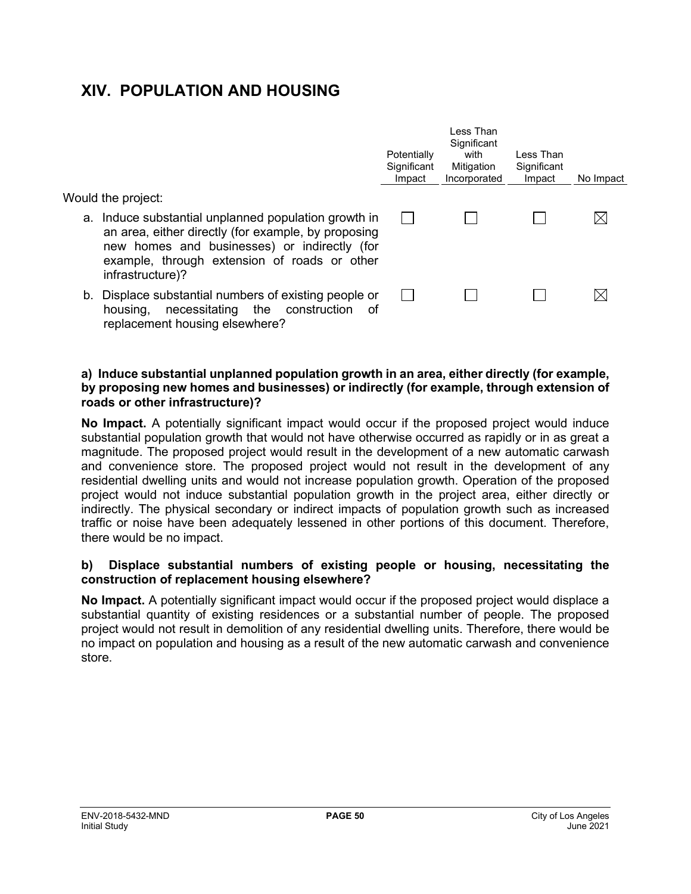# XIV. POPULATION AND HOUSING

| Would the project: | Potentially Significant Impact | Less Than Significant with Mitigation Incorporated | Less Than Significant Impact | No Impact |
|---|---|---|---|---|
| a. Induce substantial unplanned population growth in an area, either directly (for example, by proposing new homes and businesses) or indirectly (for example, through extension of roads or other infrastructure)? | ☐ | ☐ | ☐ | ☒ |
| b. Displace substantial numbers of existing people or housing, necessitating the construction of replacement housing elsewhere? | ☐ | ☐ | ☐ | ☒ |

**a) Induce substantial unplanned population growth in an area, either directly (for example, by proposing new homes and businesses) or indirectly (for example, through extension of roads or other infrastructure)?**

**No Impact.** A potentially significant impact would occur if the proposed project would induce substantial population growth that would not have otherwise occurred as rapidly or in as great a magnitude. The proposed project would result in the development of a new automatic carwash and convenience store. The proposed project would not result in the development of any residential dwelling units and would not increase population growth. Operation of the proposed project would not induce substantial population growth in the project area, either directly or indirectly. The physical secondary or indirect impacts of population growth such as increased traffic or noise have been adequately lessened in other portions of this document. Therefore, there would be no impact.

**b) Displace substantial numbers of existing people or housing, necessitating the construction of replacement housing elsewhere?**

**No Impact.** A potentially significant impact would occur if the proposed project would displace a substantial quantity of existing residences or a substantial number of people. The proposed project would not result in demolition of any residential dwelling units. Therefore, there would be no impact on population and housing as a result of the new automatic carwash and convenience store.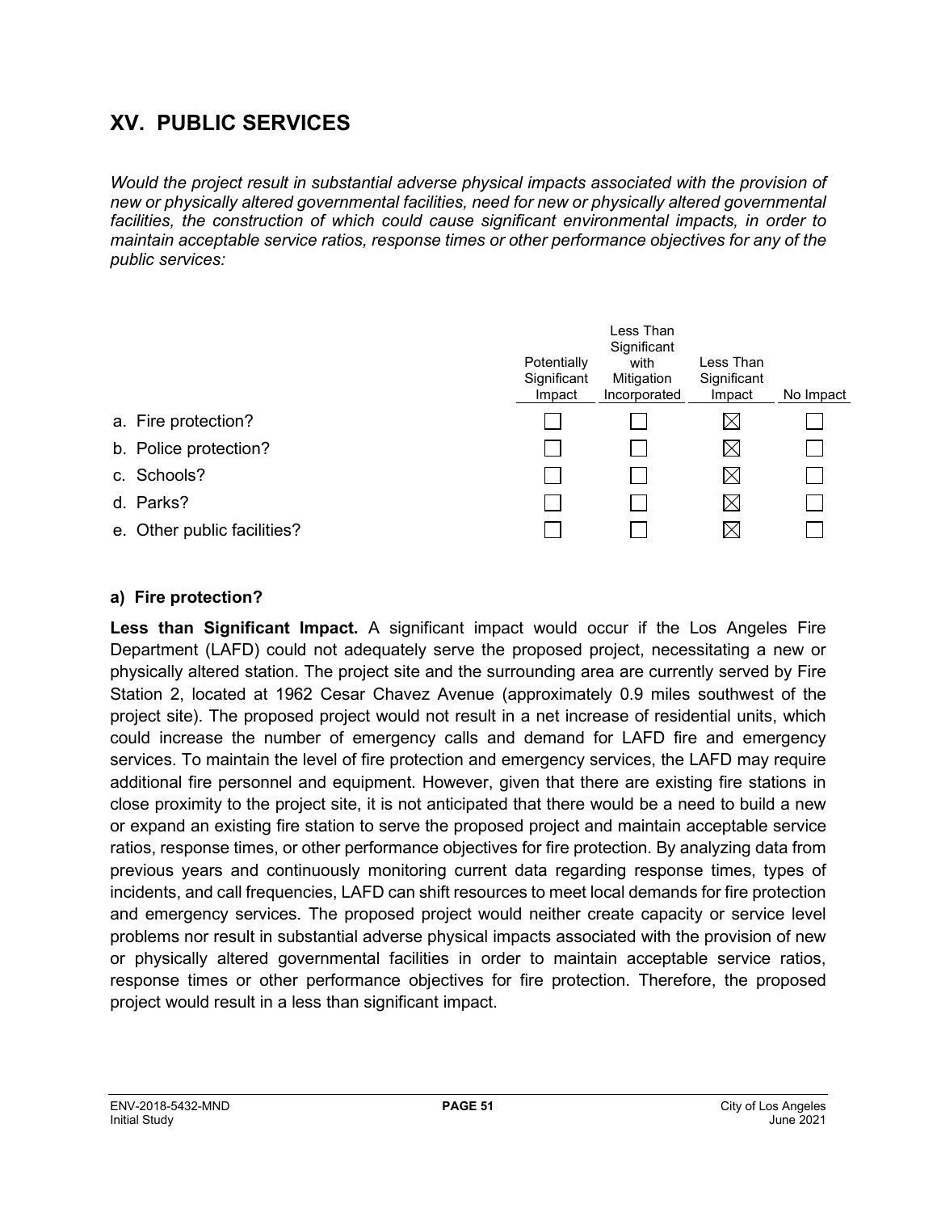# XV. PUBLIC SERVICES

*Would the project result in substantial adverse physical impacts associated with the provision of new or physically altered governmental facilities, need for new or physically altered governmental facilities, the construction of which could cause significant environmental impacts, in order to maintain acceptable service ratios, response times or other performance objectives for any of the public services:*

| | Potentially Significant Impact | Less Than Significant with Mitigation Incorporated | Less Than Significant Impact | No Impact |
|---|---|---|---|---|
| a. Fire protection? | ☐ | ☐ | ☒ | ☐ |
| b. Police protection? | ☐ | ☐ | ☒ | ☐ |
| c. Schools? | ☐ | ☐ | ☒ | ☐ |
| d. Parks? | ☐ | ☐ | ☒ | ☐ |
| e. Other public facilities? | ☐ | ☐ | ☒ | ☐ |

### a) Fire protection?

**Less than Significant Impact.** A significant impact would occur if the Los Angeles Fire Department (LAFD) could not adequately serve the proposed project, necessitating a new or physically altered station. The project site and the surrounding area are currently served by Fire Station 2, located at 1962 Cesar Chavez Avenue (approximately 0.9 miles southwest of the project site). The proposed project would not result in a net increase of residential units, which could increase the number of emergency calls and demand for LAFD fire and emergency services. To maintain the level of fire protection and emergency services, the LAFD may require additional fire personnel and equipment. However, given that there are existing fire stations in close proximity to the project site, it is not anticipated that there would be a need to build a new or expand an existing fire station to serve the proposed project and maintain acceptable service ratios, response times, or other performance objectives for fire protection. By analyzing data from previous years and continuously monitoring current data regarding response times, types of incidents, and call frequencies, LAFD can shift resources to meet local demands for fire protection and emergency services. The proposed project would neither create capacity or service level problems nor result in substantial adverse physical impacts associated with the provision of new or physically altered governmental facilities in order to maintain acceptable service ratios, response times or other performance objectives for fire protection. Therefore, the proposed project would result in a less than significant impact.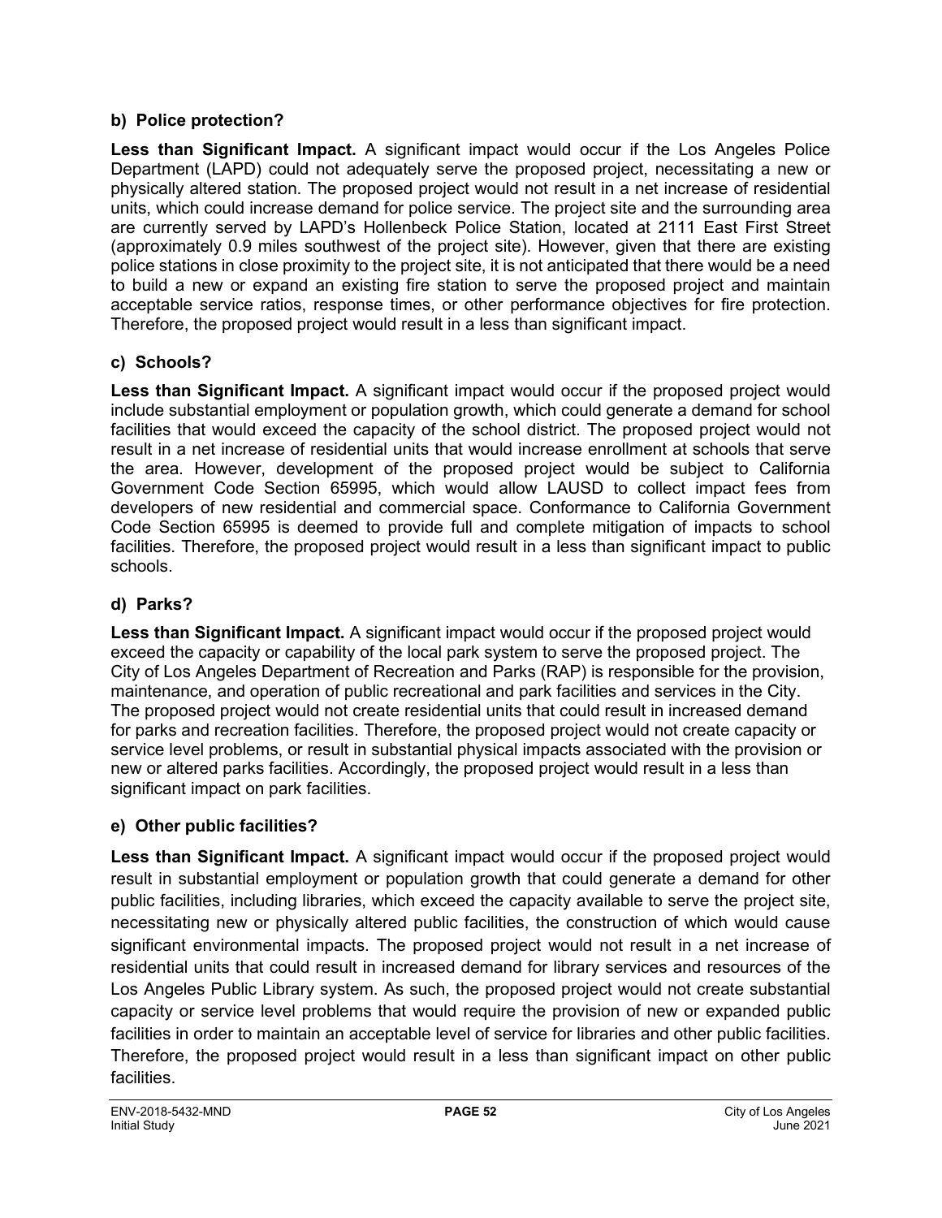### b) Police protection?

**Less than Significant Impact.** A significant impact would occur if the Los Angeles Police Department (LAPD) could not adequately serve the proposed project, necessitating a new or physically altered station. The proposed project would not result in a net increase of residential units, which could increase demand for police service. The project site and the surrounding area are currently served by LAPD's Hollenbeck Police Station, located at 2111 East First Street (approximately 0.9 miles southwest of the project site). However, given that there are existing police stations in close proximity to the project site, it is not anticipated that there would be a need to build a new or expand an existing fire station to serve the proposed project and maintain acceptable service ratios, response times, or other performance objectives for fire protection. Therefore, the proposed project would result in a less than significant impact.

### c) Schools?

**Less than Significant Impact.** A significant impact would occur if the proposed project would include substantial employment or population growth, which could generate a demand for school facilities that would exceed the capacity of the school district. The proposed project would not result in a net increase of residential units that would increase enrollment at schools that serve the area. However, development of the proposed project would be subject to California Government Code Section 65995, which would allow LAUSD to collect impact fees from developers of new residential and commercial space. Conformance to California Government Code Section 65995 is deemed to provide full and complete mitigation of impacts to school facilities. Therefore, the proposed project would result in a less than significant impact to public schools.

### d) Parks?

**Less than Significant Impact.** A significant impact would occur if the proposed project would exceed the capacity or capability of the local park system to serve the proposed project. The City of Los Angeles Department of Recreation and Parks (RAP) is responsible for the provision, maintenance, and operation of public recreational and park facilities and services in the City. The proposed project would not create residential units that could result in increased demand for parks and recreation facilities. Therefore, the proposed project would not create capacity or service level problems, or result in substantial physical impacts associated with the provision or new or altered parks facilities. Accordingly, the proposed project would result in a less than significant impact on park facilities.

### e) Other public facilities?

**Less than Significant Impact.** A significant impact would occur if the proposed project would result in substantial employment or population growth that could generate a demand for other public facilities, including libraries, which exceed the capacity available to serve the project site, necessitating new or physically altered public facilities, the construction of which would cause significant environmental impacts. The proposed project would not result in a net increase of residential units that could result in increased demand for library services and resources of the Los Angeles Public Library system. As such, the proposed project would not create substantial capacity or service level problems that would require the provision of new or expanded public facilities in order to maintain an acceptable level of service for libraries and other public facilities. Therefore, the proposed project would result in a less than significant impact on other public facilities.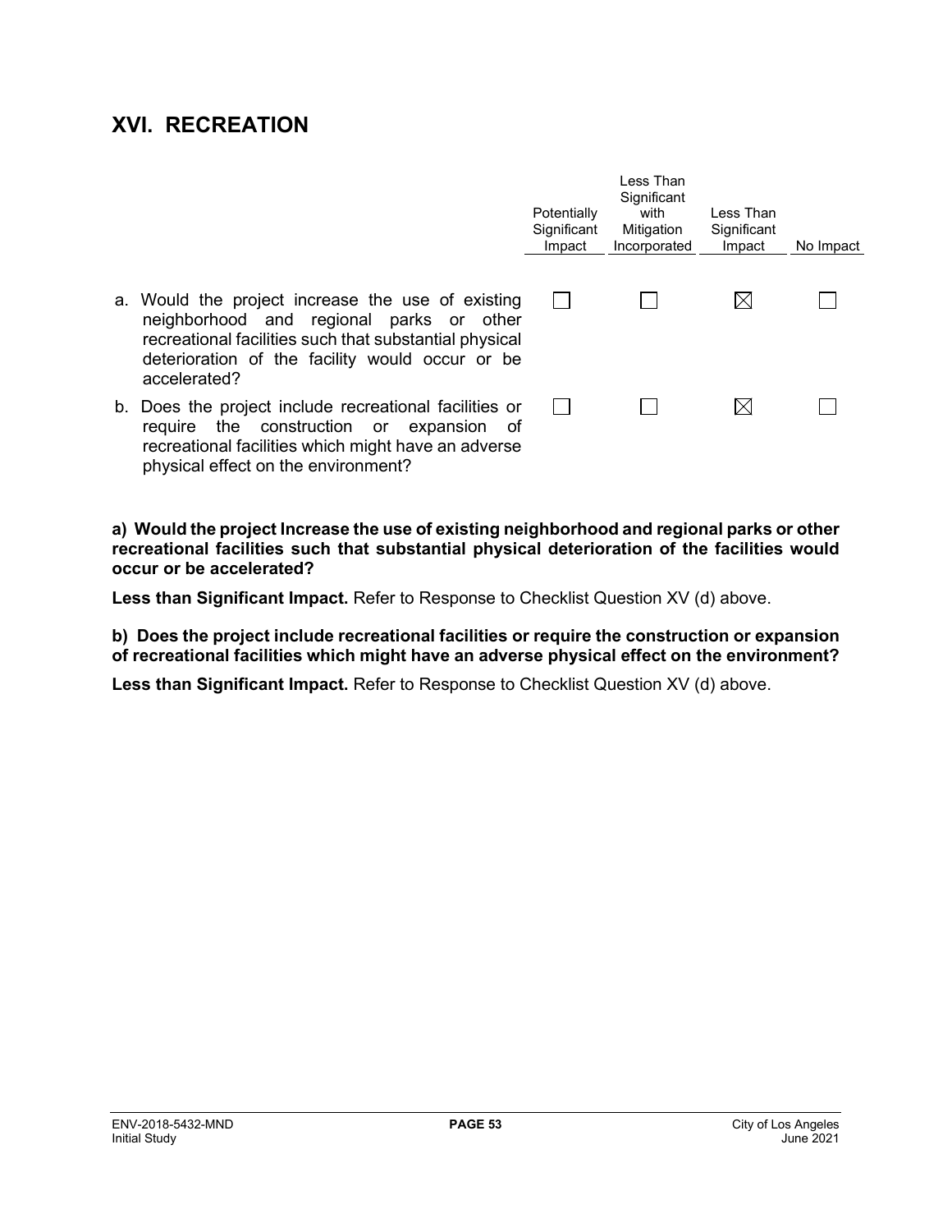## XVI. RECREATION

| | Potentially Significant Impact | Less Than Significant with Mitigation Incorporated | Less Than Significant Impact | No Impact |
|---|---|---|---|---|
| a. Would the project increase the use of existing neighborhood and regional parks or other recreational facilities such that substantial physical deterioration of the facility would occur or be accelerated? | ☐ | ☐ | ☒ | ☐ |
| b. Does the project include recreational facilities or require the construction or expansion of recreational facilities which might have an adverse physical effect on the environment? | ☐ | ☐ | ☒ | ☐ |

**a) Would the project Increase the use of existing neighborhood and regional parks or other recreational facilities such that substantial physical deterioration of the facilities would occur or be accelerated?**

**Less than Significant Impact.** Refer to Response to Checklist Question XV (d) above.

**b) Does the project include recreational facilities or require the construction or expansion of recreational facilities which might have an adverse physical effect on the environment?**

**Less than Significant Impact.** Refer to Response to Checklist Question XV (d) above.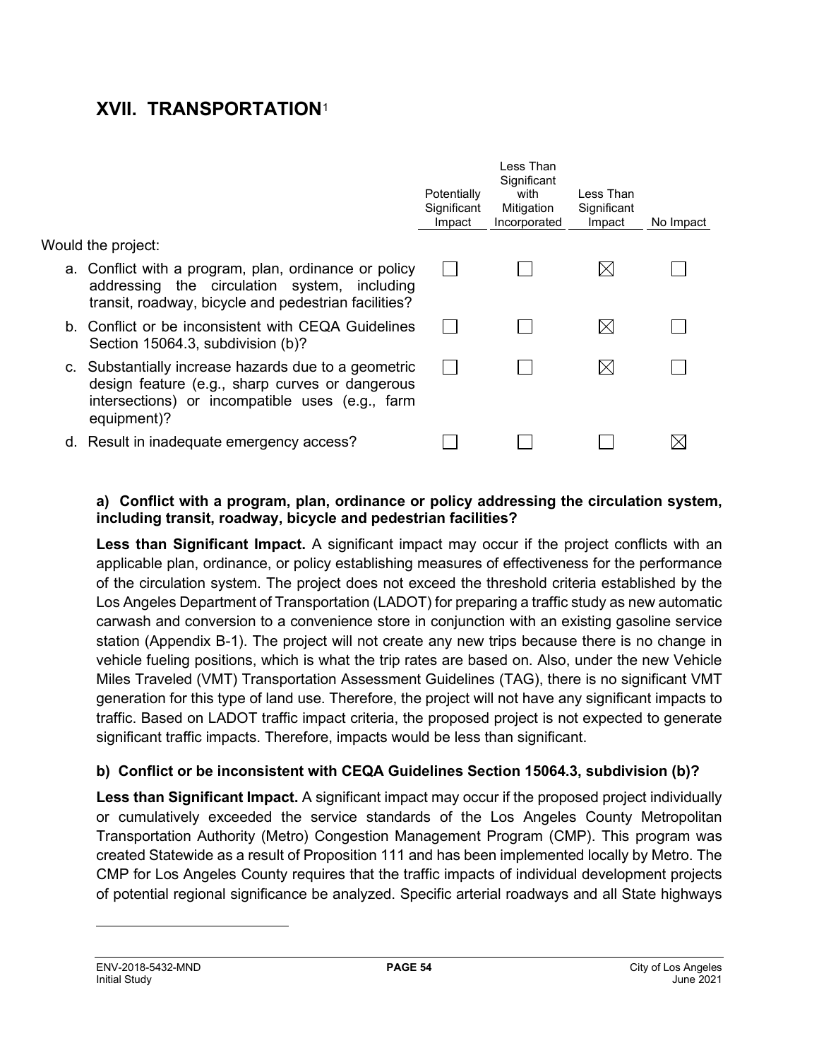# XVII. TRANSPORTATION[1]

| Would the project: | Potentially Significant Impact | Less Than Significant with Mitigation Incorporated | Less Than Significant Impact | No Impact |
|---|---|---|---|---|
| a. Conflict with a program, plan, ordinance or policy addressing the circulation system, including transit, roadway, bicycle and pedestrian facilities? | ☐ | ☐ | ☒ | ☐ |
| b. Conflict or be inconsistent with CEQA Guidelines Section 15064.3, subdivision (b)? | ☐ | ☐ | ☒ | ☐ |
| c. Substantially increase hazards due to a geometric design feature (e.g., sharp curves or dangerous intersections) or incompatible uses (e.g., farm equipment)? | ☐ | ☐ | ☒ | ☐ |
| d. Result in inadequate emergency access? | ☐ | ☐ | ☐ | ☒ |

**a) Conflict with a program, plan, ordinance or policy addressing the circulation system, including transit, roadway, bicycle and pedestrian facilities?**

**Less than Significant Impact.** A significant impact may occur if the project conflicts with an applicable plan, ordinance, or policy establishing measures of effectiveness for the performance of the circulation system. The project does not exceed the threshold criteria established by the Los Angeles Department of Transportation (LADOT) for preparing a traffic study as new automatic carwash and conversion to a convenience store in conjunction with an existing gasoline service station (Appendix B-1). The project will not create any new trips because there is no change in vehicle fueling positions, which is what the trip rates are based on. Also, under the new Vehicle Miles Traveled (VMT) Transportation Assessment Guidelines (TAG), there is no significant VMT generation for this type of land use. Therefore, the project will not have any significant impacts to traffic. Based on LADOT traffic impact criteria, the proposed project is not expected to generate significant traffic impacts. Therefore, impacts would be less than significant.

**b) Conflict or be inconsistent with CEQA Guidelines Section 15064.3, subdivision (b)?**

**Less than Significant Impact.** A significant impact may occur if the proposed project individually or cumulatively exceeded the service standards of the Los Angeles County Metropolitan Transportation Authority (Metro) Congestion Management Program (CMP). This program was created Statewide as a result of Proposition 111 and has been implemented locally by Metro. The CMP for Los Angeles County requires that the traffic impacts of individual development projects of potential regional significance be analyzed. Specific arterial roadways and all State highways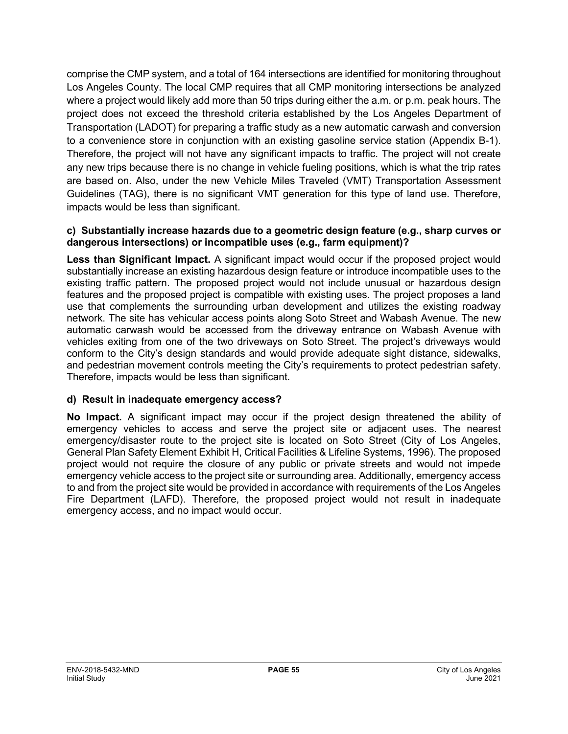comprise the CMP system, and a total of 164 intersections are identified for monitoring throughout Los Angeles County. The local CMP requires that all CMP monitoring intersections be analyzed where a project would likely add more than 50 trips during either the a.m. or p.m. peak hours. The project does not exceed the threshold criteria established by the Los Angeles Department of Transportation (LADOT) for preparing a traffic study as a new automatic carwash and conversion to a convenience store in conjunction with an existing gasoline service station (Appendix B-1). Therefore, the project will not have any significant impacts to traffic. The project will not create any new trips because there is no change in vehicle fueling positions, which is what the trip rates are based on. Also, under the new Vehicle Miles Traveled (VMT) Transportation Assessment Guidelines (TAG), there is no significant VMT generation for this type of land use. Therefore, impacts would be less than significant.

**c) Substantially increase hazards due to a geometric design feature (e.g., sharp curves or dangerous intersections) or incompatible uses (e.g., farm equipment)?**

**Less than Significant Impact.** A significant impact would occur if the proposed project would substantially increase an existing hazardous design feature or introduce incompatible uses to the existing traffic pattern. The proposed project would not include unusual or hazardous design features and the proposed project is compatible with existing uses. The project proposes a land use that complements the surrounding urban development and utilizes the existing roadway network. The site has vehicular access points along Soto Street and Wabash Avenue. The new automatic carwash would be accessed from the driveway entrance on Wabash Avenue with vehicles exiting from one of the two driveways on Soto Street. The project's driveways would conform to the City's design standards and would provide adequate sight distance, sidewalks, and pedestrian movement controls meeting the City's requirements to protect pedestrian safety. Therefore, impacts would be less than significant.

**d) Result in inadequate emergency access?**

**No Impact.** A significant impact may occur if the project design threatened the ability of emergency vehicles to access and serve the project site or adjacent uses. The nearest emergency/disaster route to the project site is located on Soto Street (City of Los Angeles, General Plan Safety Element Exhibit H, Critical Facilities & Lifeline Systems, 1996). The proposed project would not require the closure of any public or private streets and would not impede emergency vehicle access to the project site or surrounding area. Additionally, emergency access to and from the project site would be provided in accordance with requirements of the Los Angeles Fire Department (LAFD). Therefore, the proposed project would not result in inadequate emergency access, and no impact would occur.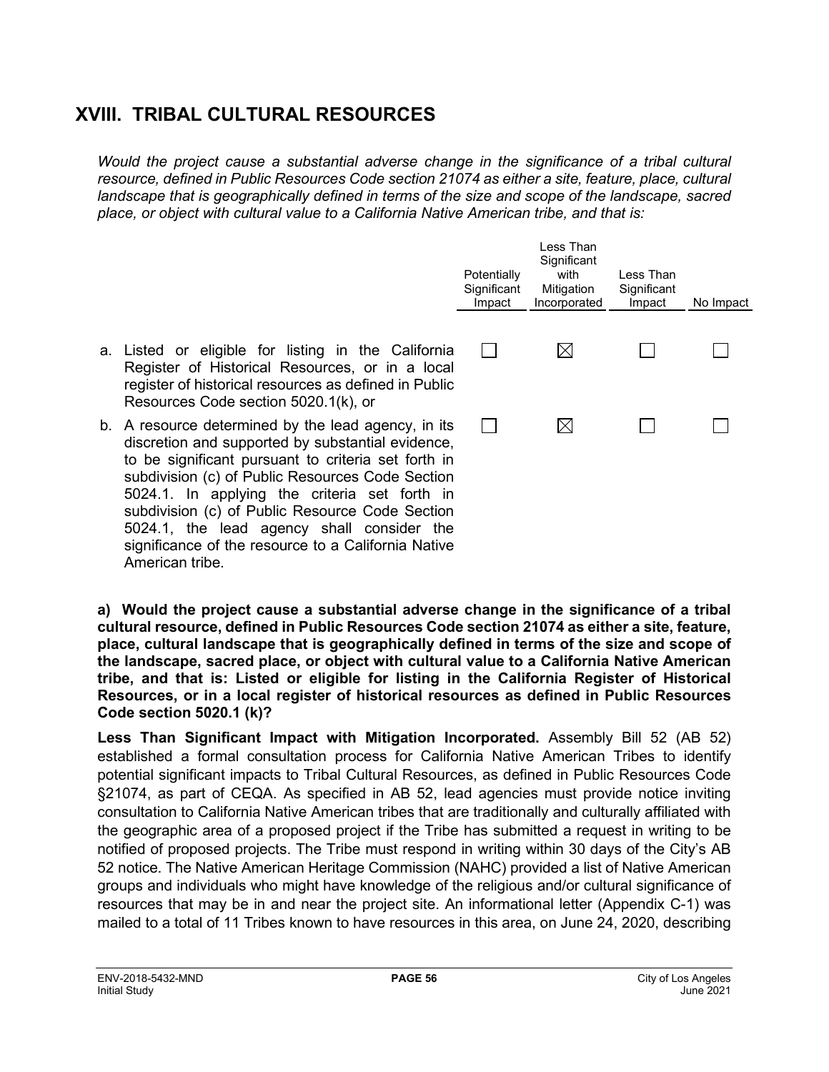## XVIII. TRIBAL CULTURAL RESOURCES

*Would the project cause a substantial adverse change in the significance of a tribal cultural resource, defined in Public Resources Code section 21074 as either a site, feature, place, cultural landscape that is geographically defined in terms of the size and scope of the landscape, sacred place, or object with cultural value to a California Native American tribe, and that is:*

| | Potentially Significant Impact | Less Than Significant with Mitigation Incorporated | Less Than Significant Impact | No Impact |
|---|---|---|---|---|
| a. Listed or eligible for listing in the California Register of Historical Resources, or in a local register of historical resources as defined in Public Resources Code section 5020.1(k), or | ☐ | ☒ | ☐ | ☐ |
| b. A resource determined by the lead agency, in its discretion and supported by substantial evidence, to be significant pursuant to criteria set forth in subdivision (c) of Public Resources Code Section 5024.1. In applying the criteria set forth in subdivision (c) of Public Resource Code Section 5024.1, the lead agency shall consider the significance of the resource to a California Native American tribe. | ☐ | ☒ | ☐ | ☐ |

**a) Would the project cause a substantial adverse change in the significance of a tribal cultural resource, defined in Public Resources Code section 21074 as either a site, feature, place, cultural landscape that is geographically defined in terms of the size and scope of the landscape, sacred place, or object with cultural value to a California Native American tribe, and that is: Listed or eligible for listing in the California Register of Historical Resources, or in a local register of historical resources as defined in Public Resources Code section 5020.1 (k)?**

**Less Than Significant Impact with Mitigation Incorporated.** Assembly Bill 52 (AB 52) established a formal consultation process for California Native American Tribes to identify potential significant impacts to Tribal Cultural Resources, as defined in Public Resources Code §21074, as part of CEQA. As specified in AB 52, lead agencies must provide notice inviting consultation to California Native American tribes that are traditionally and culturally affiliated with the geographic area of a proposed project if the Tribe has submitted a request in writing to be notified of proposed projects. The Tribe must respond in writing within 30 days of the City's AB 52 notice. The Native American Heritage Commission (NAHC) provided a list of Native American groups and individuals who might have knowledge of the religious and/or cultural significance of resources that may be in and near the project site. An informational letter (Appendix C-1) was mailed to a total of 11 Tribes known to have resources in this area, on June 24, 2020, describing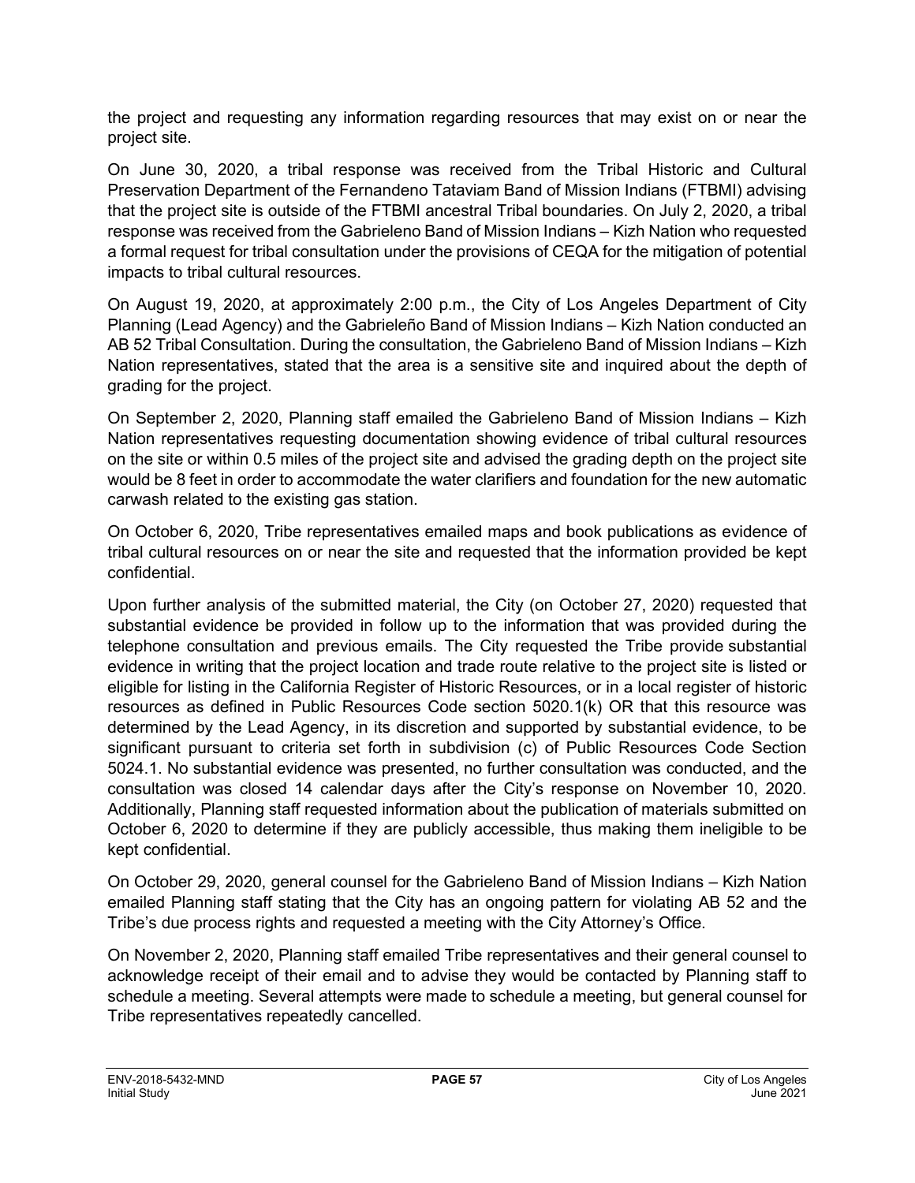the project and requesting any information regarding resources that may exist on or near the project site.

On June 30, 2020, a tribal response was received from the Tribal Historic and Cultural Preservation Department of the Fernandeno Tataviam Band of Mission Indians (FTBMI) advising that the project site is outside of the FTBMI ancestral Tribal boundaries. On July 2, 2020, a tribal response was received from the Gabrieleno Band of Mission Indians – Kizh Nation who requested a formal request for tribal consultation under the provisions of CEQA for the mitigation of potential impacts to tribal cultural resources.

On August 19, 2020, at approximately 2:00 p.m., the City of Los Angeles Department of City Planning (Lead Agency) and the Gabrieleño Band of Mission Indians – Kizh Nation conducted an AB 52 Tribal Consultation. During the consultation, the Gabrieleno Band of Mission Indians – Kizh Nation representatives, stated that the area is a sensitive site and inquired about the depth of grading for the project.

On September 2, 2020, Planning staff emailed the Gabrieleno Band of Mission Indians – Kizh Nation representatives requesting documentation showing evidence of tribal cultural resources on the site or within 0.5 miles of the project site and advised the grading depth on the project site would be 8 feet in order to accommodate the water clarifiers and foundation for the new automatic carwash related to the existing gas station.

On October 6, 2020, Tribe representatives emailed maps and book publications as evidence of tribal cultural resources on or near the site and requested that the information provided be kept confidential.

Upon further analysis of the submitted material, the City (on October 27, 2020) requested that substantial evidence be provided in follow up to the information that was provided during the telephone consultation and previous emails. The City requested the Tribe provide substantial evidence in writing that the project location and trade route relative to the project site is listed or eligible for listing in the California Register of Historic Resources, or in a local register of historic resources as defined in Public Resources Code section 5020.1(k) OR that this resource was determined by the Lead Agency, in its discretion and supported by substantial evidence, to be significant pursuant to criteria set forth in subdivision (c) of Public Resources Code Section 5024.1. No substantial evidence was presented, no further consultation was conducted, and the consultation was closed 14 calendar days after the City's response on November 10, 2020. Additionally, Planning staff requested information about the publication of materials submitted on October 6, 2020 to determine if they are publicly accessible, thus making them ineligible to be kept confidential.

On October 29, 2020, general counsel for the Gabrieleno Band of Mission Indians – Kizh Nation emailed Planning staff stating that the City has an ongoing pattern for violating AB 52 and the Tribe's due process rights and requested a meeting with the City Attorney's Office.

On November 2, 2020, Planning staff emailed Tribe representatives and their general counsel to acknowledge receipt of their email and to advise they would be contacted by Planning staff to schedule a meeting. Several attempts were made to schedule a meeting, but general counsel for Tribe representatives repeatedly cancelled.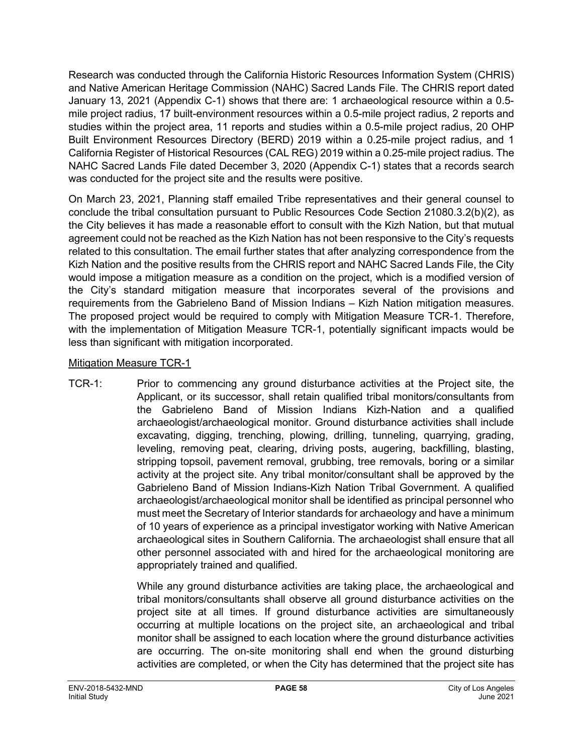Research was conducted through the California Historic Resources Information System (CHRIS) and Native American Heritage Commission (NAHC) Sacred Lands File. The CHRIS report dated January 13, 2021 (Appendix C-1) shows that there are: 1 archaeological resource within a 0.5-mile project radius, 17 built-environment resources within a 0.5-mile project radius, 2 reports and studies within the project area, 11 reports and studies within a 0.5-mile project radius, 20 OHP Built Environment Resources Directory (BERD) 2019 within a 0.25-mile project radius, and 1 California Register of Historical Resources (CAL REG) 2019 within a 0.25-mile project radius. The NAHC Sacred Lands File dated December 3, 2020 (Appendix C-1) states that a records search was conducted for the project site and the results were positive.

On March 23, 2021, Planning staff emailed Tribe representatives and their general counsel to conclude the tribal consultation pursuant to Public Resources Code Section 21080.3.2(b)(2), as the City believes it has made a reasonable effort to consult with the Kizh Nation, but that mutual agreement could not be reached as the Kizh Nation has not been responsive to the City's requests related to this consultation. The email further states that after analyzing correspondence from the Kizh Nation and the positive results from the CHRIS report and NAHC Sacred Lands File, the City would impose a mitigation measure as a condition on the project, which is a modified version of the City's standard mitigation measure that incorporates several of the provisions and requirements from the Gabrieleno Band of Mission Indians – Kizh Nation mitigation measures. The proposed project would be required to comply with Mitigation Measure TCR-1. Therefore, with the implementation of Mitigation Measure TCR-1, potentially significant impacts would be less than significant with mitigation incorporated.

Mitigation Measure TCR-1

TCR-1: Prior to commencing any ground disturbance activities at the Project site, the Applicant, or its successor, shall retain qualified tribal monitors/consultants from the Gabrieleno Band of Mission Indians Kizh-Nation and a qualified archaeologist/archaeological monitor. Ground disturbance activities shall include excavating, digging, trenching, plowing, drilling, tunneling, quarrying, grading, leveling, removing peat, clearing, driving posts, augering, backfilling, blasting, stripping topsoil, pavement removal, grubbing, tree removals, boring or a similar activity at the project site. Any tribal monitor/consultant shall be approved by the Gabrieleno Band of Mission Indians-Kizh Nation Tribal Government. A qualified archaeologist/archaeological monitor shall be identified as principal personnel who must meet the Secretary of Interior standards for archaeology and have a minimum of 10 years of experience as a principal investigator working with Native American archaeological sites in Southern California. The archaeologist shall ensure that all other personnel associated with and hired for the archaeological monitoring are appropriately trained and qualified.

While any ground disturbance activities are taking place, the archaeological and tribal monitors/consultants shall observe all ground disturbance activities on the project site at all times. If ground disturbance activities are simultaneously occurring at multiple locations on the project site, an archaeological and tribal monitor shall be assigned to each location where the ground disturbance activities are occurring. The on-site monitoring shall end when the ground disturbing activities are completed, or when the City has determined that the project site has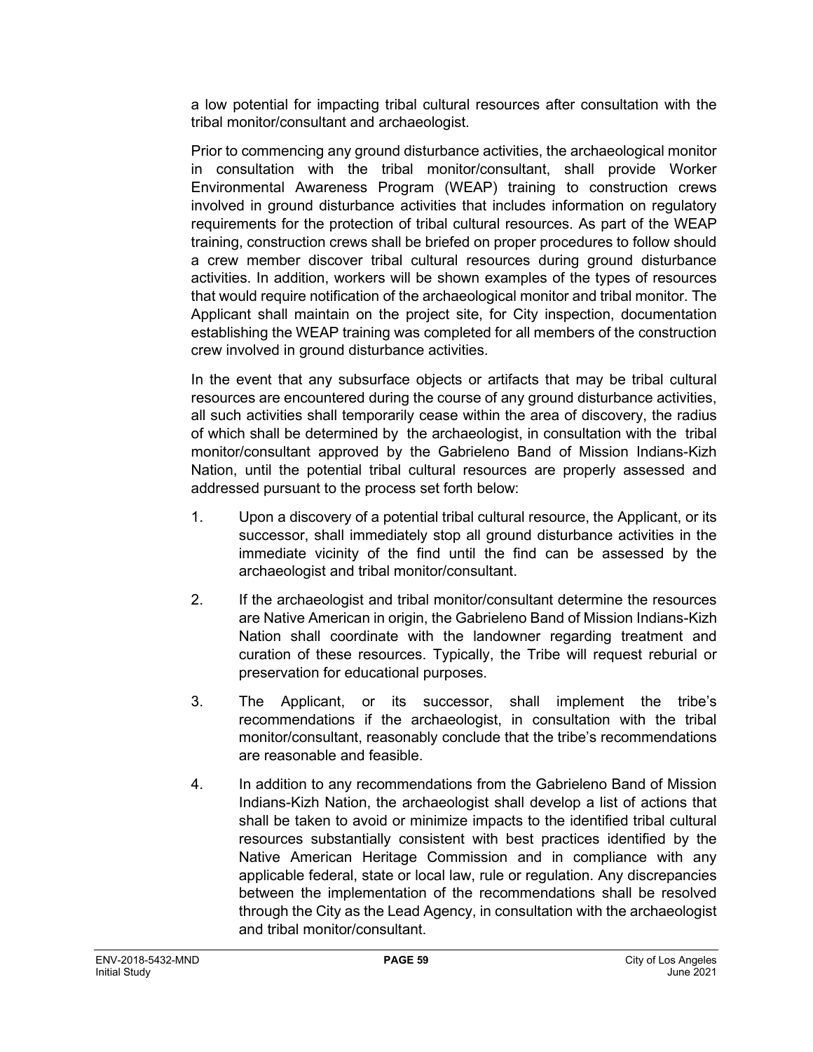a low potential for impacting tribal cultural resources after consultation with the tribal monitor/consultant and archaeologist.

Prior to commencing any ground disturbance activities, the archaeological monitor in consultation with the tribal monitor/consultant, shall provide Worker Environmental Awareness Program (WEAP) training to construction crews involved in ground disturbance activities that includes information on regulatory requirements for the protection of tribal cultural resources. As part of the WEAP training, construction crews shall be briefed on proper procedures to follow should a crew member discover tribal cultural resources during ground disturbance activities. In addition, workers will be shown examples of the types of resources that would require notification of the archaeological monitor and tribal monitor. The Applicant shall maintain on the project site, for City inspection, documentation establishing the WEAP training was completed for all members of the construction crew involved in ground disturbance activities.

In the event that any subsurface objects or artifacts that may be tribal cultural resources are encountered during the course of any ground disturbance activities, all such activities shall temporarily cease within the area of discovery, the radius of which shall be determined by the archaeologist, in consultation with the tribal monitor/consultant approved by the Gabrieleno Band of Mission Indians-Kizh Nation, until the potential tribal cultural resources are properly assessed and addressed pursuant to the process set forth below:

1. Upon a discovery of a potential tribal cultural resource, the Applicant, or its successor, shall immediately stop all ground disturbance activities in the immediate vicinity of the find until the find can be assessed by the archaeologist and tribal monitor/consultant.
2. If the archaeologist and tribal monitor/consultant determine the resources are Native American in origin, the Gabrieleno Band of Mission Indians-Kizh Nation shall coordinate with the landowner regarding treatment and curation of these resources. Typically, the Tribe will request reburial or preservation for educational purposes.
3. The Applicant, or its successor, shall implement the tribe's recommendations if the archaeologist, in consultation with the tribal monitor/consultant, reasonably conclude that the tribe's recommendations are reasonable and feasible.
4. In addition to any recommendations from the Gabrieleno Band of Mission Indians-Kizh Nation, the archaeologist shall develop a list of actions that shall be taken to avoid or minimize impacts to the identified tribal cultural resources substantially consistent with best practices identified by the Native American Heritage Commission and in compliance with any applicable federal, state or local law, rule or regulation. Any discrepancies between the implementation of the recommendations shall be resolved through the City as the Lead Agency, in consultation with the archaeologist and tribal monitor/consultant.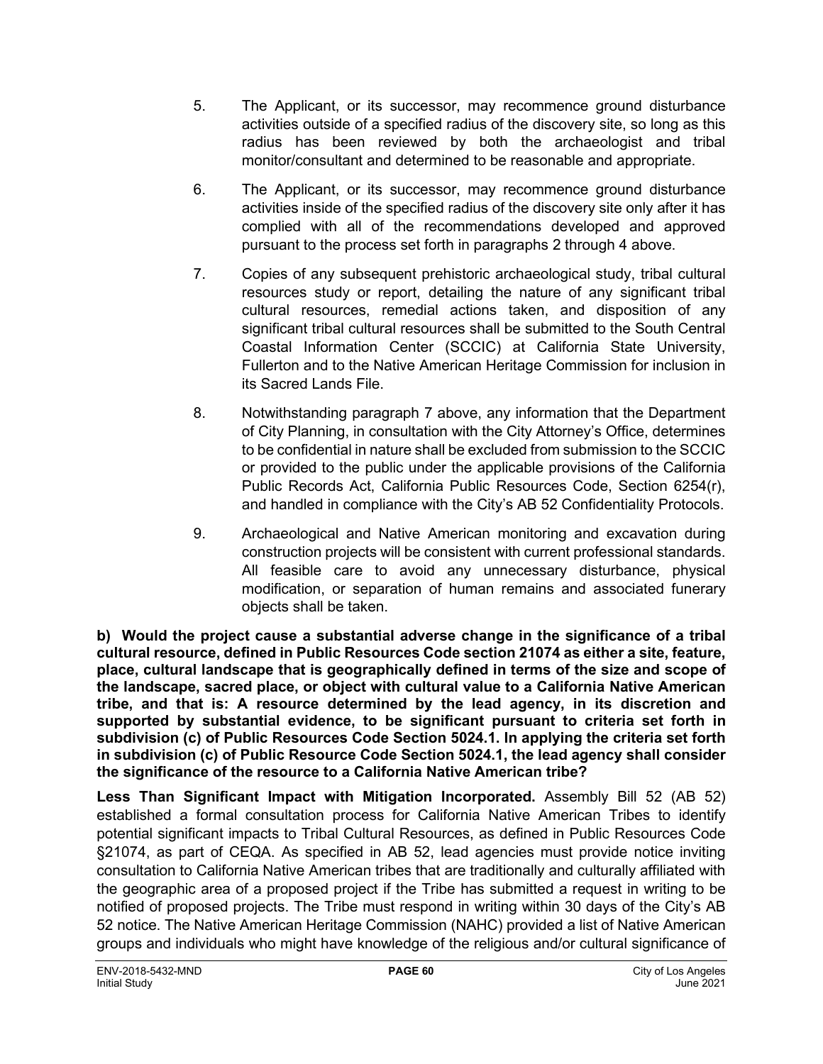5. The Applicant, or its successor, may recommence ground disturbance activities outside of a specified radius of the discovery site, so long as this radius has been reviewed by both the archaeologist and tribal monitor/consultant and determined to be reasonable and appropriate.

6. The Applicant, or its successor, may recommence ground disturbance activities inside of the specified radius of the discovery site only after it has complied with all of the recommendations developed and approved pursuant to the process set forth in paragraphs 2 through 4 above.

7. Copies of any subsequent prehistoric archaeological study, tribal cultural resources study or report, detailing the nature of any significant tribal cultural resources, remedial actions taken, and disposition of any significant tribal cultural resources shall be submitted to the South Central Coastal Information Center (SCCIC) at California State University, Fullerton and to the Native American Heritage Commission for inclusion in its Sacred Lands File.

8. Notwithstanding paragraph 7 above, any information that the Department of City Planning, in consultation with the City Attorney's Office, determines to be confidential in nature shall be excluded from submission to the SCCIC or provided to the public under the applicable provisions of the California Public Records Act, California Public Resources Code, Section 6254(r), and handled in compliance with the City's AB 52 Confidentiality Protocols.

9. Archaeological and Native American monitoring and excavation during construction projects will be consistent with current professional standards. All feasible care to avoid any unnecessary disturbance, physical modification, or separation of human remains and associated funerary objects shall be taken.

**b) Would the project cause a substantial adverse change in the significance of a tribal cultural resource, defined in Public Resources Code section 21074 as either a site, feature, place, cultural landscape that is geographically defined in terms of the size and scope of the landscape, sacred place, or object with cultural value to a California Native American tribe, and that is: A resource determined by the lead agency, in its discretion and supported by substantial evidence, to be significant pursuant to criteria set forth in subdivision (c) of Public Resources Code Section 5024.1. In applying the criteria set forth in subdivision (c) of Public Resource Code Section 5024.1, the lead agency shall consider the significance of the resource to a California Native American tribe?**

**Less Than Significant Impact with Mitigation Incorporated.** Assembly Bill 52 (AB 52) established a formal consultation process for California Native American Tribes to identify potential significant impacts to Tribal Cultural Resources, as defined in Public Resources Code §21074, as part of CEQA. As specified in AB 52, lead agencies must provide notice inviting consultation to California Native American tribes that are traditionally and culturally affiliated with the geographic area of a proposed project if the Tribe has submitted a request in writing to be notified of proposed projects. The Tribe must respond in writing within 30 days of the City's AB 52 notice. The Native American Heritage Commission (NAHC) provided a list of Native American groups and individuals who might have knowledge of the religious and/or cultural significance of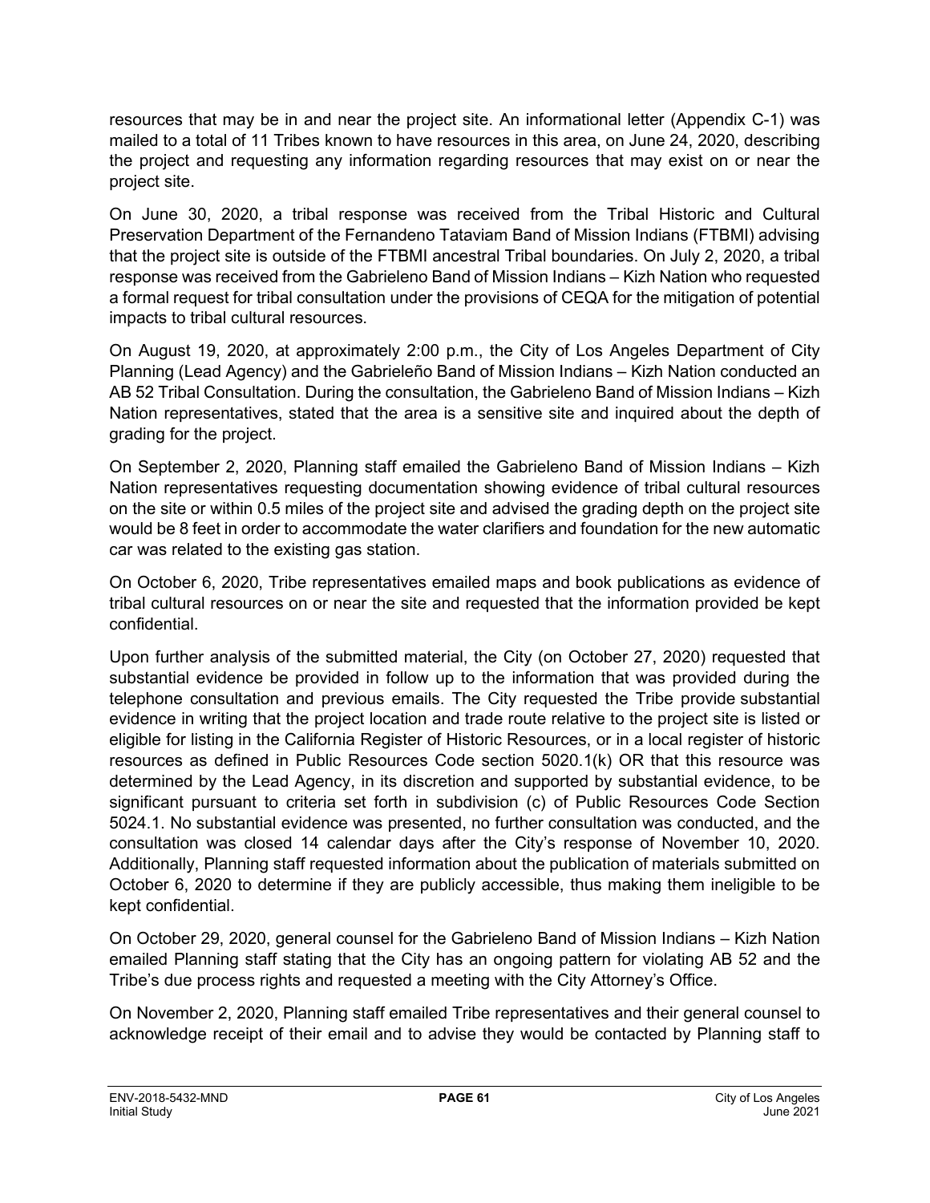resources that may be in and near the project site. An informational letter (Appendix C-1) was mailed to a total of 11 Tribes known to have resources in this area, on June 24, 2020, describing the project and requesting any information regarding resources that may exist on or near the project site.

On June 30, 2020, a tribal response was received from the Tribal Historic and Cultural Preservation Department of the Fernandeno Tataviam Band of Mission Indians (FTBMI) advising that the project site is outside of the FTBMI ancestral Tribal boundaries. On July 2, 2020, a tribal response was received from the Gabrieleno Band of Mission Indians – Kizh Nation who requested a formal request for tribal consultation under the provisions of CEQA for the mitigation of potential impacts to tribal cultural resources.

On August 19, 2020, at approximately 2:00 p.m., the City of Los Angeles Department of City Planning (Lead Agency) and the Gabrieleño Band of Mission Indians – Kizh Nation conducted an AB 52 Tribal Consultation. During the consultation, the Gabrieleno Band of Mission Indians – Kizh Nation representatives, stated that the area is a sensitive site and inquired about the depth of grading for the project.

On September 2, 2020, Planning staff emailed the Gabrieleno Band of Mission Indians – Kizh Nation representatives requesting documentation showing evidence of tribal cultural resources on the site or within 0.5 miles of the project site and advised the grading depth on the project site would be 8 feet in order to accommodate the water clarifiers and foundation for the new automatic car was related to the existing gas station.

On October 6, 2020, Tribe representatives emailed maps and book publications as evidence of tribal cultural resources on or near the site and requested that the information provided be kept confidential.

Upon further analysis of the submitted material, the City (on October 27, 2020) requested that substantial evidence be provided in follow up to the information that was provided during the telephone consultation and previous emails. The City requested the Tribe provide substantial evidence in writing that the project location and trade route relative to the project site is listed or eligible for listing in the California Register of Historic Resources, or in a local register of historic resources as defined in Public Resources Code section 5020.1(k) OR that this resource was determined by the Lead Agency, in its discretion and supported by substantial evidence, to be significant pursuant to criteria set forth in subdivision (c) of Public Resources Code Section 5024.1. No substantial evidence was presented, no further consultation was conducted, and the consultation was closed 14 calendar days after the City's response of November 10, 2020. Additionally, Planning staff requested information about the publication of materials submitted on October 6, 2020 to determine if they are publicly accessible, thus making them ineligible to be kept confidential.

On October 29, 2020, general counsel for the Gabrieleno Band of Mission Indians – Kizh Nation emailed Planning staff stating that the City has an ongoing pattern for violating AB 52 and the Tribe's due process rights and requested a meeting with the City Attorney's Office.

On November 2, 2020, Planning staff emailed Tribe representatives and their general counsel to acknowledge receipt of their email and to advise they would be contacted by Planning staff to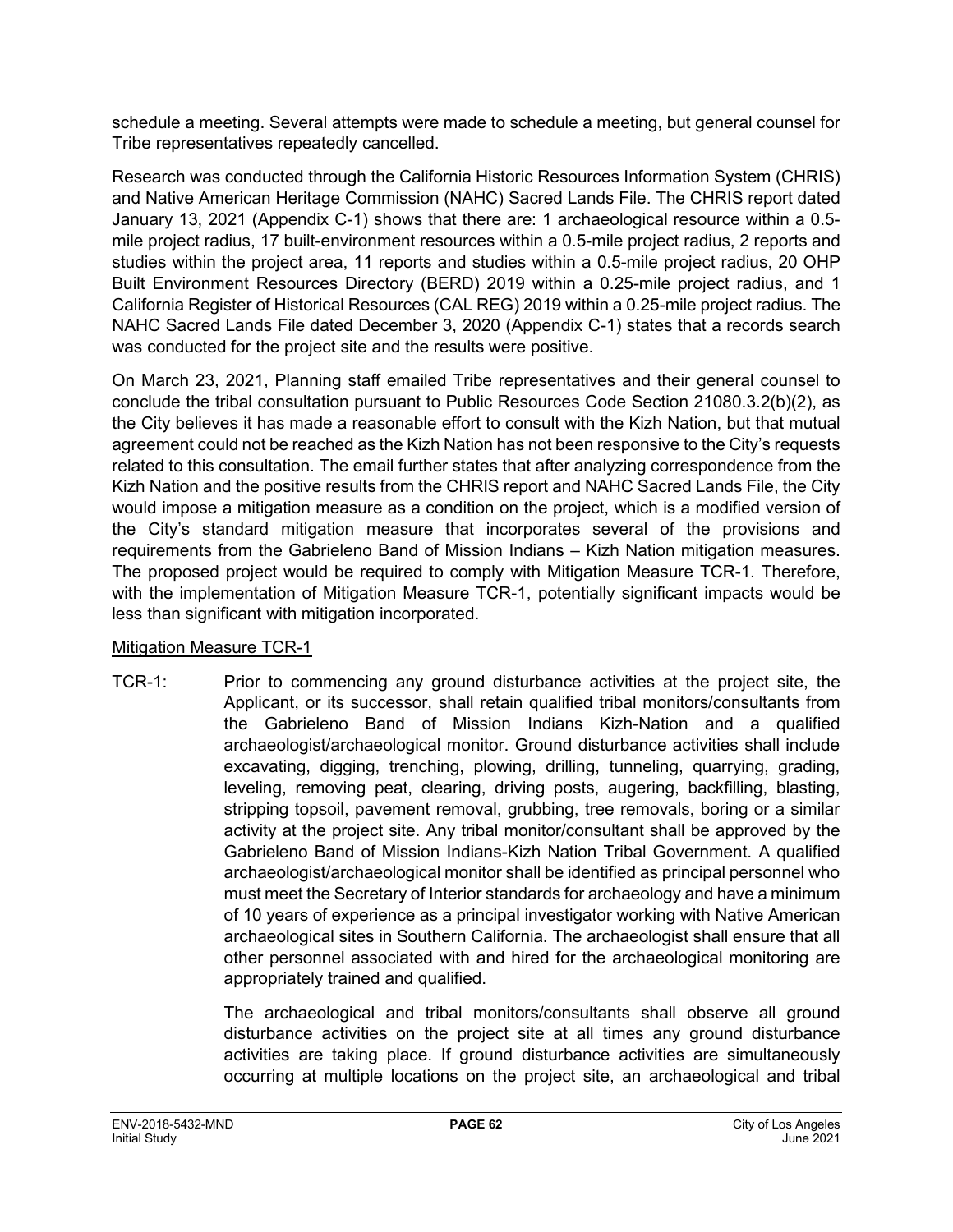schedule a meeting. Several attempts were made to schedule a meeting, but general counsel for Tribe representatives repeatedly cancelled.

Research was conducted through the California Historic Resources Information System (CHRIS) and Native American Heritage Commission (NAHC) Sacred Lands File. The CHRIS report dated January 13, 2021 (Appendix C-1) shows that there are: 1 archaeological resource within a 0.5-mile project radius, 17 built-environment resources within a 0.5-mile project radius, 2 reports and studies within the project area, 11 reports and studies within a 0.5-mile project radius, 20 OHP Built Environment Resources Directory (BERD) 2019 within a 0.25-mile project radius, and 1 California Register of Historical Resources (CAL REG) 2019 within a 0.25-mile project radius. The NAHC Sacred Lands File dated December 3, 2020 (Appendix C-1) states that a records search was conducted for the project site and the results were positive.

On March 23, 2021, Planning staff emailed Tribe representatives and their general counsel to conclude the tribal consultation pursuant to Public Resources Code Section 21080.3.2(b)(2), as the City believes it has made a reasonable effort to consult with the Kizh Nation, but that mutual agreement could not be reached as the Kizh Nation has not been responsive to the City's requests related to this consultation. The email further states that after analyzing correspondence from the Kizh Nation and the positive results from the CHRIS report and NAHC Sacred Lands File, the City would impose a mitigation measure as a condition on the project, which is a modified version of the City's standard mitigation measure that incorporates several of the provisions and requirements from the Gabrieleno Band of Mission Indians – Kizh Nation mitigation measures. The proposed project would be required to comply with Mitigation Measure TCR-1. Therefore, with the implementation of Mitigation Measure TCR-1, potentially significant impacts would be less than significant with mitigation incorporated.

<u>Mitigation Measure TCR-1</u>

TCR-1: Prior to commencing any ground disturbance activities at the project site, the Applicant, or its successor, shall retain qualified tribal monitors/consultants from the Gabrieleno Band of Mission Indians Kizh-Nation and a qualified archaeologist/archaeological monitor. Ground disturbance activities shall include excavating, digging, trenching, plowing, drilling, tunneling, quarrying, grading, leveling, removing peat, clearing, driving posts, augering, backfilling, blasting, stripping topsoil, pavement removal, grubbing, tree removals, boring or a similar activity at the project site. Any tribal monitor/consultant shall be approved by the Gabrieleno Band of Mission Indians-Kizh Nation Tribal Government. A qualified archaeologist/archaeological monitor shall be identified as principal personnel who must meet the Secretary of Interior standards for archaeology and have a minimum of 10 years of experience as a principal investigator working with Native American archaeological sites in Southern California. The archaeologist shall ensure that all other personnel associated with and hired for the archaeological monitoring are appropriately trained and qualified.

The archaeological and tribal monitors/consultants shall observe all ground disturbance activities on the project site at all times any ground disturbance activities are taking place. If ground disturbance activities are simultaneously occurring at multiple locations on the project site, an archaeological and tribal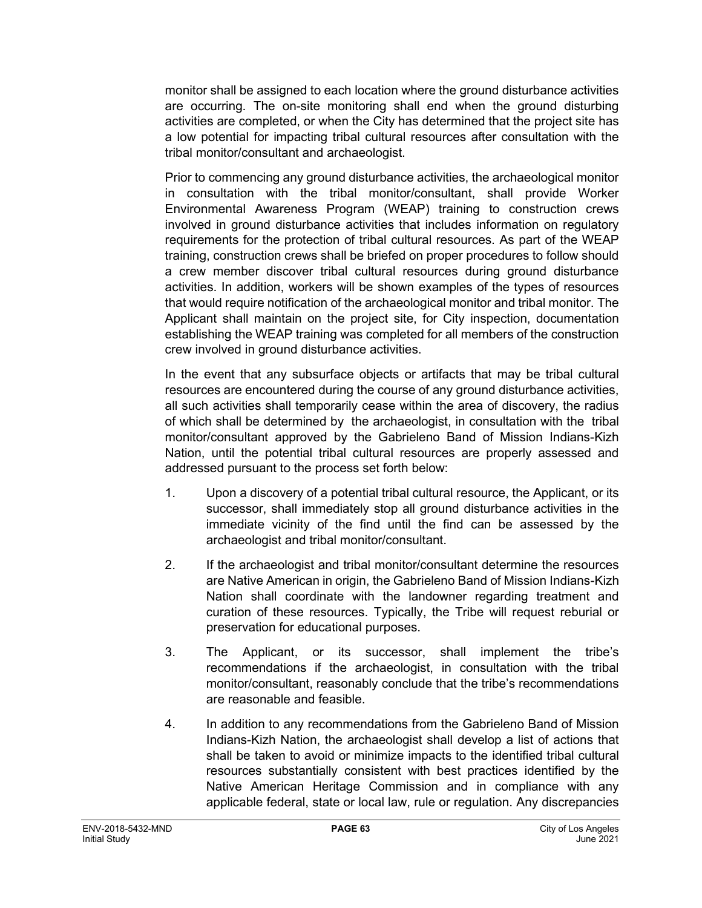monitor shall be assigned to each location where the ground disturbance activities are occurring. The on-site monitoring shall end when the ground disturbing activities are completed, or when the City has determined that the project site has a low potential for impacting tribal cultural resources after consultation with the tribal monitor/consultant and archaeologist.

Prior to commencing any ground disturbance activities, the archaeological monitor in consultation with the tribal monitor/consultant, shall provide Worker Environmental Awareness Program (WEAP) training to construction crews involved in ground disturbance activities that includes information on regulatory requirements for the protection of tribal cultural resources. As part of the WEAP training, construction crews shall be briefed on proper procedures to follow should a crew member discover tribal cultural resources during ground disturbance activities. In addition, workers will be shown examples of the types of resources that would require notification of the archaeological monitor and tribal monitor. The Applicant shall maintain on the project site, for City inspection, documentation establishing the WEAP training was completed for all members of the construction crew involved in ground disturbance activities.

In the event that any subsurface objects or artifacts that may be tribal cultural resources are encountered during the course of any ground disturbance activities, all such activities shall temporarily cease within the area of discovery, the radius of which shall be determined by the archaeologist, in consultation with the tribal monitor/consultant approved by the Gabrieleno Band of Mission Indians-Kizh Nation, until the potential tribal cultural resources are properly assessed and addressed pursuant to the process set forth below:

1. Upon a discovery of a potential tribal cultural resource, the Applicant, or its successor, shall immediately stop all ground disturbance activities in the immediate vicinity of the find until the find can be assessed by the archaeologist and tribal monitor/consultant.

2. If the archaeologist and tribal monitor/consultant determine the resources are Native American in origin, the Gabrieleno Band of Mission Indians-Kizh Nation shall coordinate with the landowner regarding treatment and curation of these resources. Typically, the Tribe will request reburial or preservation for educational purposes.

3. The Applicant, or its successor, shall implement the tribe's recommendations if the archaeologist, in consultation with the tribal monitor/consultant, reasonably conclude that the tribe's recommendations are reasonable and feasible.

4. In addition to any recommendations from the Gabrieleno Band of Mission Indians-Kizh Nation, the archaeologist shall develop a list of actions that shall be taken to avoid or minimize impacts to the identified tribal cultural resources substantially consistent with best practices identified by the Native American Heritage Commission and in compliance with any applicable federal, state or local law, rule or regulation. Any discrepancies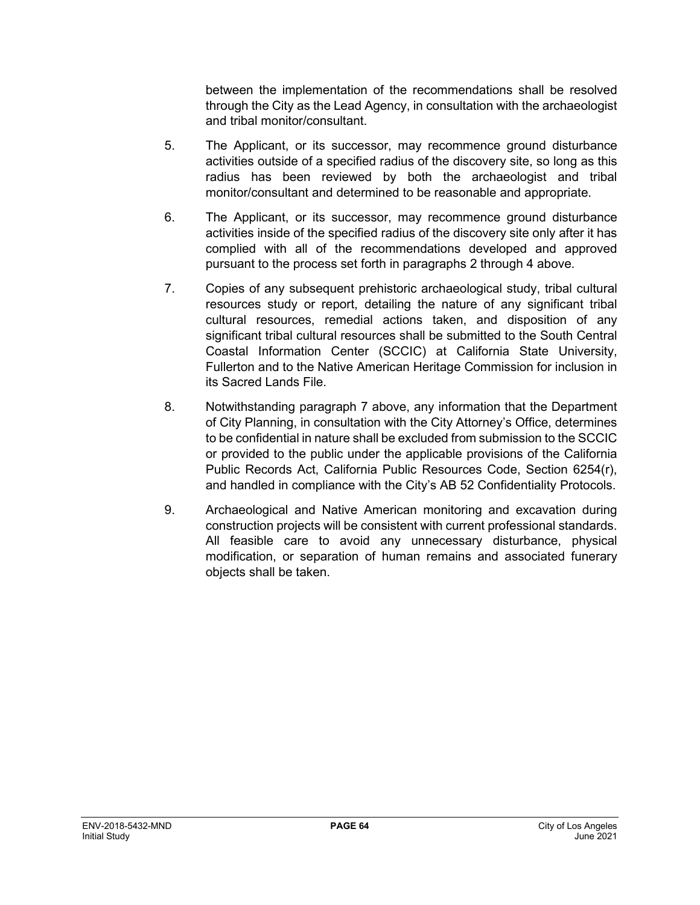between the implementation of the recommendations shall be resolved through the City as the Lead Agency, in consultation with the archaeologist and tribal monitor/consultant.

5. The Applicant, or its successor, may recommence ground disturbance activities outside of a specified radius of the discovery site, so long as this radius has been reviewed by both the archaeologist and tribal monitor/consultant and determined to be reasonable and appropriate.

6. The Applicant, or its successor, may recommence ground disturbance activities inside of the specified radius of the discovery site only after it has complied with all of the recommendations developed and approved pursuant to the process set forth in paragraphs 2 through 4 above.

7. Copies of any subsequent prehistoric archaeological study, tribal cultural resources study or report, detailing the nature of any significant tribal cultural resources, remedial actions taken, and disposition of any significant tribal cultural resources shall be submitted to the South Central Coastal Information Center (SCCIC) at California State University, Fullerton and to the Native American Heritage Commission for inclusion in its Sacred Lands File.

8. Notwithstanding paragraph 7 above, any information that the Department of City Planning, in consultation with the City Attorney's Office, determines to be confidential in nature shall be excluded from submission to the SCCIC or provided to the public under the applicable provisions of the California Public Records Act, California Public Resources Code, Section 6254(r), and handled in compliance with the City's AB 52 Confidentiality Protocols.

9. Archaeological and Native American monitoring and excavation during construction projects will be consistent with current professional standards. All feasible care to avoid any unnecessary disturbance, physical modification, or separation of human remains and associated funerary objects shall be taken.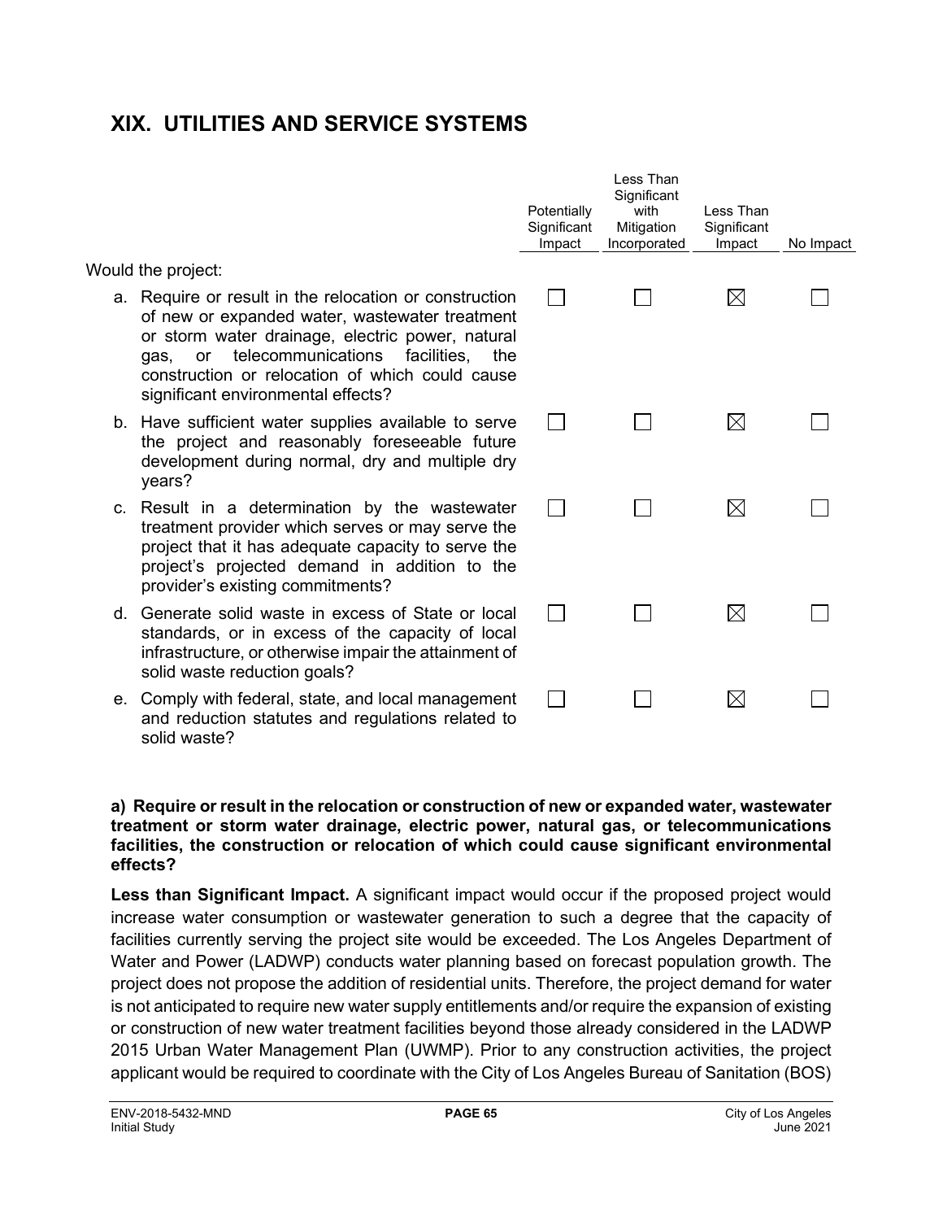# XIX. UTILITIES AND SERVICE SYSTEMS

| Would the project: | Potentially Significant Impact | Less Than Significant with Mitigation Incorporated | Less Than Significant Impact | No Impact |
|---|---|---|---|---|
| a. Require or result in the relocation or construction of new or expanded water, wastewater treatment or storm water drainage, electric power, natural gas, or telecommunications facilities, the construction or relocation of which could cause significant environmental effects? | ☐ | ☐ | ☒ | ☐ |
| b. Have sufficient water supplies available to serve the project and reasonably foreseeable future development during normal, dry and multiple dry years? | ☐ | ☐ | ☒ | ☐ |
| c. Result in a determination by the wastewater treatment provider which serves or may serve the project that it has adequate capacity to serve the project's projected demand in addition to the provider's existing commitments? | ☐ | ☐ | ☒ | ☐ |
| d. Generate solid waste in excess of State or local standards, or in excess of the capacity of local infrastructure, or otherwise impair the attainment of solid waste reduction goals? | ☐ | ☐ | ☒ | ☐ |
| e. Comply with federal, state, and local management and reduction statutes and regulations related to solid waste? | ☐ | ☐ | ☒ | ☐ |

**a) Require or result in the relocation or construction of new or expanded water, wastewater treatment or storm water drainage, electric power, natural gas, or telecommunications facilities, the construction or relocation of which could cause significant environmental effects?**

**Less than Significant Impact.** A significant impact would occur if the proposed project would increase water consumption or wastewater generation to such a degree that the capacity of facilities currently serving the project site would be exceeded. The Los Angeles Department of Water and Power (LADWP) conducts water planning based on forecast population growth. The project does not propose the addition of residential units. Therefore, the project demand for water is not anticipated to require new water supply entitlements and/or require the expansion of existing or construction of new water treatment facilities beyond those already considered in the LADWP 2015 Urban Water Management Plan (UWMP). Prior to any construction activities, the project applicant would be required to coordinate with the City of Los Angeles Bureau of Sanitation (BOS)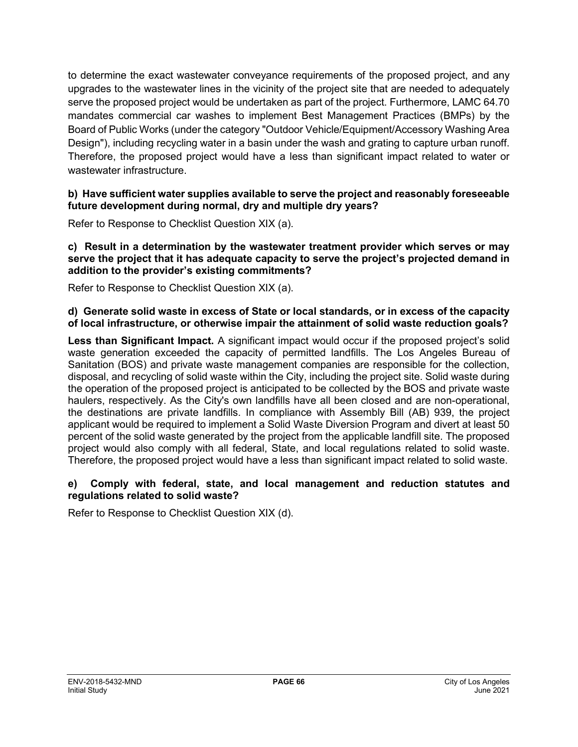to determine the exact wastewater conveyance requirements of the proposed project, and any upgrades to the wastewater lines in the vicinity of the project site that are needed to adequately serve the proposed project would be undertaken as part of the project. Furthermore, LAMC 64.70 mandates commercial car washes to implement Best Management Practices (BMPs) by the Board of Public Works (under the category "Outdoor Vehicle/Equipment/Accessory Washing Area Design"), including recycling water in a basin under the wash and grating to capture urban runoff. Therefore, the proposed project would have a less than significant impact related to water or wastewater infrastructure.

**b) Have sufficient water supplies available to serve the project and reasonably foreseeable future development during normal, dry and multiple dry years?**

Refer to Response to Checklist Question XIX (a).

**c) Result in a determination by the wastewater treatment provider which serves or may serve the project that it has adequate capacity to serve the project's projected demand in addition to the provider's existing commitments?**

Refer to Response to Checklist Question XIX (a).

**d) Generate solid waste in excess of State or local standards, or in excess of the capacity of local infrastructure, or otherwise impair the attainment of solid waste reduction goals?**

**Less than Significant Impact.** A significant impact would occur if the proposed project's solid waste generation exceeded the capacity of permitted landfills. The Los Angeles Bureau of Sanitation (BOS) and private waste management companies are responsible for the collection, disposal, and recycling of solid waste within the City, including the project site. Solid waste during the operation of the proposed project is anticipated to be collected by the BOS and private waste haulers, respectively. As the City's own landfills have all been closed and are non-operational, the destinations are private landfills. In compliance with Assembly Bill (AB) 939, the project applicant would be required to implement a Solid Waste Diversion Program and divert at least 50 percent of the solid waste generated by the project from the applicable landfill site. The proposed project would also comply with all federal, State, and local regulations related to solid waste. Therefore, the proposed project would have a less than significant impact related to solid waste.

**e) Comply with federal, state, and local management and reduction statutes and regulations related to solid waste?**

Refer to Response to Checklist Question XIX (d).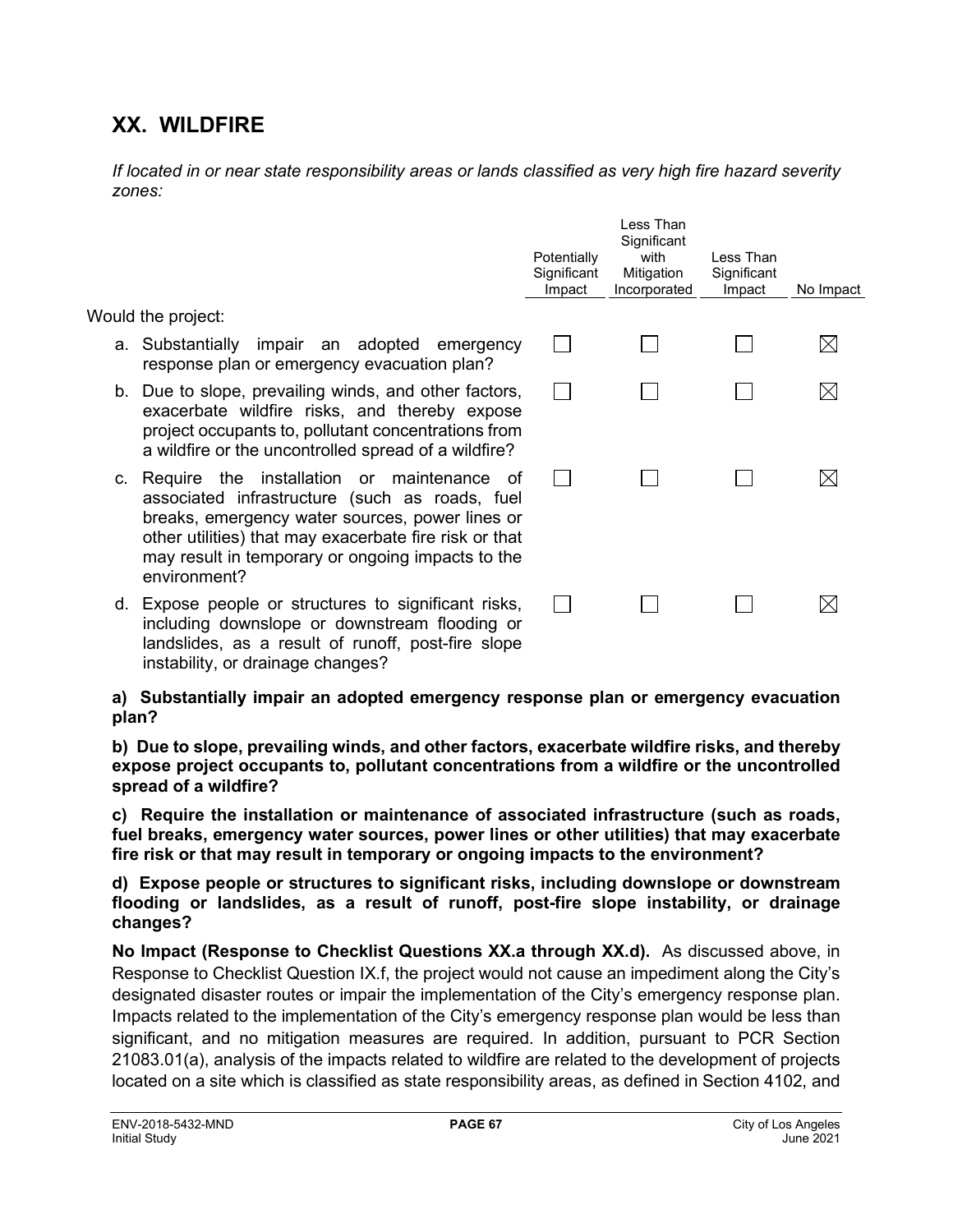## XX. WILDFIRE

*If located in or near state responsibility areas or lands classified as very high fire hazard severity zones:*

| Would the project: | Potentially Significant Impact | Less Than Significant with Mitigation Incorporated | Less Than Significant Impact | No Impact |
|---|---|---|---|---|
| a. Substantially impair an adopted emergency response plan or emergency evacuation plan? | ☐ | ☐ | ☐ | ☒ |
| b. Due to slope, prevailing winds, and other factors, exacerbate wildfire risks, and thereby expose project occupants to, pollutant concentrations from a wildfire or the uncontrolled spread of a wildfire? | ☐ | ☐ | ☐ | ☒ |
| c. Require the installation or maintenance of associated infrastructure (such as roads, fuel breaks, emergency water sources, power lines or other utilities) that may exacerbate fire risk or that may result in temporary or ongoing impacts to the environment? | ☐ | ☐ | ☐ | ☒ |
| d. Expose people or structures to significant risks, including downslope or downstream flooding or landslides, as a result of runoff, post-fire slope instability, or drainage changes? | ☐ | ☐ | ☐ | ☒ |

**a) Substantially impair an adopted emergency response plan or emergency evacuation plan?**

**b) Due to slope, prevailing winds, and other factors, exacerbate wildfire risks, and thereby expose project occupants to, pollutant concentrations from a wildfire or the uncontrolled spread of a wildfire?**

**c) Require the installation or maintenance of associated infrastructure (such as roads, fuel breaks, emergency water sources, power lines or other utilities) that may exacerbate fire risk or that may result in temporary or ongoing impacts to the environment?**

**d) Expose people or structures to significant risks, including downslope or downstream flooding or landslides, as a result of runoff, post-fire slope instability, or drainage changes?**

**No Impact (Response to Checklist Questions XX.a through XX.d).** As discussed above, in Response to Checklist Question IX.f, the project would not cause an impediment along the City's designated disaster routes or impair the implementation of the City's emergency response plan. Impacts related to the implementation of the City's emergency response plan would be less than significant, and no mitigation measures are required. In addition, pursuant to PCR Section 21083.01(a), analysis of the impacts related to wildfire are related to the development of projects located on a site which is classified as state responsibility areas, as defined in Section 4102, and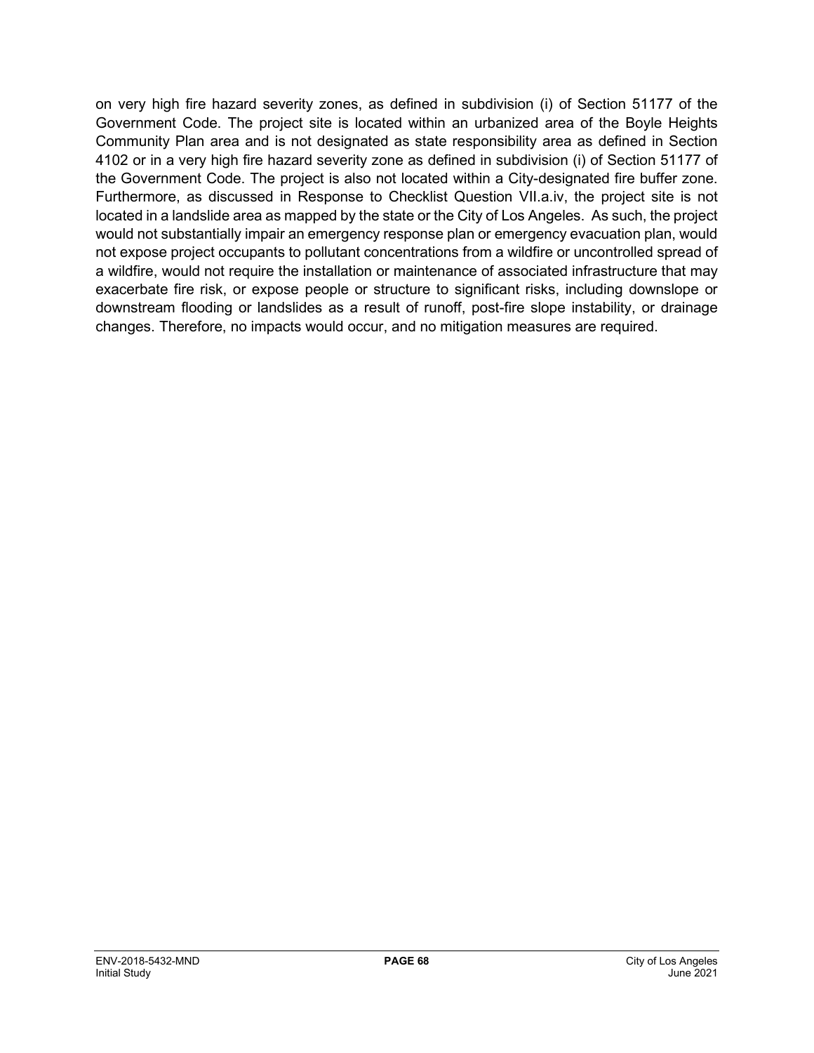on very high fire hazard severity zones, as defined in subdivision (i) of Section 51177 of the Government Code. The project site is located within an urbanized area of the Boyle Heights Community Plan area and is not designated as state responsibility area as defined in Section 4102 or in a very high fire hazard severity zone as defined in subdivision (i) of Section 51177 of the Government Code. The project is also not located within a City-designated fire buffer zone. Furthermore, as discussed in Response to Checklist Question VII.a.iv, the project site is not located in a landslide area as mapped by the state or the City of Los Angeles. As such, the project would not substantially impair an emergency response plan or emergency evacuation plan, would not expose project occupants to pollutant concentrations from a wildfire or uncontrolled spread of a wildfire, would not require the installation or maintenance of associated infrastructure that may exacerbate fire risk, or expose people or structure to significant risks, including downslope or downstream flooding or landslides as a result of runoff, post-fire slope instability, or drainage changes. Therefore, no impacts would occur, and no mitigation measures are required.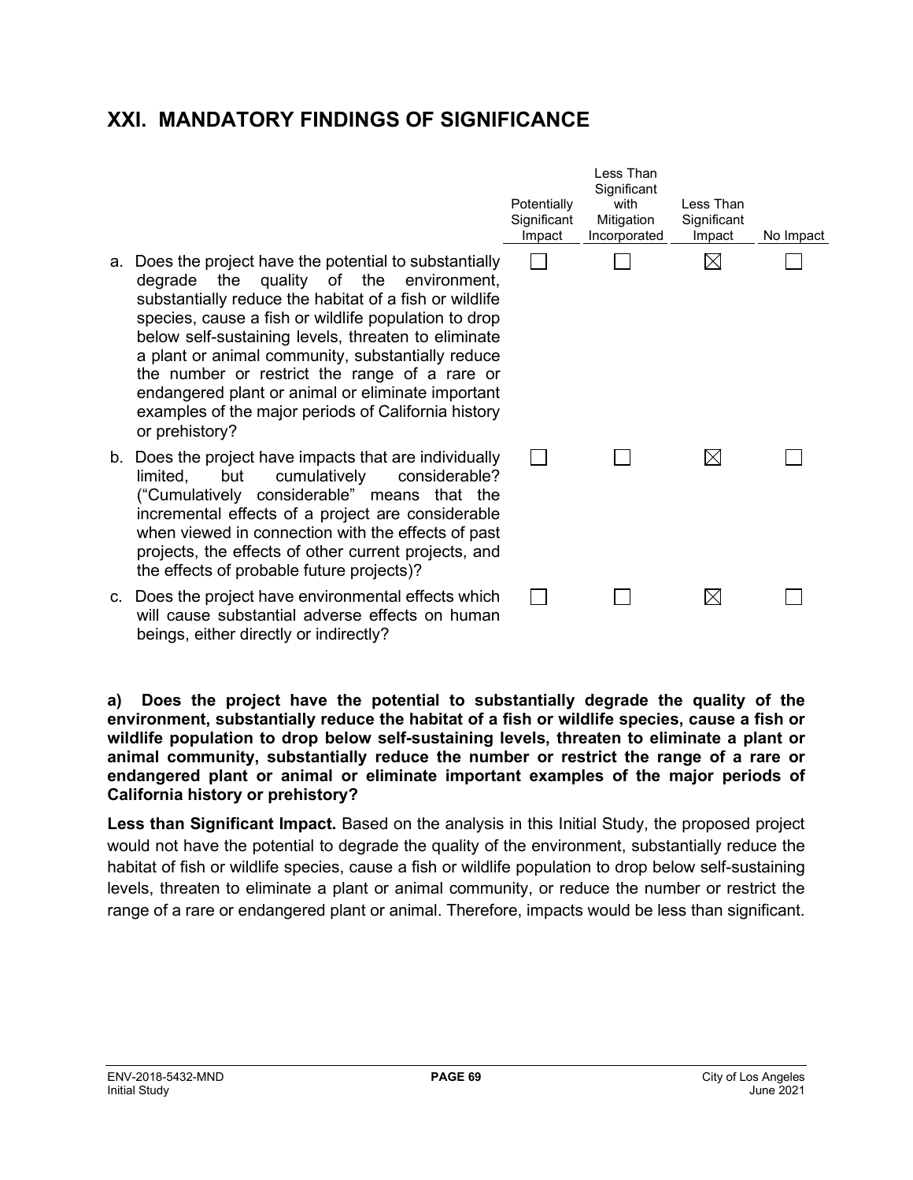# XXI. MANDATORY FINDINGS OF SIGNIFICANCE

| | Potentially Significant Impact | Less Than Significant with Mitigation Incorporated | Less Than Significant Impact | No Impact |
|---|---|---|---|---|
| a. Does the project have the potential to substantially degrade the quality of the environment, substantially reduce the habitat of a fish or wildlife species, cause a fish or wildlife population to drop below self-sustaining levels, threaten to eliminate a plant or animal community, substantially reduce the number or restrict the range of a rare or endangered plant or animal or eliminate important examples of the major periods of California history or prehistory? | ☐ | ☐ | ☒ | ☐ |
| b. Does the project have impacts that are individually limited, but cumulatively considerable? ("Cumulatively considerable" means that the incremental effects of a project are considerable when viewed in connection with the effects of past projects, the effects of other current projects, and the effects of probable future projects)? | ☐ | ☐ | ☒ | ☐ |
| c. Does the project have environmental effects which will cause substantial adverse effects on human beings, either directly or indirectly? | ☐ | ☐ | ☒ | ☐ |

**a) Does the project have the potential to substantially degrade the quality of the environment, substantially reduce the habitat of a fish or wildlife species, cause a fish or wildlife population to drop below self-sustaining levels, threaten to eliminate a plant or animal community, substantially reduce the number or restrict the range of a rare or endangered plant or animal or eliminate important examples of the major periods of California history or prehistory?**

**Less than Significant Impact.** Based on the analysis in this Initial Study, the proposed project would not have the potential to degrade the quality of the environment, substantially reduce the habitat of fish or wildlife species, cause a fish or wildlife population to drop below self-sustaining levels, threaten to eliminate a plant or animal community, or reduce the number or restrict the range of a rare or endangered plant or animal. Therefore, impacts would be less than significant.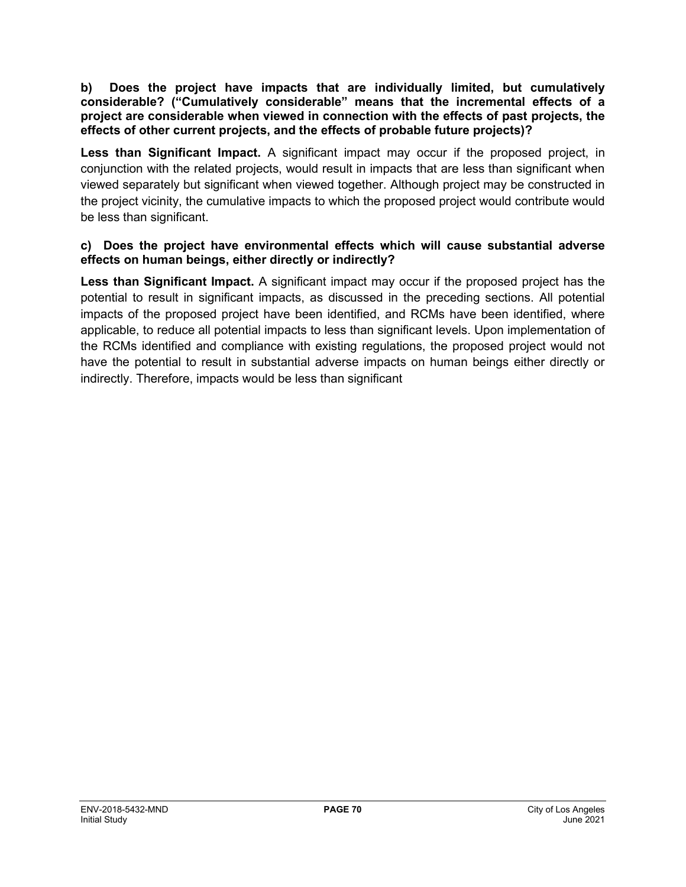**b) Does the project have impacts that are individually limited, but cumulatively considerable? ("Cumulatively considerable" means that the incremental effects of a project are considerable when viewed in connection with the effects of past projects, the effects of other current projects, and the effects of probable future projects)?**

**Less than Significant Impact.** A significant impact may occur if the proposed project, in conjunction with the related projects, would result in impacts that are less than significant when viewed separately but significant when viewed together. Although project may be constructed in the project vicinity, the cumulative impacts to which the proposed project would contribute would be less than significant.

**c) Does the project have environmental effects which will cause substantial adverse effects on human beings, either directly or indirectly?**

**Less than Significant Impact.** A significant impact may occur if the proposed project has the potential to result in significant impacts, as discussed in the preceding sections. All potential impacts of the proposed project have been identified, and RCMs have been identified, where applicable, to reduce all potential impacts to less than significant levels. Upon implementation of the RCMs identified and compliance with existing regulations, the proposed project would not have the potential to result in substantial adverse impacts on human beings either directly or indirectly. Therefore, impacts would be less than significant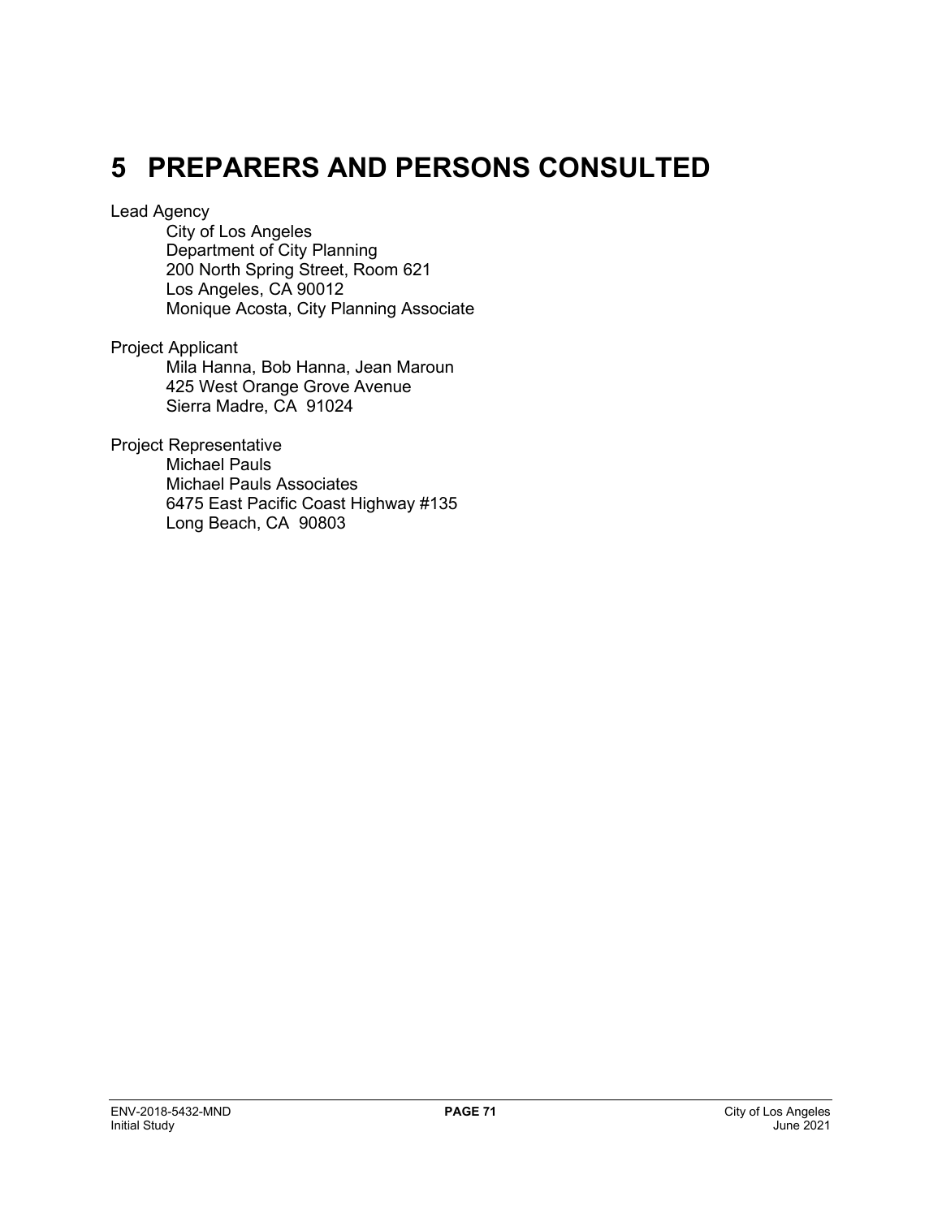# 5 PREPARERS AND PERSONS CONSULTED

Lead Agency

City of Los Angeles
Department of City Planning
200 North Spring Street, Room 621
Los Angeles, CA 90012
Monique Acosta, City Planning Associate

Project Applicant

Mila Hanna, Bob Hanna, Jean Maroun
425 West Orange Grove Avenue
Sierra Madre, CA 91024

Project Representative

Michael Pauls
Michael Pauls Associates
6475 East Pacific Coast Highway #135
Long Beach, CA 90803